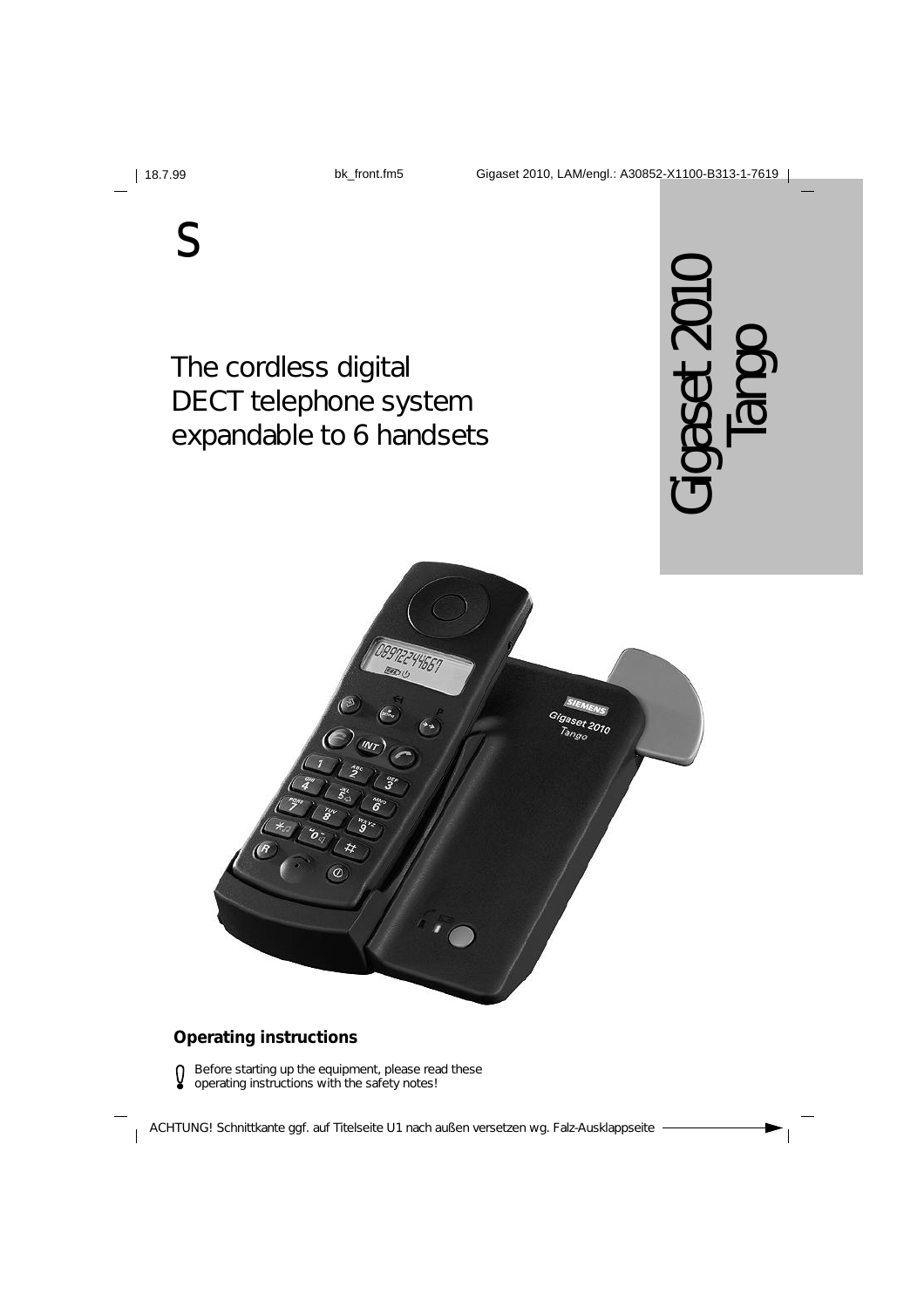S

# Gigaset 2010 Tango

The cordless digital DECT telephone system expandable to 6 handsets

**Operating instructions**

Before starting up the equipment, please read these operating instructions with the safety notes!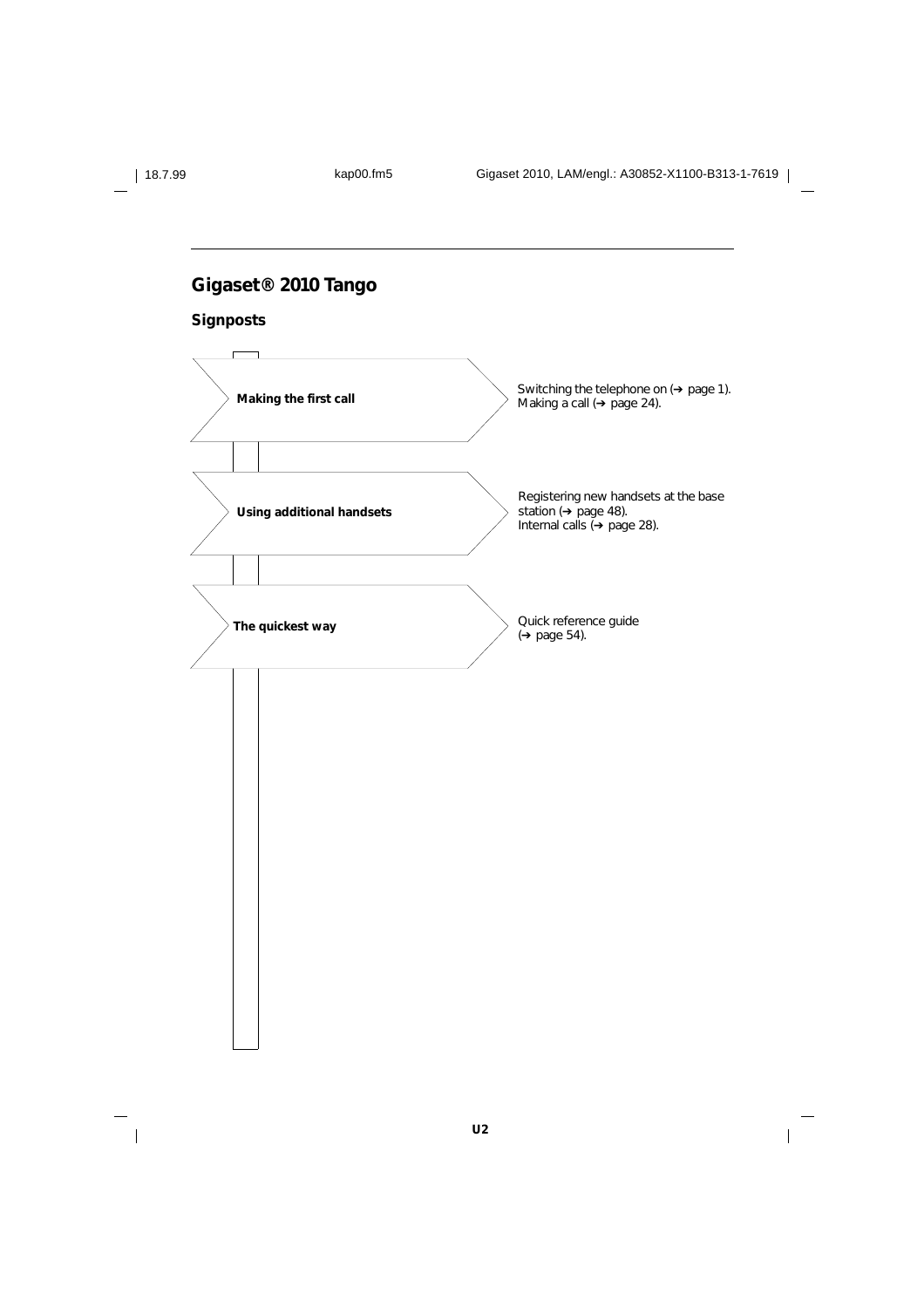# Gigaset® 2010 Tango

## Signposts

**Making the first call**

Switching the telephone on (➔ page 1).
Making a call (➔ page 24).

**Using additional handsets**

Registering new handsets at the base station (➔ page 48).
Internal calls (➔ page 28).

**The quickest way**

Quick reference guide (➔ page 54).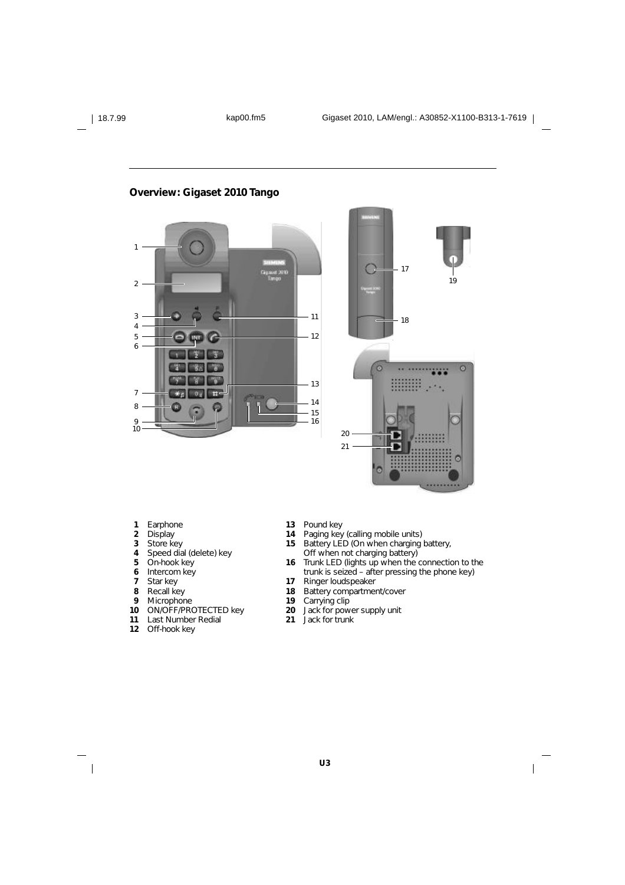## Overview: Gigaset 2010 Tango

1. Earphone
2. Display
3. Store key
4. Speed dial (delete) key
5. On-hook key
6. Intercom key
7. Star key
8. Recall key
9. Microphone
10. ON/OFF/PROTECTED key
11. Last Number Redial
12. Off-hook key
13. Pound key
14. Paging key (calling mobile units)
15. Battery LED (On when charging battery, Off when not charging battery)
16. Trunk LED (lights up when the connection to the trunk is seized – after pressing the phone key)
17. Ringer loudspeaker
18. Battery compartment/cover
19. Carrying clip
20. Jack for power supply unit
21. Jack for trunk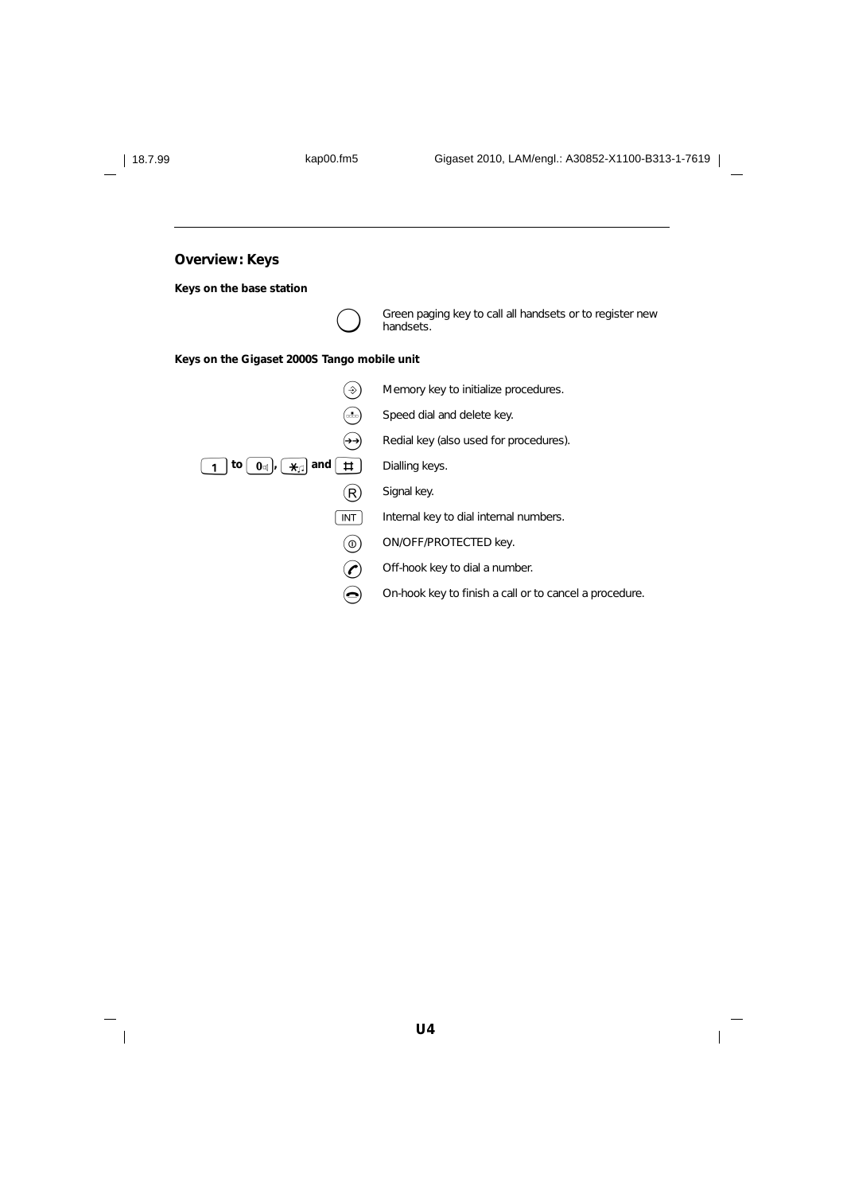## Overview: Keys

**Keys on the base station**

| Key | Description |
| --- | --- |
| ◯ | Green paging key to call all handsets or to register new handsets. |

**Keys on the Gigaset 2000S Tango mobile unit**

| Key | Description |
| --- | --- |
| | Memory key to initialize procedures. |
| | Speed dial and delete key. |
| | Redial key (also used for procedures). |
| **1 to 0, * and #** | Dialling keys. |
| R | Signal key. |
| INT | Internal key to dial internal numbers. |
| | ON/OFF/PROTECTED key. |
| | Off-hook key to dial a number. |
| | On-hook key to finish a call or to cancel a procedure. |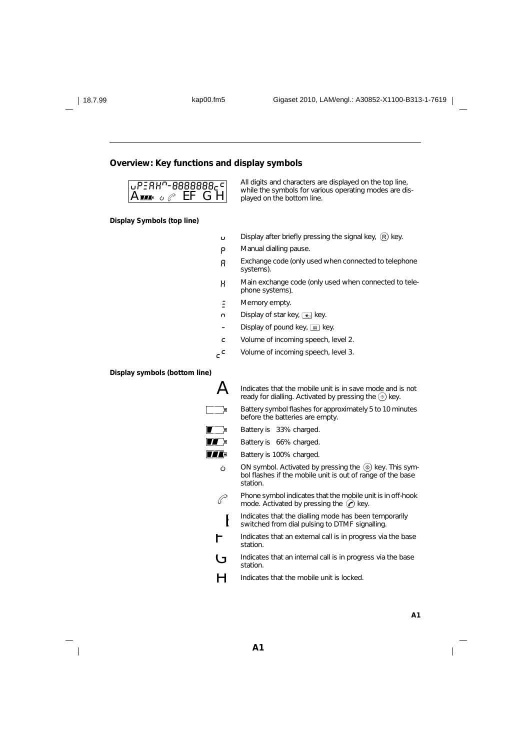## Overview: Key functions and display symbols

uP:AH^-8888888cᶜ
A ▮▮▮ ⏻ ✆ EF G H

All digits and characters are displayed on the top line, while the symbols for various operating modes are displayed on the bottom line.

**Display Symbols (top line)**

| Symbol | Description |
|---|---|
| u | Display after briefly pressing the signal key, (R) key. |
| P | Manual dialling pause. |
| A | Exchange code (only used when connected to telephone systems). |
| H | Main exchange code (only used when connected to telephone systems). |
| Ξ | Memory empty. |
| ∩ | Display of star key, [*] key. |
| - | Display of pound key, [#] key. |
| c | Volume of incoming speech, level 2. |
| cᶜ | Volume of incoming speech, level 3. |

**Display symbols (bottom line)**

| Symbol | Description |
|---|---|
| A | Indicates that the mobile unit is in save mode and is not ready for dialling. Activated by pressing the (⊕) key. |
| (empty battery) | Battery symbol flashes for approximately 5 to 10 minutes before the batteries are empty. |
| (1 bar) | Battery is 33% charged. |
| (2 bars) | Battery is 66% charged. |
| (3 bars) | Battery is 100% charged. |
| ⏻ | ON symbol. Activated by pressing the (⊚) key. This symbol flashes if the mobile unit is out of range of the base station. |
| ✆ | Phone symbol indicates that the mobile unit is in off-hook mode. Activated by pressing the (✆) key. |
| E | Indicates that the dialling mode has been temporarily switched from dial pulsing to DTMF signalling. |
| F | Indicates that an external call is in progress via the base station. |
| G | Indicates that an internal call is in progress via the base station. |
| H | Indicates that the mobile unit is locked. |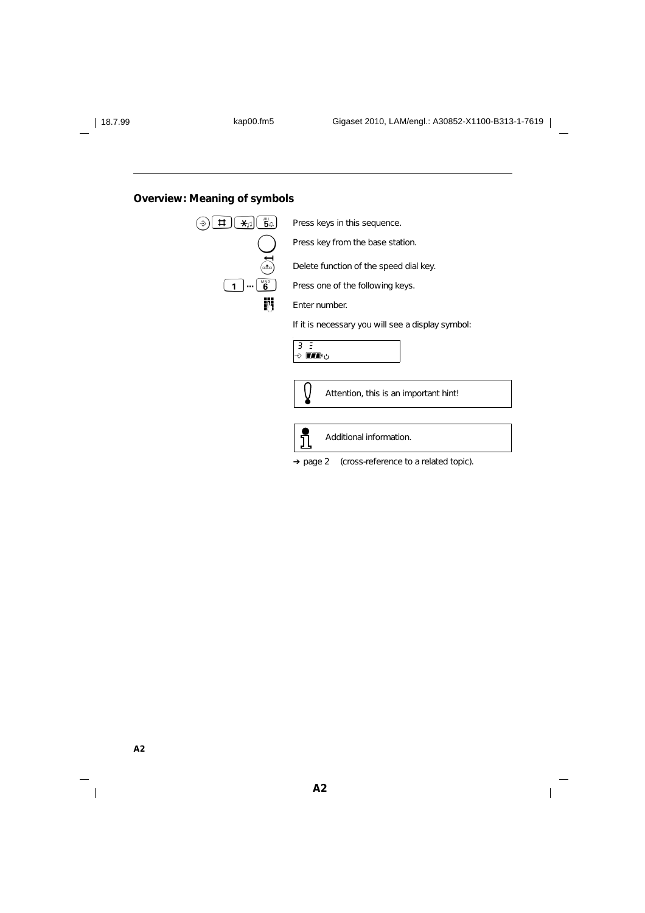## Overview: Meaning of symbols

| Symbol | Meaning |
|---|---|
| ⊕ # * 5 | Press keys in this sequence. |
| ◯ | Press key from the base station. |
| ⊖ | Delete function of the speed dial key. |
| 1 ... 6 | Press one of the following keys. |
| ▦ | Enter number. |

If it is necessary you will see a display symbol:

```
3  Ξ
→ ▮▮▮ ⏻
```

> **!** Attention, this is an important hint!

> **i** Additional information.

➔ page 2 (cross-reference to a related topic).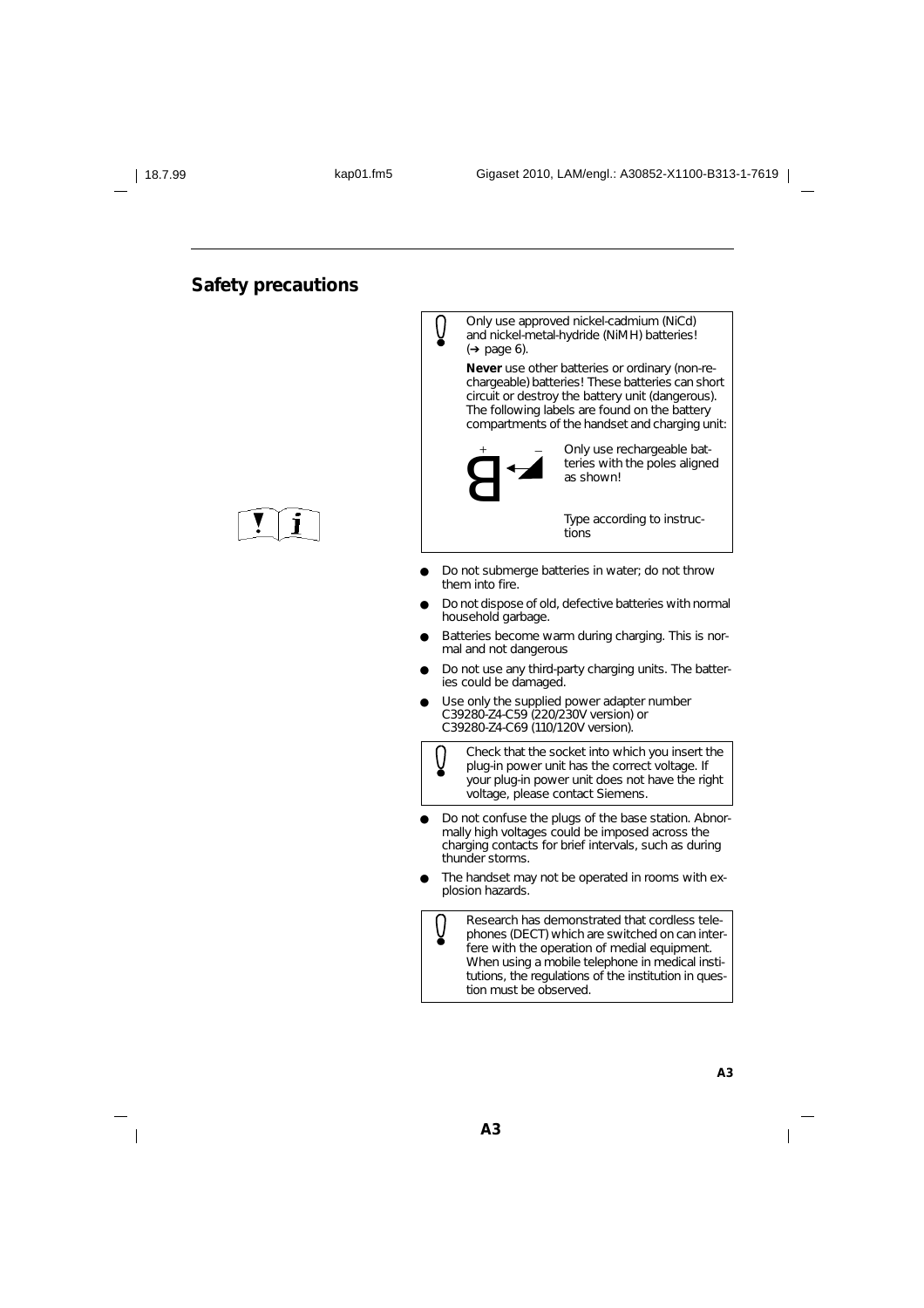## Safety precautions

> Only use approved nickel-cadmium (NiCd) and nickel-metal-hydride (NiMH) batteries! (→ page 6).
>
> **Never** use other batteries or ordinary (non-rechargeable) batteries! These batteries can short circuit or destroy the battery unit (dangerous). The following labels are found on the battery compartments of the handset and charging unit:
>
> Only use rechargeable batteries with the poles aligned as shown!
>
> Type according to instructions

- Do not submerge batteries in water; do not throw them into fire.
- Do not dispose of old, defective batteries with normal household garbage.
- Batteries become warm during charging. This is normal and not dangerous
- Do not use any third-party charging units. The batteries could be damaged.
- Use only the supplied power adapter number C39280-Z4-C59 (220/230V version) or C39280-Z4-C69 (110/120V version).

> Check that the socket into which you insert the plug-in power unit has the correct voltage. If your plug-in power unit does not have the right voltage, please contact Siemens.

- Do not confuse the plugs of the base station. Abnormally high voltages could be imposed across the charging contacts for brief intervals, such as during thunder storms.
- The handset may not be operated in rooms with explosion hazards.

> Research has demonstrated that cordless telephones (DECT) which are switched on can interfere with the operation of medial equipment. When using a mobile telephone in medical institutions, the regulations of the institution in question must be observed.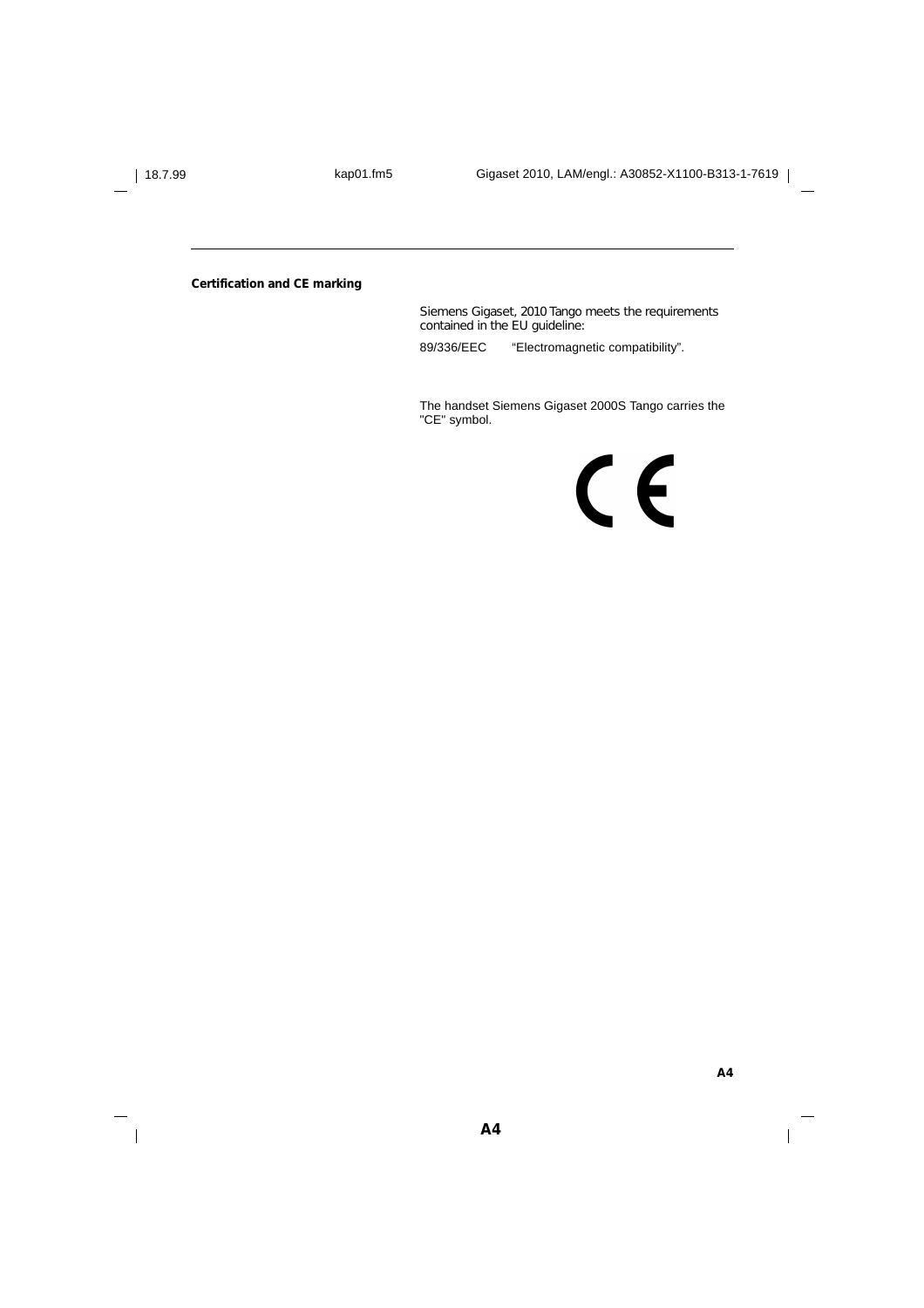**Certification and CE marking**

Siemens Gigaset, 2010 Tango meets the requirements contained in the EU guideline:

89/336/EEC "Electromagnetic compatibility".

The handset Siemens Gigaset 2000S Tango carries the "CE" symbol.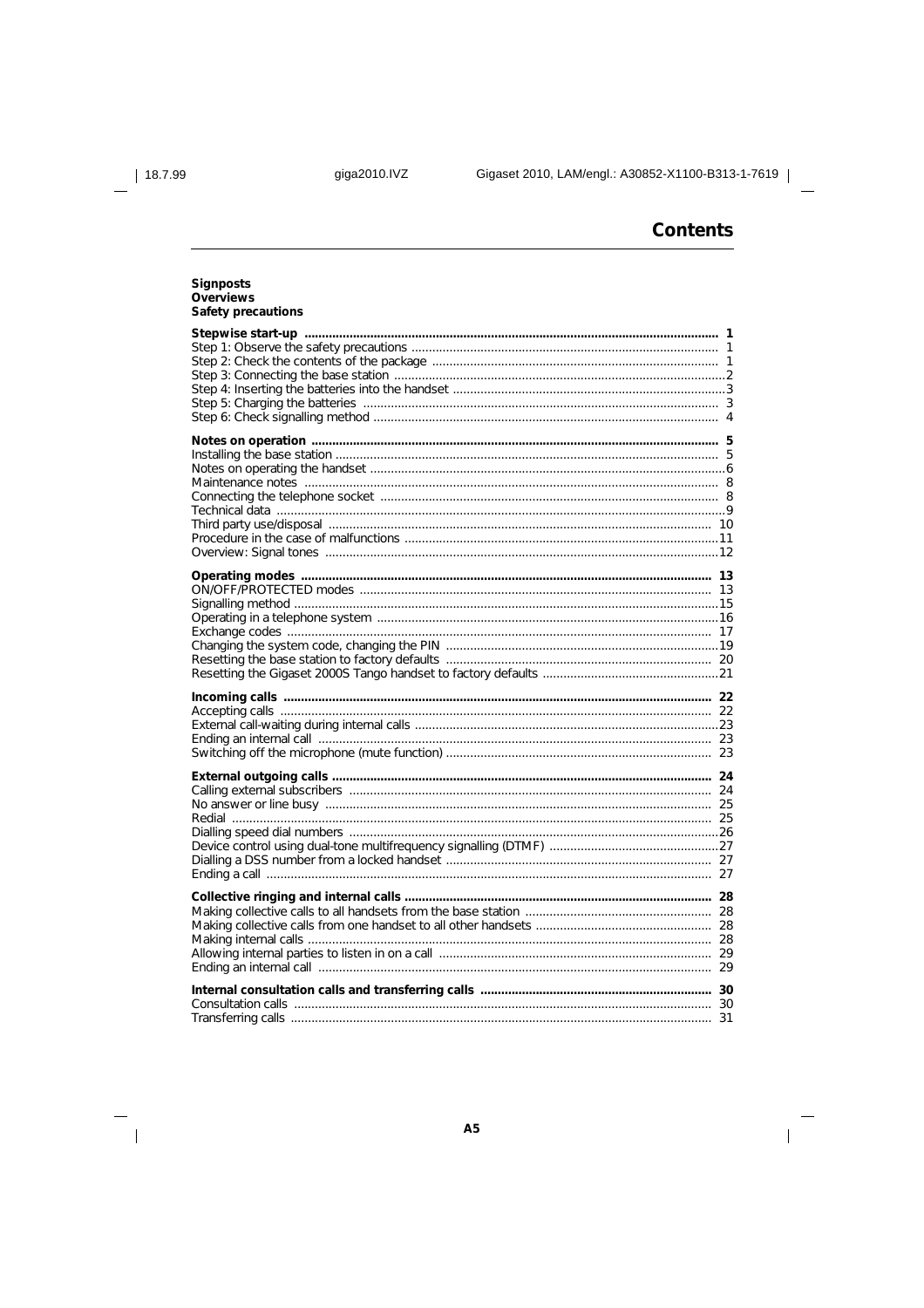# Contents

**Signposts**
**Overviews**
**Safety precautions**

| | |
|---|---|
| **Stepwise start-up** | **1** |
| Step 1: Observe the safety precautions | 1 |
| Step 2: Check the contents of the package | 1 |
| Step 3: Connecting the base station | 2 |
| Step 4: Inserting the batteries into the handset | 3 |
| Step 5: Charging the batteries | 3 |
| Step 6: Check signalling method | 4 |
| **Notes on operation** | **5** |
| Installing the base station | 5 |
| Notes on operating the handset | 6 |
| Maintenance notes | 8 |
| Connecting the telephone socket | 8 |
| Technical data | 9 |
| Third party use/disposal | 10 |
| Procedure in the case of malfunctions | 11 |
| Overview: Signal tones | 12 |
| **Operating modes** | **13** |
| ON/OFF/PROTECTED modes | 13 |
| Signalling method | 15 |
| Operating in a telephone system | 16 |
| Exchange codes | 17 |
| Changing the system code, changing the PIN | 19 |
| Resetting the base station to factory defaults | 20 |
| Resetting the Gigaset 2000S Tango handset to factory defaults | 21 |
| **Incoming calls** | **22** |
| Accepting calls | 22 |
| External call-waiting during internal calls | 23 |
| Ending an internal call | 23 |
| Switching off the microphone (mute function) | 23 |
| **External outgoing calls** | **24** |
| Calling external subscribers | 24 |
| No answer or line busy | 25 |
| Redial | 25 |
| Dialling speed dial numbers | 26 |
| Device control using dual-tone multifrequency signalling (DTMF) | 27 |
| Dialling a DSS number from a locked handset | 27 |
| Ending a call | 27 |
| **Collective ringing and internal calls** | **28** |
| Making collective calls to all handsets from the base station | 28 |
| Making collective calls from one handset to all other handsets | 28 |
| Making internal calls | 28 |
| Allowing internal parties to listen in on a call | 29 |
| Ending an internal call | 29 |
| **Internal consultation calls and transferring calls** | **30** |
| Consultation calls | 30 |
| Transferring calls | 31 |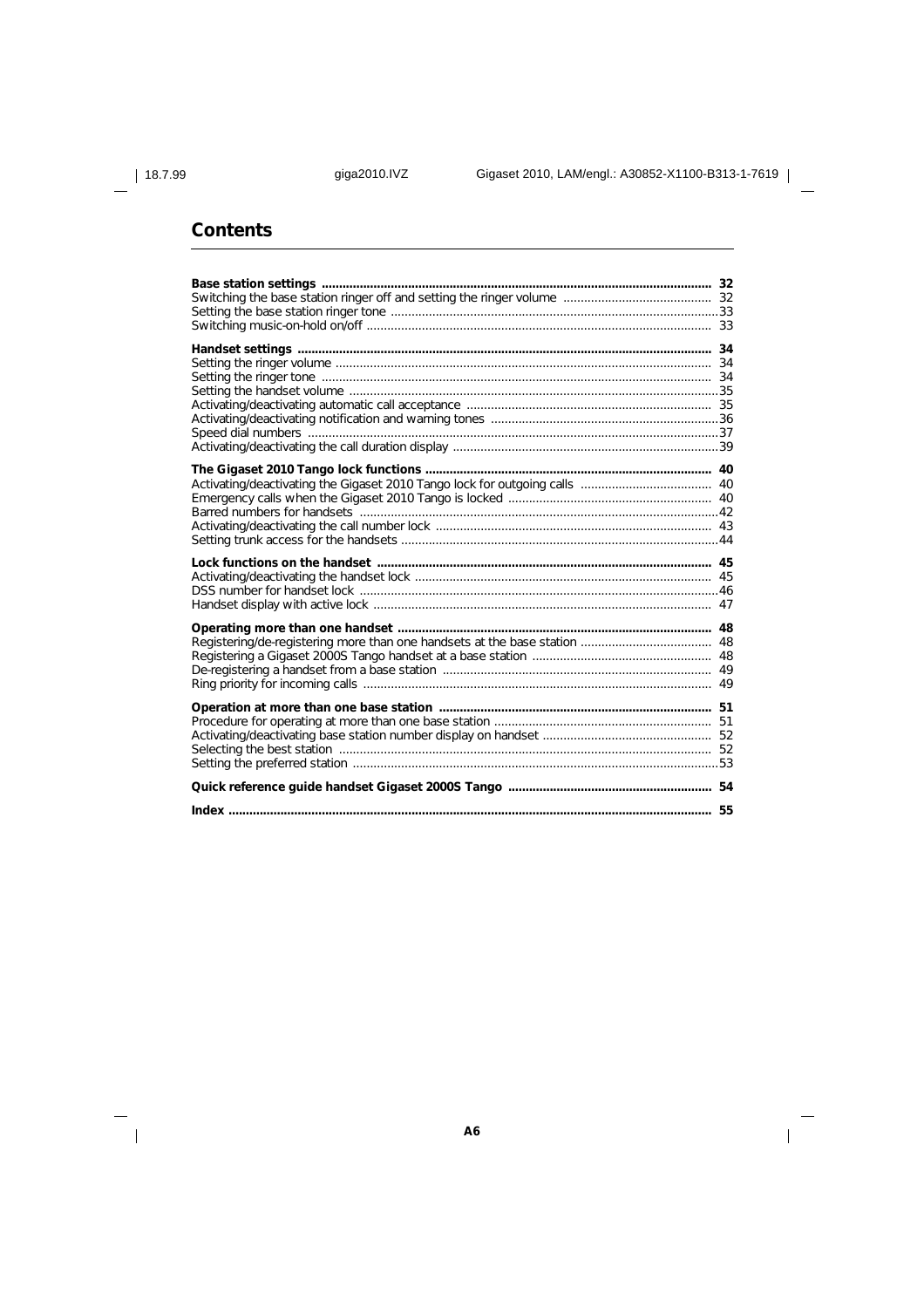## Contents

| | |
|---|---|
| **Base station settings** | **32** |
| Switching the base station ringer off and setting the ringer volume | 32 |
| Setting the base station ringer tone | 33 |
| Switching music-on-hold on/off | 33 |
| **Handset settings** | **34** |
| Setting the ringer volume | 34 |
| Setting the ringer tone | 34 |
| Setting the handset volume | 35 |
| Activating/deactivating automatic call acceptance | 35 |
| Activating/deactivating notification and warning tones | 36 |
| Speed dial numbers | 37 |
| Activating/deactivating the call duration display | 39 |
| **The Gigaset 2010 Tango lock functions** | **40** |
| Activating/deactivating the Gigaset 2010 Tango lock for outgoing calls | 40 |
| Emergency calls when the Gigaset 2010 Tango is locked | 40 |
| Barred numbers for handsets | 42 |
| Activating/deactivating the call number lock | 43 |
| Setting trunk access for the handsets | 44 |
| **Lock functions on the handset** | **45** |
| Activating/deactivating the handset lock | 45 |
| DSS number for handset lock | 46 |
| Handset display with active lock | 47 |
| **Operating more than one handset** | **48** |
| Registering/de-registering more than one handsets at the base station | 48 |
| Registering a Gigaset 2000S Tango handset at a base station | 48 |
| De-registering a handset from a base station | 49 |
| Ring priority for incoming calls | 49 |
| **Operation at more than one base station** | **51** |
| Procedure for operating at more than one base station | 51 |
| Activating/deactivating base station number display on handset | 52 |
| Selecting the best station | 52 |
| Setting the preferred station | 53 |
| **Quick reference guide handset Gigaset 2000S Tango** | **54** |
| **Index** | **55** |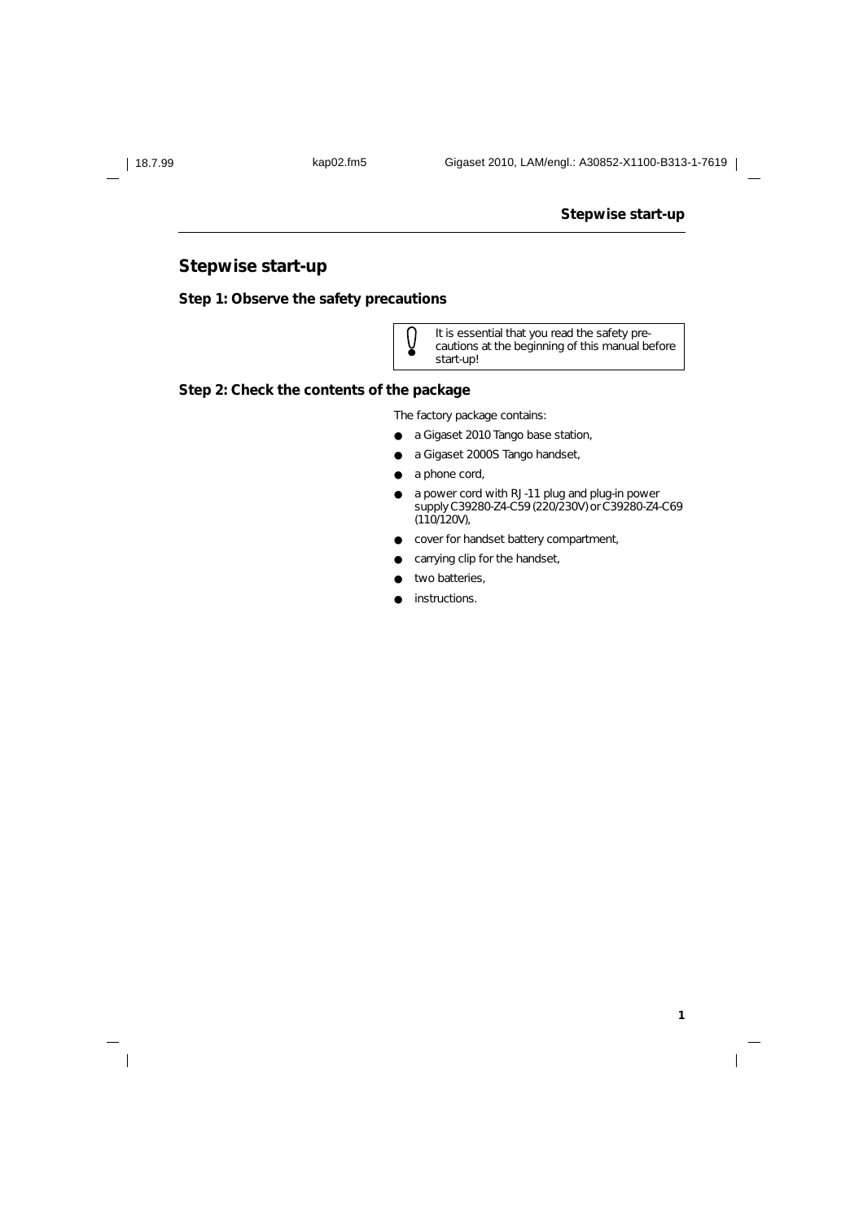# Stepwise start-up

## Step 1: Observe the safety precautions

> It is essential that you read the safety precautions at the beginning of this manual before start-up!

## Step 2: Check the contents of the package

The factory package contains:

- a Gigaset 2010 Tango base station,
- a Gigaset 2000S Tango handset,
- a phone cord,
- a power cord with RJ-11 plug and plug-in power supply C39280-Z4-C59 (220/230V) or C39280-Z4-C69 (110/120V),
- cover for handset battery compartment,
- carrying clip for the handset,
- two batteries,
- instructions.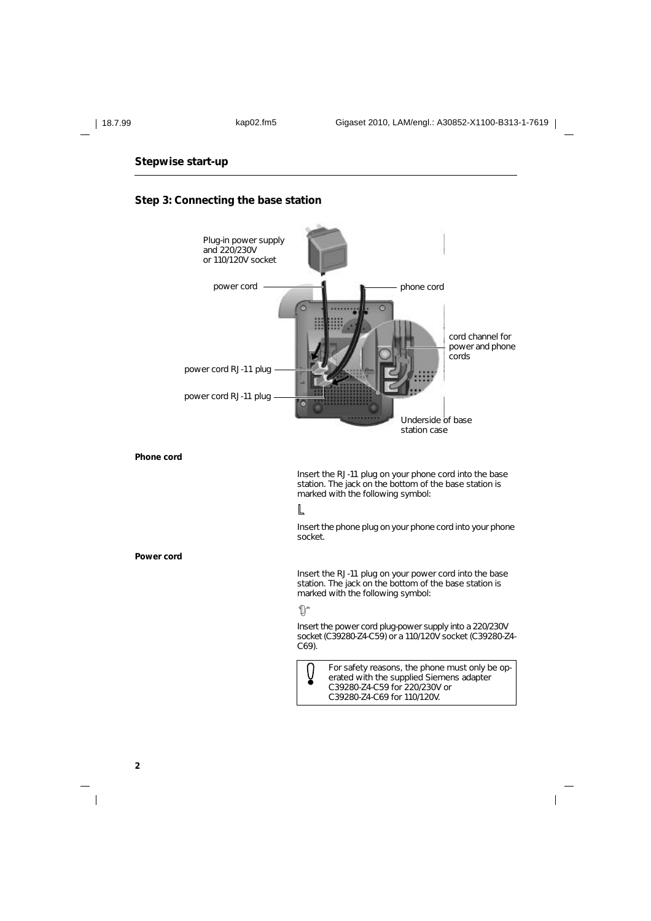## Stepwise start-up

### Step 3: Connecting the base station

Plug-in power supply and 220/230V or 110/120V socket

power cord

phone cord

cord channel for power and phone cords

power cord RJ-11 plug

power cord RJ-11 plug

Underside of base station case

**Phone cord**

Insert the RJ-11 plug on your phone cord into the base station. The jack on the bottom of the base station is marked with the following symbol:

Insert the phone plug on your phone cord into your phone socket.

**Power cord**

Insert the RJ-11 plug on your power cord into the base station. The jack on the bottom of the base station is marked with the following symbol:

Insert the power cord plug-power supply into a 220/230V socket (C39280-Z4-C59) or a 110/120V socket (C39280-Z4-C69).

> For safety reasons, the phone must only be operated with the supplied Siemens adapter C39280-Z4-C59 for 220/230V or C39280-Z4-C69 for 110/120V.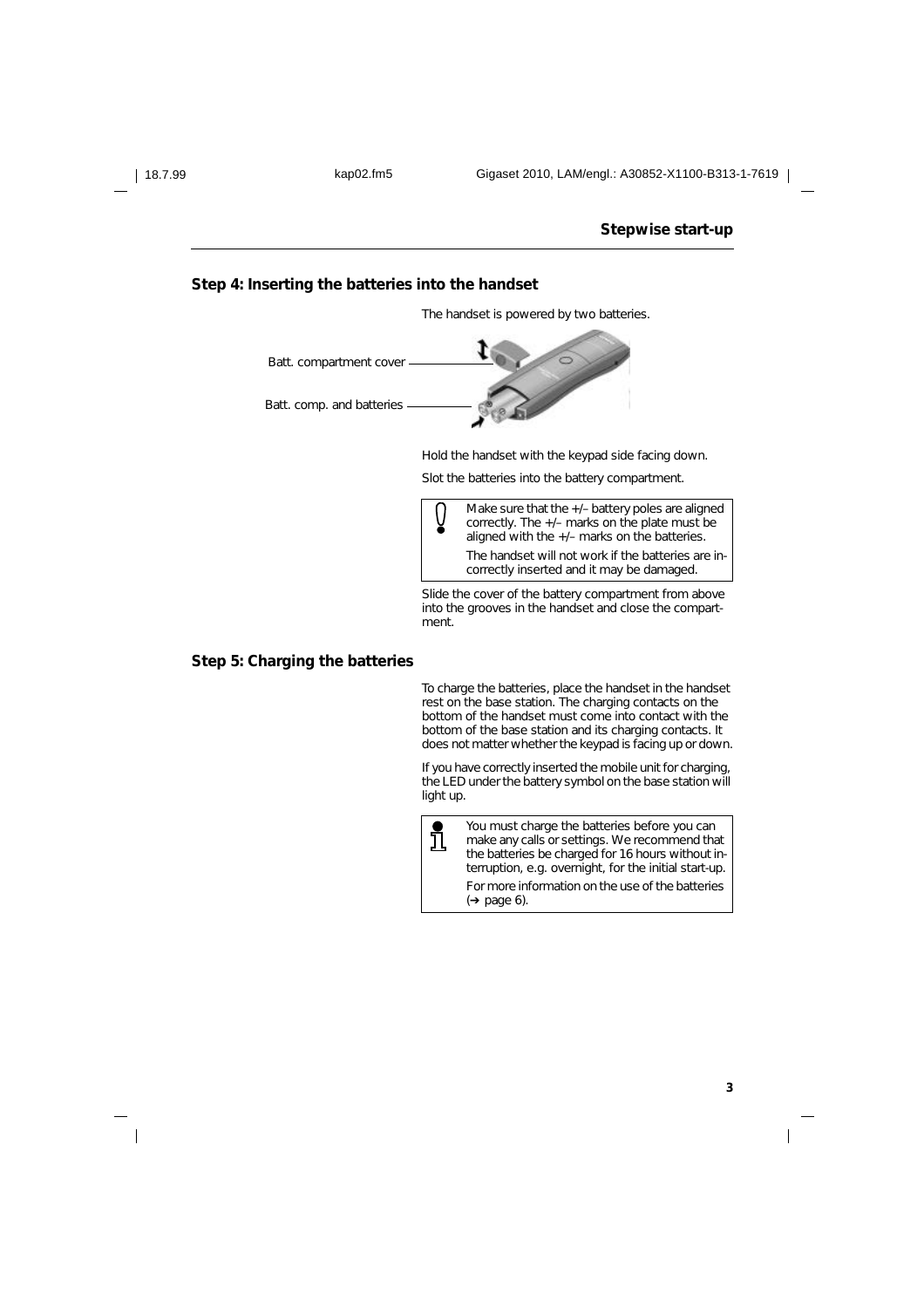## Step 4: Inserting the batteries into the handset

The handset is powered by two batteries.

Batt. compartment cover

Batt. comp. and batteries

Hold the handset with the keypad side facing down.

Slot the batteries into the battery compartment.

> Make sure that the +/– battery poles are aligned correctly. The +/– marks on the plate must be aligned with the +/– marks on the batteries.
>
> The handset will not work if the batteries are incorrectly inserted and it may be damaged.

Slide the cover of the battery compartment from above into the grooves in the handset and close the compartment.

## Step 5: Charging the batteries

To charge the batteries, place the handset in the handset rest on the base station. The charging contacts on the bottom of the handset must come into contact with the bottom of the base station and its charging contacts. It does not matter whether the keypad is facing up or down.

If you have correctly inserted the mobile unit for charging, the LED under the battery symbol on the base station will light up.

> You must charge the batteries before you can make any calls or settings. We recommend that the batteries be charged for 16 hours without interruption, e.g. overnight, for the initial start-up.
>
> For more information on the use of the batteries (→ page 6).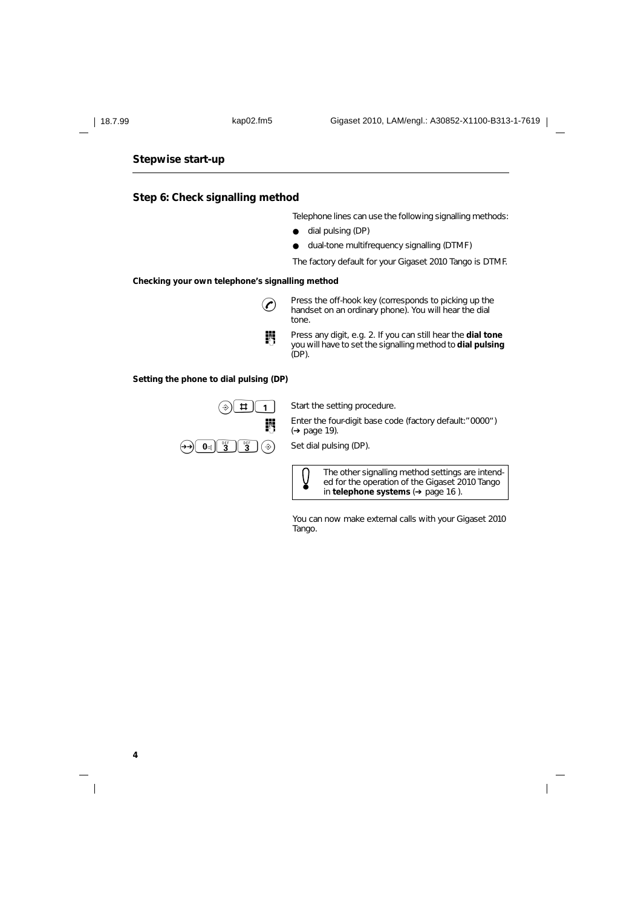## Stepwise start-up

### Step 6: Check signalling method

Telephone lines can use the following signalling methods:

- dial pulsing (DP)
- dual-tone multifrequency signalling (DTMF)

The factory default for your Gigaset 2010 Tango is DTMF.

**Checking your own telephone's signalling method**

Press the off-hook key (corresponds to picking up the handset on an ordinary phone). You will hear the dial tone.

Press any digit, e.g. 2. If you can still hear the **dial tone** you will have to set the signalling method to **dial pulsing** (DP).

**Setting the phone to dial pulsing (DP)**

# 1 — Start the setting procedure.

Enter the four-digit base code (factory default:"0000") (➔ page 19).

0 3 3 — Set dial pulsing (DP).

> The other signalling method settings are intended for the operation of the Gigaset 2010 Tango in **telephone systems** (➔ page 16 ).

You can now make external calls with your Gigaset 2010 Tango.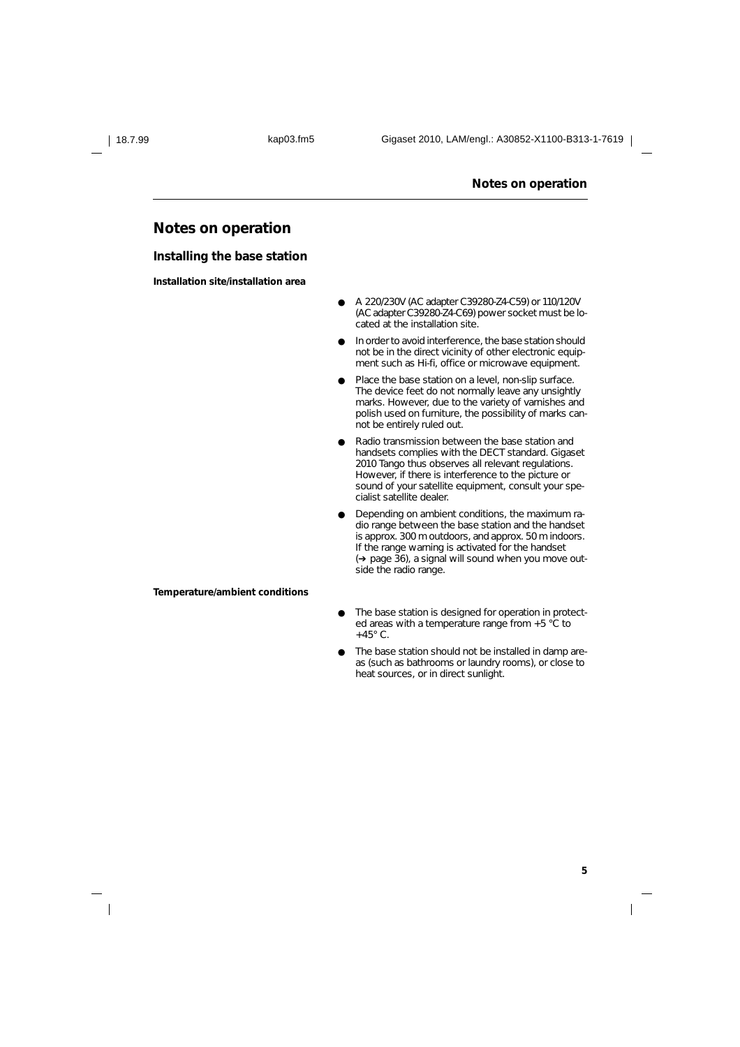# Notes on operation

## Installing the base station

**Installation site/installation area**

- A 220/230V (AC adapter C39280-Z4-C59) or 110/120V (AC adapter C39280-Z4-C69) power socket must be located at the installation site.
- In order to avoid interference, the base station should not be in the direct vicinity of other electronic equipment such as Hi-fi, office or microwave equipment.
- Place the base station on a level, non-slip surface. The device feet do not normally leave any unsightly marks. However, due to the variety of varnishes and polish used on furniture, the possibility of marks cannot be entirely ruled out.
- Radio transmission between the base station and handsets complies with the DECT standard. Gigaset 2010 Tango thus observes all relevant regulations. However, if there is interference to the picture or sound of your satellite equipment, consult your specialist satellite dealer.
- Depending on ambient conditions, the maximum radio range between the base station and the handset is approx. 300 m outdoors, and approx. 50 m indoors. If the range warning is activated for the handset (→ page 36), a signal will sound when you move outside the radio range.

**Temperature/ambient conditions**

- The base station is designed for operation in protected areas with a temperature range from +5 °C to +45° C.
- The base station should not be installed in damp areas (such as bathrooms or laundry rooms), or close to heat sources, or in direct sunlight.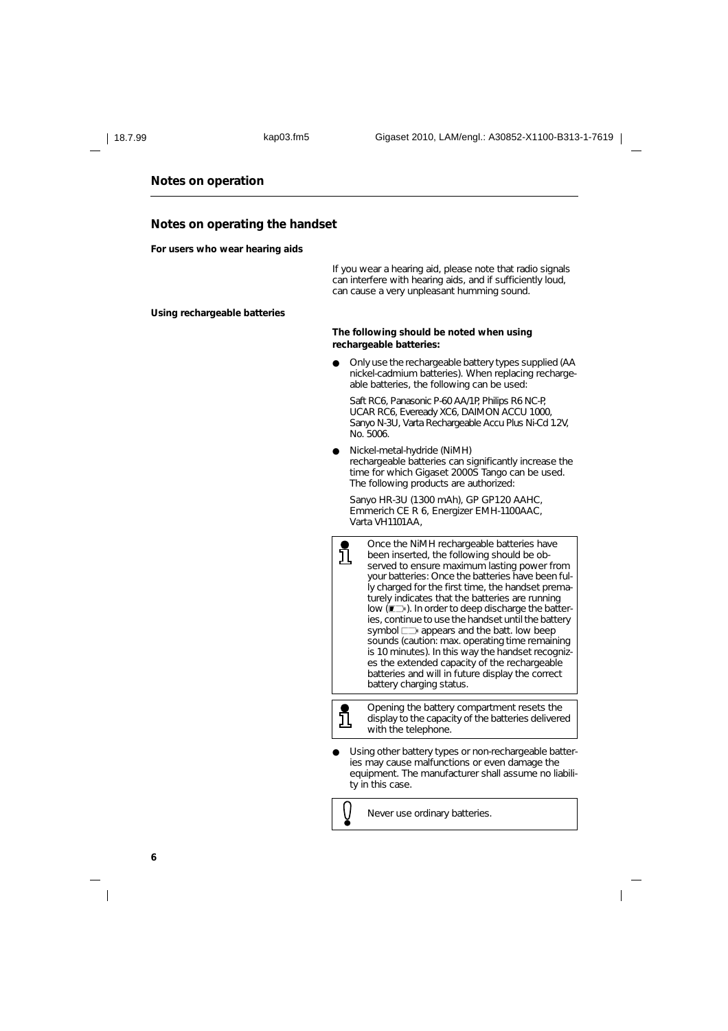## Notes on operation

### Notes on operating the handset

**For users who wear hearing aids**

If you wear a hearing aid, please note that radio signals can interfere with hearing aids, and if sufficiently loud, can cause a very unpleasant humming sound.

**Using rechargeable batteries**

**The following should be noted when using rechargeable batteries:**

- Only use the rechargeable battery types supplied (AA nickel-cadmium batteries). When replacing rechargeable batteries, the following can be used:

  Saft RC6, Panasonic P-60 AA/1P, Philips R6 NC-P, UCAR RC6, Eveready XC6, DAIMON ACCU 1000, Sanyo N-3U, Varta Rechargeable Accu Plus Ni-Cd 1.2V, No. 5006.

- Nickel-metal-hydride (NiMH) rechargeable batteries can significantly increase the time for which Gigaset 2000S Tango can be used. The following products are authorized:

  Sanyo HR-3U (1300 mAh), GP GP120 AAHC, Emmerich CE R 6, Energizer EMH-1100AAC, Varta VH1101AA,

> Once the NiMH rechargeable batteries have been inserted, the following should be observed to ensure maximum lasting power from your batteries: Once the batteries have been fully charged for the first time, the handset prematurely indicates that the batteries are running low (▮▭). In order to deep discharge the batteries, continue to use the handset until the battery symbol ▭ appears and the batt. low beep sounds (caution: max. operating time remaining is 10 minutes). In this way the handset recognizes the extended capacity of the rechargeable batteries and will in future display the correct battery charging status.

> Opening the battery compartment resets the display to the capacity of the batteries delivered with the telephone.

- Using other battery types or non-rechargeable batteries may cause malfunctions or even damage the equipment. The manufacturer shall assume no liability in this case.

> Never use ordinary batteries.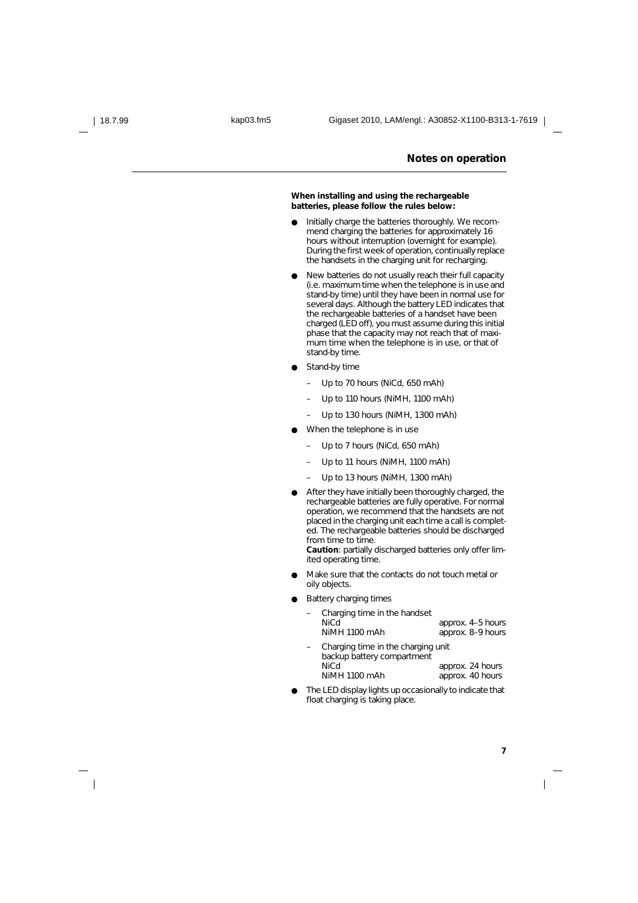## Notes on operation

**When installing and using the rechargeable batteries, please follow the rules below:**

- Initially charge the batteries thoroughly. We recommend charging the batteries for approximately 16 hours without interruption (overnight for example). During the first week of operation, continually replace the handsets in the charging unit for recharging.
- New batteries do not usually reach their full capacity (i.e. maximum time when the telephone is in use and stand-by time) until they have been in normal use for several days. Although the battery LED indicates that the rechargeable batteries of a handset have been charged (LED off), you must assume during this initial phase that the capacity may not reach that of maximum time when the telephone is in use, or that of stand-by time.
- Stand-by time
  - Up to 70 hours (NiCd, 650 mAh)
  - Up to 110 hours (NiMH, 1100 mAh)
  - Up to 130 hours (NiMH, 1300 mAh)
- When the telephone is in use
  - Up to 7 hours (NiCd, 650 mAh)
  - Up to 11 hours (NiMH, 1100 mAh)
  - Up to 13 hours (NiMH, 1300 mAh)
- After they have initially been thoroughly charged, the rechargeable batteries are fully operative. For normal operation, we recommend that the handsets are not placed in the charging unit each time a call is completed. The rechargeable batteries should be discharged from time to time.
  **Caution**: partially discharged batteries only offer limited operating time.
- Make sure that the contacts do not touch metal or oily objects.
- Battery charging times
  - Charging time in the handset
    NiCd approx. 4–5 hours
    NiMH 1100 mAh approx. 8–9 hours
  - Charging time in the charging unit backup battery compartment
    NiCd approx. 24 hours
    NiMH 1100 mAh approx. 40 hours
- The LED display lights up occasionally to indicate that float charging is taking place.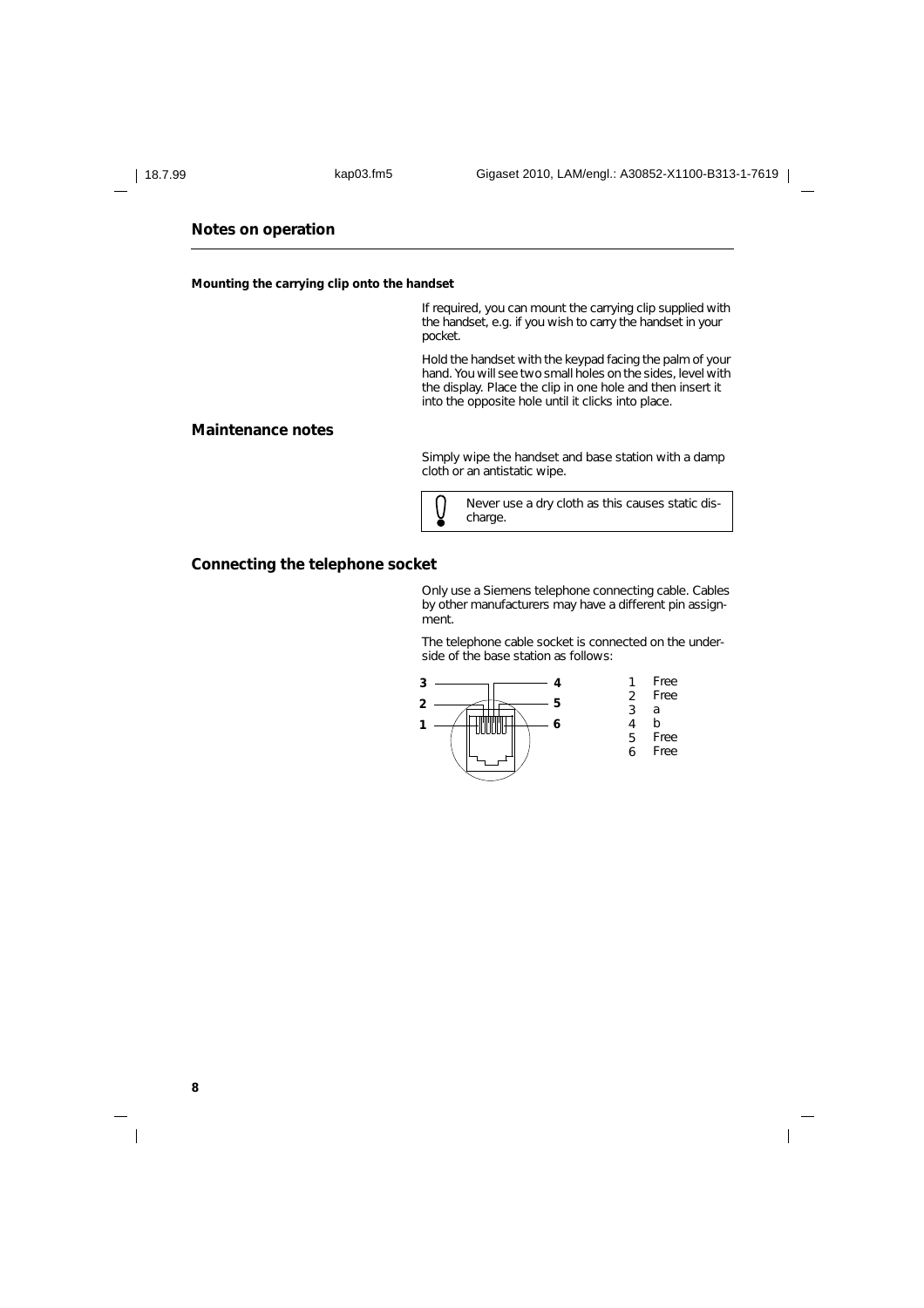## Notes on operation

#### Mounting the carrying clip onto the handset

If required, you can mount the carrying clip supplied with the handset, e.g. if you wish to carry the handset in your pocket.

Hold the handset with the keypad facing the palm of your hand. You will see two small holes on the sides, level with the display. Place the clip in one hole and then insert it into the opposite hole until it clicks into place.

## Maintenance notes

Simply wipe the handset and base station with a damp cloth or an antistatic wipe.

> Never use a dry cloth as this causes static discharge.

## Connecting the telephone socket

Only use a Siemens telephone connecting cable. Cables by other manufacturers may have a different pin assignment.

The telephone cable socket is connected on the underside of the base station as follows:

| Pin | Assignment |
|---|---|
| 1 | Free |
| 2 | Free |
| 3 | a |
| 4 | b |
| 5 | Free |
| 6 | Free |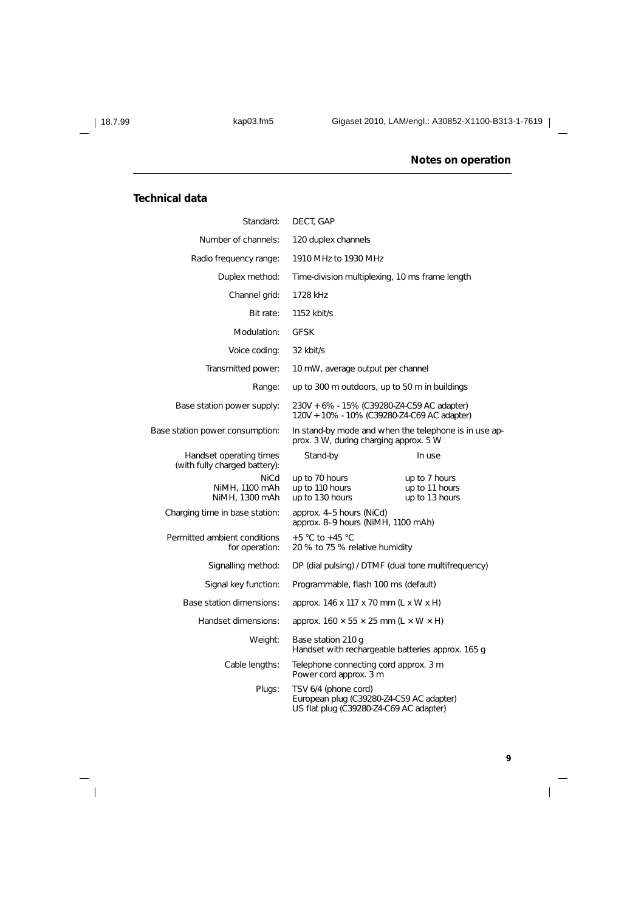## Technical data

| | |
|---|---|
| Standard: | DECT, GAP |
| Number of channels: | 120 duplex channels |
| Radio frequency range: | 1910 MHz to 1930 MHz |
| Duplex method: | Time-division multiplexing, 10 ms frame length |
| Channel grid: | 1728 kHz |
| Bit rate: | 1152 kbit/s |
| Modulation: | GFSK |
| Voice coding: | 32 kbit/s |
| Transmitted power: | 10 mW, average output per channel |
| Range: | up to 300 m outdoors, up to 50 m in buildings |
| Base station power supply: | 230V + 6% - 15% (C39280-Z4-C59 AC adapter)<br>120V + 10% - 10% (C39280-Z4-C69 AC adapter) |
| Base station power consumption: | In stand-by mode and when the telephone is in use approx. 3 W, during charging approx. 5 W |

| Handset operating times (with fully charged battery): | Stand-by | In use |
|---|---|---|
| NiCd | up to 70 hours | up to 7 hours |
| NiMH, 1100 mAh | up to 110 hours | up to 11 hours |
| NiMH, 1300 mAh | up to 130 hours | up to 13 hours |

| | |
|---|---|
| Charging time in base station: | approx. 4–5 hours (NiCd)<br>approx. 8–9 hours (NiMH, 1100 mAh) |
| Permitted ambient conditions for operation: | +5 °C to +45 °C<br>20 % to 75 % relative humidity |
| Signalling method: | DP (dial pulsing) / DTMF (dual tone multifrequency) |
| Signal key function: | Programmable, flash 100 ms (default) |
| Base station dimensions: | approx. 146 x 117 x 70 mm (L x W x H) |
| Handset dimensions: | approx. 160 × 55 × 25 mm (L × W × H) |
| Weight: | Base station 210 g<br>Handset with rechargeable batteries approx. 165 g |
| Cable lengths: | Telephone connecting cord approx. 3 m<br>Power cord approx. 3 m |
| Plugs: | TSV 6/4 (phone cord)<br>European plug (C39280-Z4-C59 AC adapter)<br>US flat plug (C39280-Z4-C69 AC adapter) |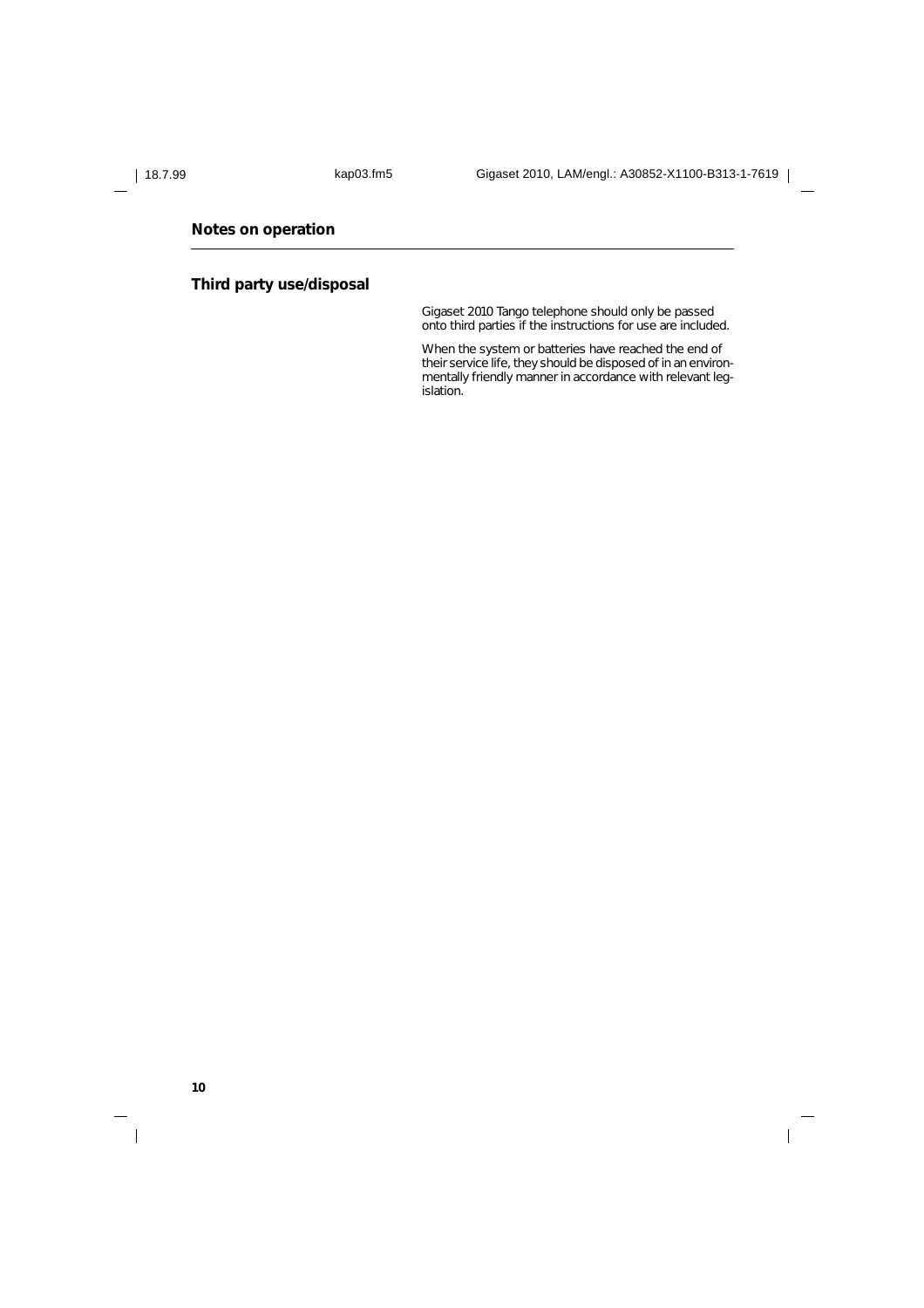## Notes on operation

### Third party use/disposal

Gigaset 2010 Tango telephone should only be passed onto third parties if the instructions for use are included.

When the system or batteries have reached the end of their service life, they should be disposed of in an environmentally friendly manner in accordance with relevant legislation.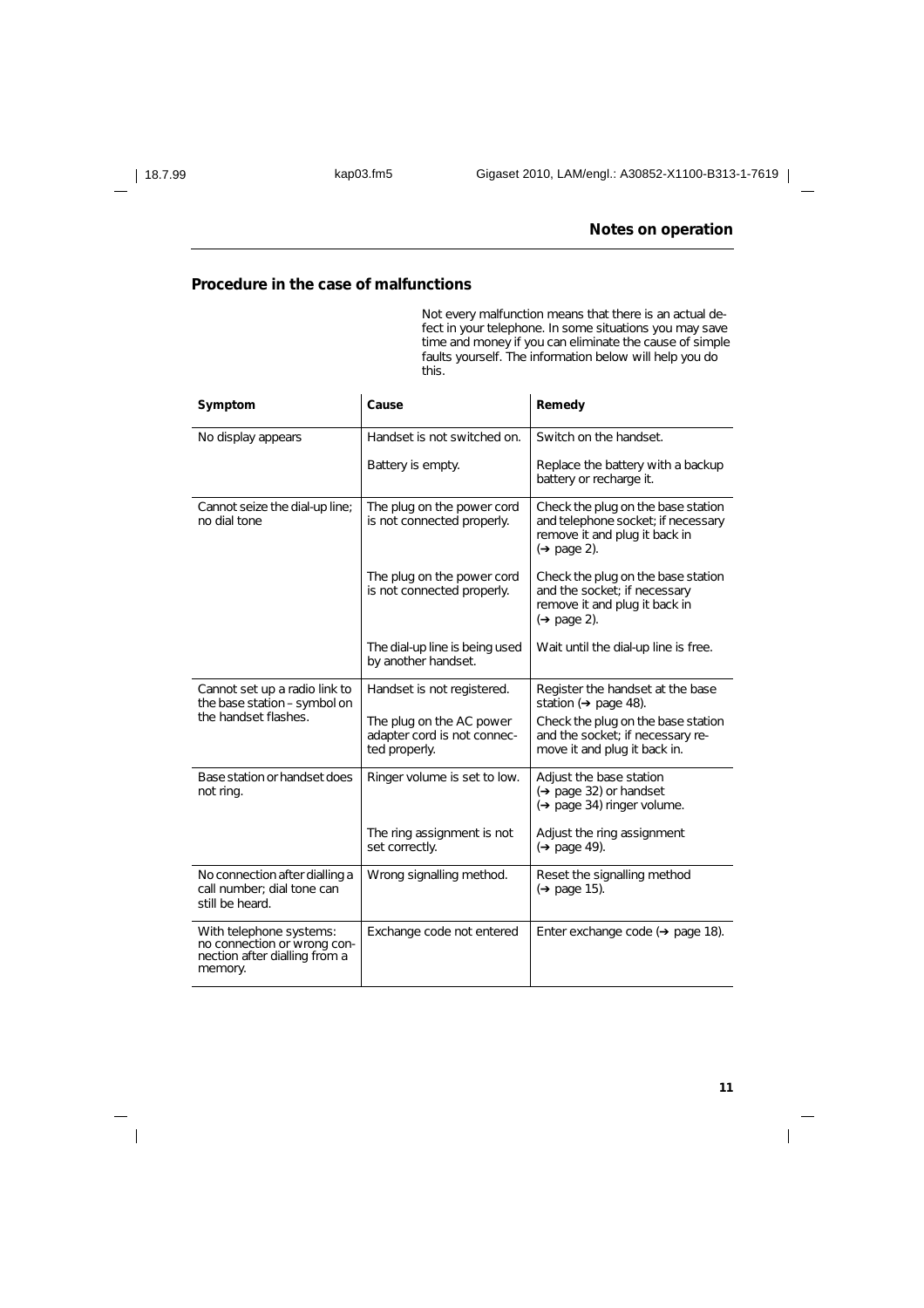## Procedure in the case of malfunctions

Not every malfunction means that there is an actual defect in your telephone. In some situations you may save time and money if you can eliminate the cause of simple faults yourself. The information below will help you do this.

| Symptom | Cause | Remedy |
|---|---|---|
| No display appears | Handset is not switched on. | Switch on the handset. |
| | Battery is empty. | Replace the battery with a backup battery or recharge it. |
| Cannot seize the dial-up line; no dial tone | The plug on the power cord is not connected properly. | Check the plug on the base station and telephone socket; if necessary remove it and plug it back in (➔ page 2). |
| | The plug on the power cord is not connected properly. | Check the plug on the base station and the socket; if necessary remove it and plug it back in (➔ page 2). |
| | The dial-up line is being used by another handset. | Wait until the dial-up line is free. |
| Cannot set up a radio link to the base station – symbol on the handset flashes. | Handset is not registered. | Register the handset at the base station (➔ page 48). |
| | The plug on the AC power adapter cord is not connected properly. | Check the plug on the base station and the socket; if necessary remove it and plug it back in. |
| Base station or handset does not ring. | Ringer volume is set to low. | Adjust the base station (➔ page 32) or handset (➔ page 34) ringer volume. |
| | The ring assignment is not set correctly. | Adjust the ring assignment (➔ page 49). |
| No connection after dialling a call number; dial tone can still be heard. | Wrong signalling method. | Reset the signalling method (➔ page 15). |
| With telephone systems: no connection or wrong connection after dialling from a memory. | Exchange code not entered | Enter exchange code (➔ page 18). |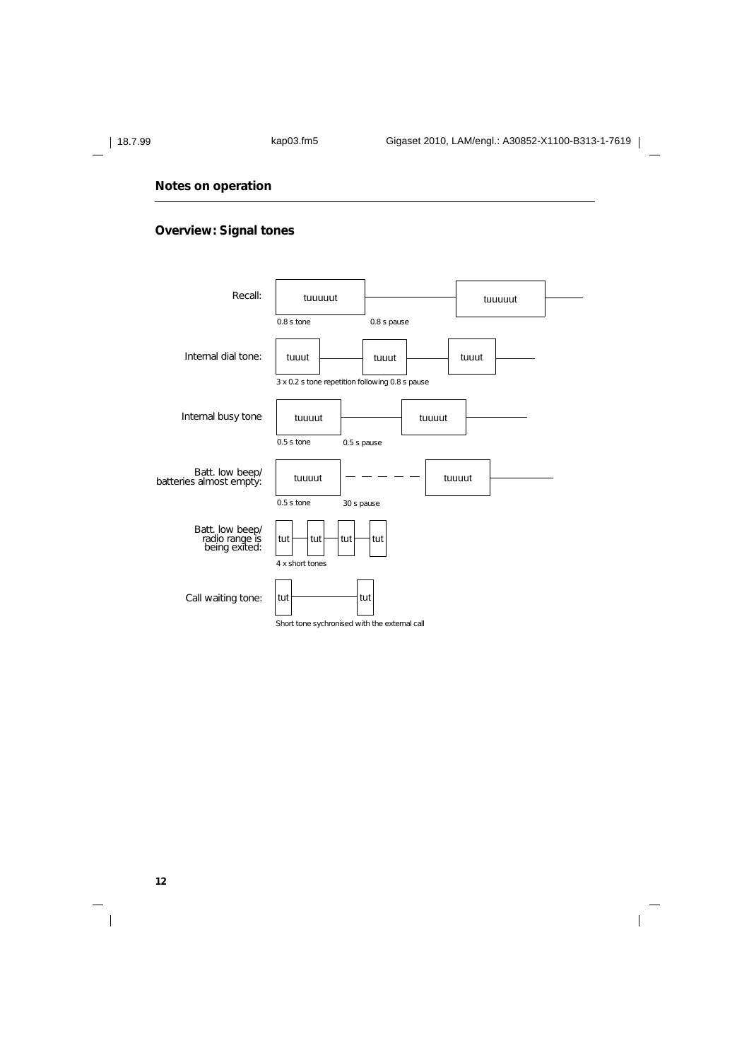## Notes on operation

### Overview: Signal tones

| Signal | Pattern | Description |
|---|---|---|
| Recall: | tuuuuut — tuuuuut | 0.8 s tone, 0.8 s pause |
| Internal dial tone: | tuuut — tuuut — tuuut | 3 x 0.2 s tone repetition following 0.8 s pause |
| Internal busy tone | tuuuut — tuuuut | 0.5 s tone, 0.5 s pause |
| Batt. low beep/ batteries almost empty: | tuuuut - - - - - tuuuut | 0.5 s tone, 30 s pause |
| Batt. low beep/ radio range is being exited: | tut — tut — tut — tut | 4 x short tones |
| Call waiting tone: | tut — tut | Short tone sychronised with the external call |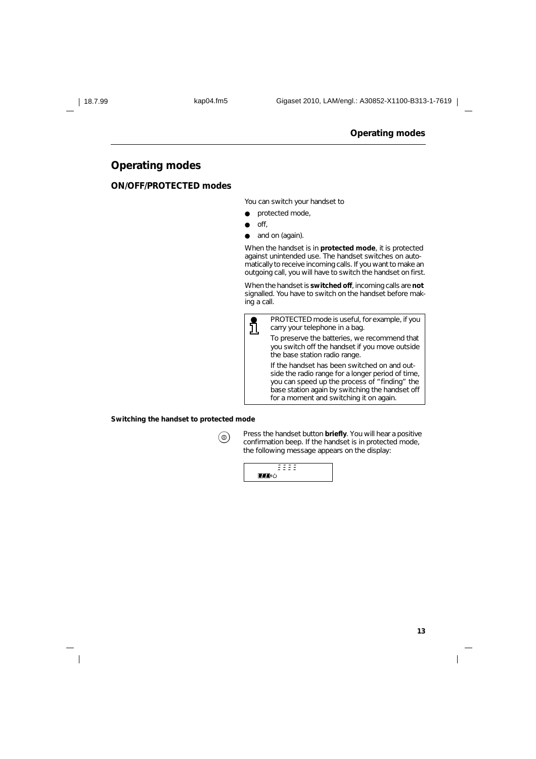# Operating modes

## ON/OFF/PROTECTED modes

You can switch your handset to

- protected mode,
- off,
- and on (again).

When the handset is in **protected mode**, it is protected against unintended use. The handset switches on automatically to receive incoming calls. If you want to make an outgoing call, you will have to switch the handset on first.

When the handset is **switched off**, incoming calls are **not** signalled. You have to switch on the handset before making a call.

> PROTECTED mode is useful, for example, if you carry your telephone in a bag.
>
> To preserve the batteries, we recommend that you switch off the handset if you move outside the base station radio range.
>
> If the handset has been switched on and outside the radio range for a longer period of time, you can speed up the process of "finding" the base station again by switching the handset off for a moment and switching it on again.

### Switching the handset to protected mode

Press the handset button **briefly**. You will hear a positive confirmation beep. If the handset is in protected mode, the following message appears on the display: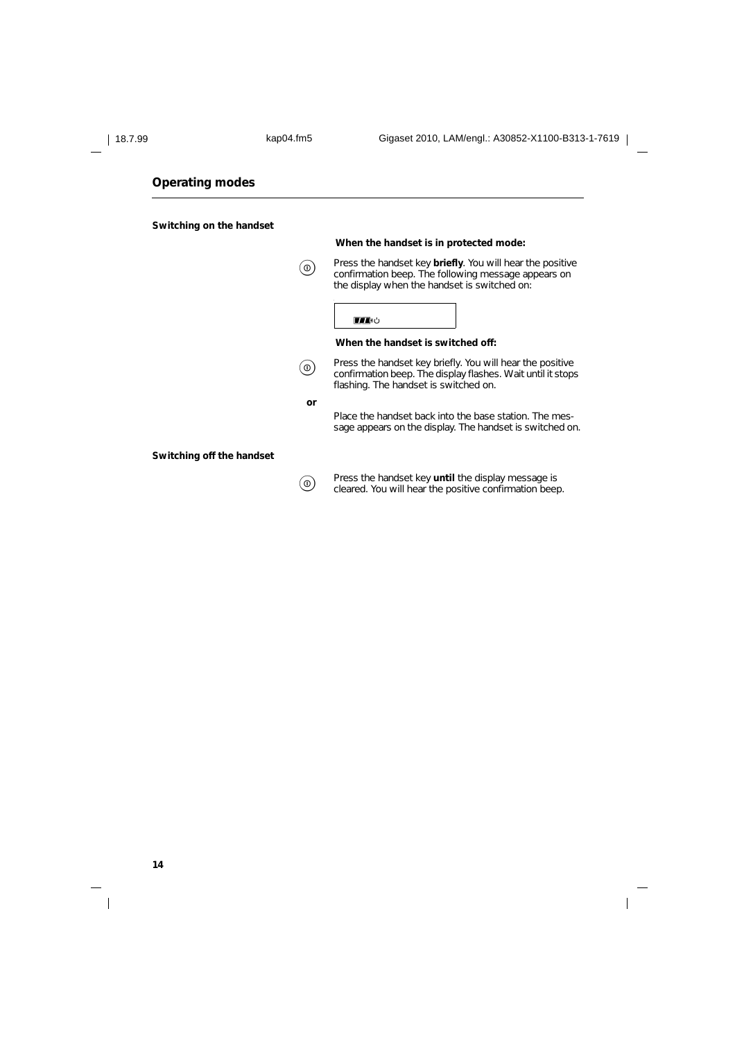## Operating modes

**Switching on the handset**

**When the handset is in protected mode:**

Press the handset key **briefly**. You will hear the positive confirmation beep. The following message appears on the display when the handset is switched on:

**When the handset is switched off:**

Press the handset key briefly. You will hear the positive confirmation beep. The display flashes. Wait until it stops flashing. The handset is switched on.

**or**

Place the handset back into the base station. The message appears on the display. The handset is switched on.

**Switching off the handset**

Press the handset key **until** the display message is cleared. You will hear the positive confirmation beep.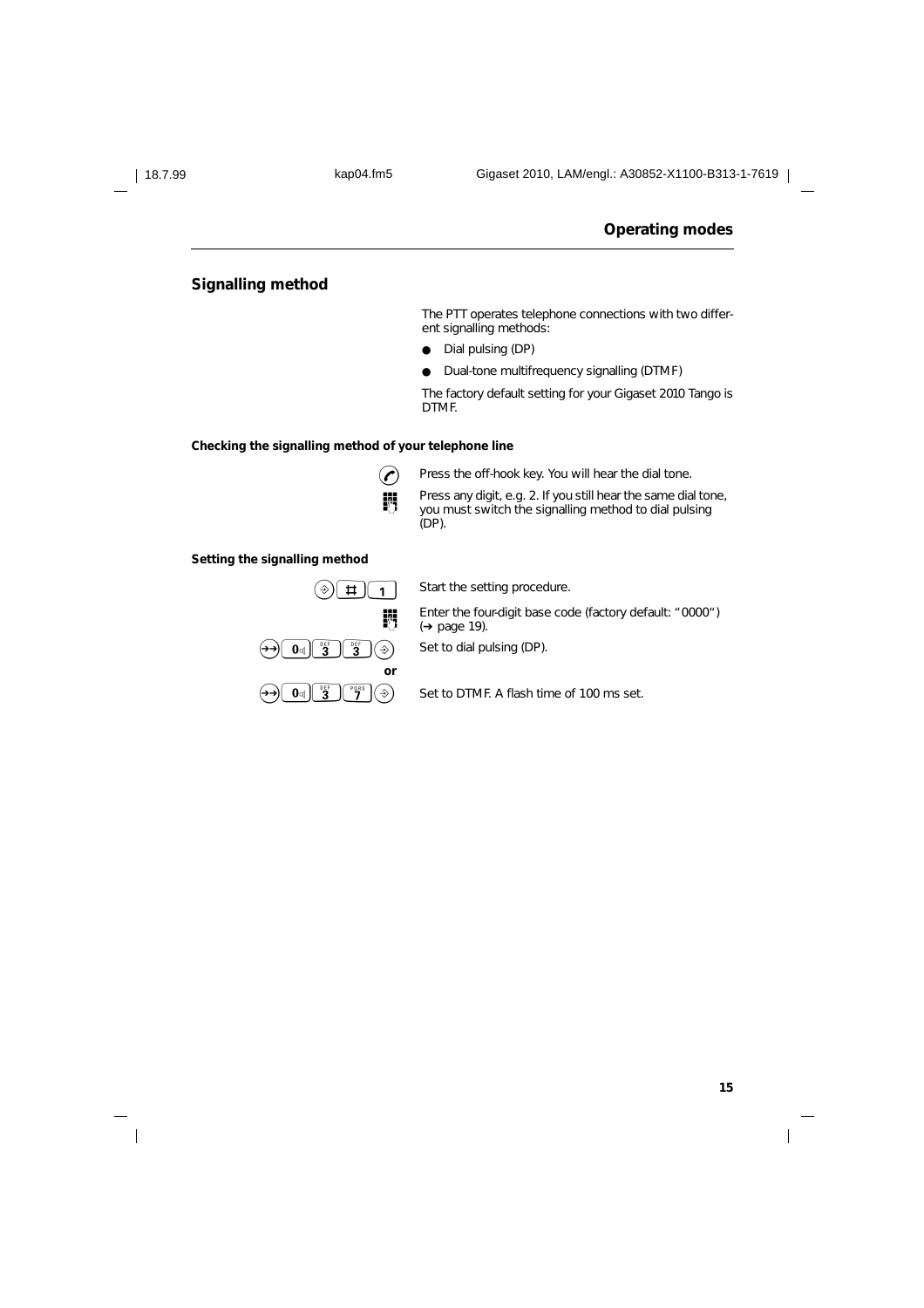## Operating modes

### Signalling method

The PTT operates telephone connections with two different signalling methods:

- Dial pulsing (DP)
- Dual-tone multifrequency signalling (DTMF)

The factory default setting for your Gigaset 2010 Tango is DTMF.

#### Checking the signalling method of your telephone line

Press the off-hook key. You will hear the dial tone.

Press any digit, e.g. 2. If you still hear the same dial tone, you must switch the signalling method to dial pulsing (DP).

#### Setting the signalling method

# 1 — Start the setting procedure.

Enter the four-digit base code (factory default: "0000") (→ page 19).

0 3 3 — Set to dial pulsing (DP).

**or**

0 3 7 — Set to DTMF. A flash time of 100 ms set.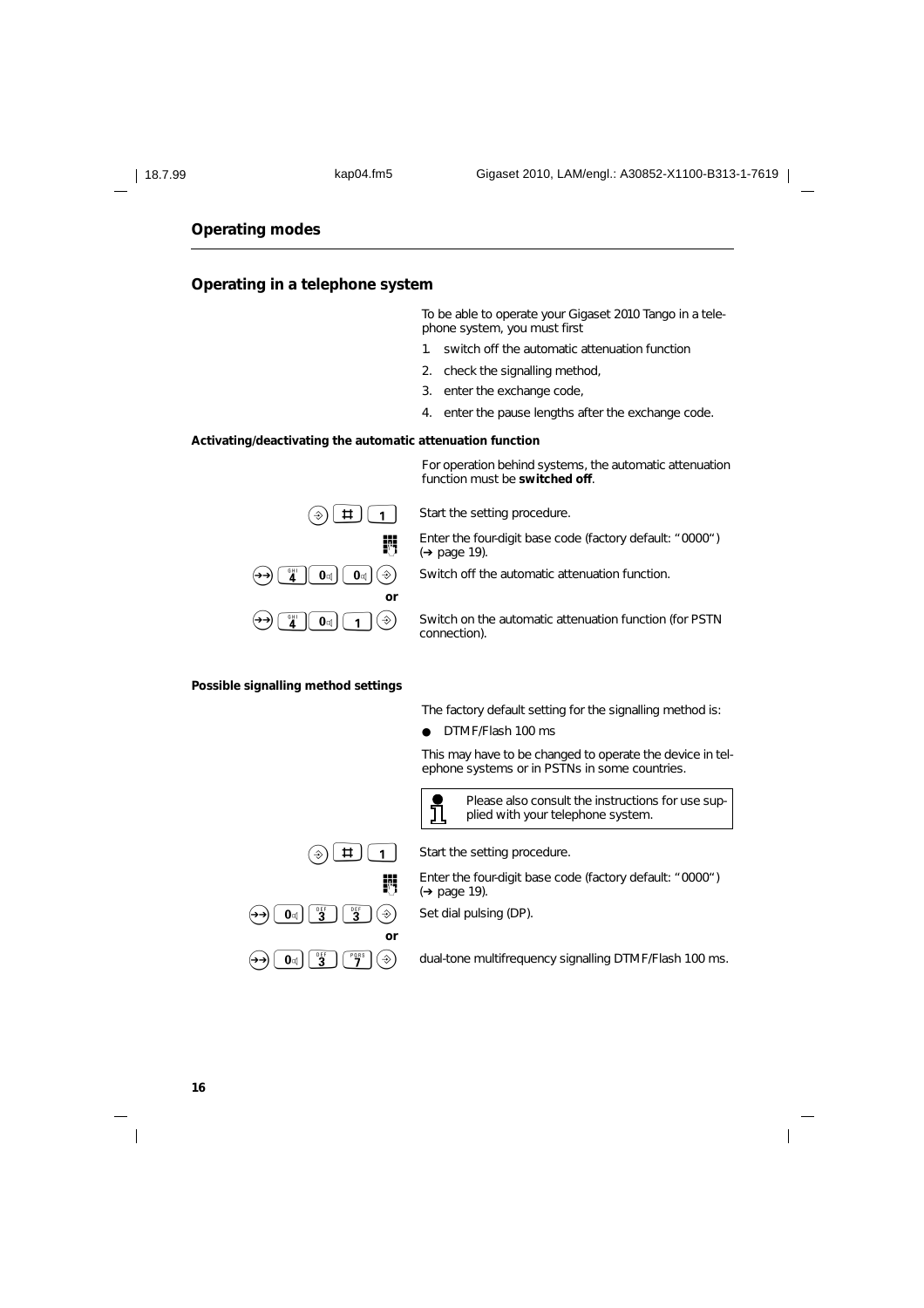## Operating modes

### Operating in a telephone system

To be able to operate your Gigaset 2010 Tango in a telephone system, you must first

1. switch off the automatic attenuation function
2. check the signalling method,
3. enter the exchange code,
4. enter the pause lengths after the exchange code.

#### Activating/deactivating the automatic attenuation function

For operation behind systems, the automatic attenuation function must be **switched off**.

| Keys | Description |
|---|---|
| ⊛ # 1 | Start the setting procedure. |
| ▦ | Enter the four-digit base code (factory default: "0000") (→ page 19). |
| →→ 4 0 0 ⊛ | Switch off the automatic attenuation function. |
| **or** | |
| →→ 4 0 1 ⊛ | Switch on the automatic attenuation function (for PSTN connection). |

#### Possible signalling method settings

The factory default setting for the signalling method is:

- DTMF/Flash 100 ms

This may have to be changed to operate the device in telephone systems or in PSTNs in some countries.

> Please also consult the instructions for use supplied with your telephone system.

| Keys | Description |
|---|---|
| ⊛ # 1 | Start the setting procedure. |
| ▦ | Enter the four-digit base code (factory default: "0000") (→ page 19). |
| →→ 0 3 3 ⊛ | Set dial pulsing (DP). |
| **or** | |
| →→ 0 3 7 ⊛ | dual-tone multifrequency signalling DTMF/Flash 100 ms. |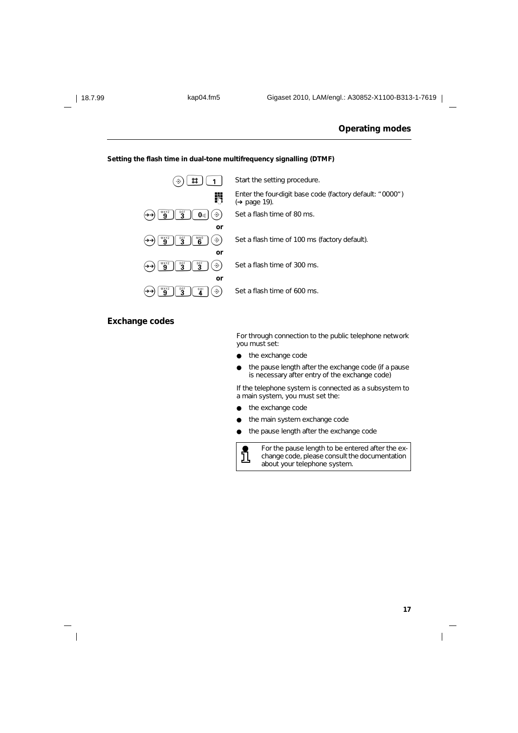## Operating modes

**Setting the flash time in dual-tone multifrequency signalling (DTMF)**

| | |
|---|---|
| ⊛ # 1 | Start the setting procedure. |
| ▦ | Enter the four-digit base code (factory default: "0000") (→ page 19). |
| →→ 9 3 0 ⊛ | Set a flash time of 80 ms. |
| **or** | |
| →→ 9 3 6 ⊛ | Set a flash time of 100 ms (factory default). |
| **or** | |
| →→ 9 3 3 ⊛ | Set a flash time of 300 ms. |
| **or** | |
| →→ 9 3 4 ⊛ | Set a flash time of 600 ms. |

## Exchange codes

For through connection to the public telephone network you must set:

- the exchange code
- the pause length after the exchange code (if a pause is necessary after entry of the exchange code)

If the telephone system is connected as a subsystem to a main system, you must set the:

- the exchange code
- the main system exchange code
- the pause length after the exchange code

> For the pause length to be entered after the exchange code, please consult the documentation about your telephone system.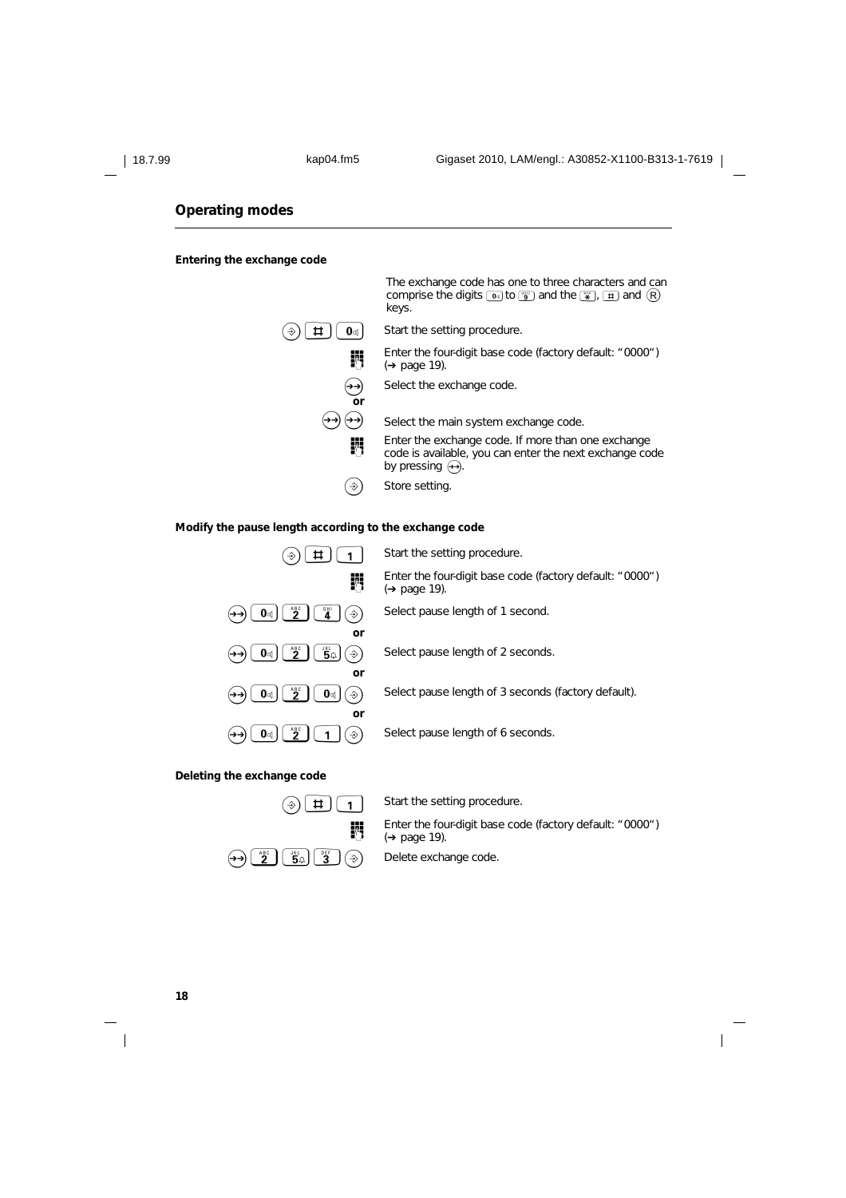## Operating modes

### Entering the exchange code

The exchange code has one to three characters and can comprise the digits 0 to 9 and the *, # and R keys.

| Key sequence | Description |
|---|---|
| ⊛ # 0 | Start the setting procedure. |
| (keypad) | Enter the four-digit base code (factory default: "0000") (→ page 19). |
| →→ | Select the exchange code. |
| **or** | |
| →→ →→ | Select the main system exchange code. |
| (keypad) | Enter the exchange code. If more than one exchange code is available, you can enter the next exchange code by pressing →→. |
| ⊛ | Store setting. |

### Modify the pause length according to the exchange code

| Key sequence | Description |
|---|---|
| ⊛ # 1 | Start the setting procedure. |
| (keypad) | Enter the four-digit base code (factory default: "0000") (→ page 19). |
| →→ 0 2 4 ⊛ | Select pause length of 1 second. |
| **or** | |
| →→ 0 2 5 ⊛ | Select pause length of 2 seconds. |
| **or** | |
| →→ 0 2 0 ⊛ | Select pause length of 3 seconds (factory default). |
| **or** | |
| →→ 0 2 1 ⊛ | Select pause length of 6 seconds. |

### Deleting the exchange code

| Key sequence | Description |
|---|---|
| ⊛ # 1 | Start the setting procedure. |
| (keypad) | Enter the four-digit base code (factory default: "0000") (→ page 19). |
| →→ 2 5 3 ⊛ | Delete exchange code. |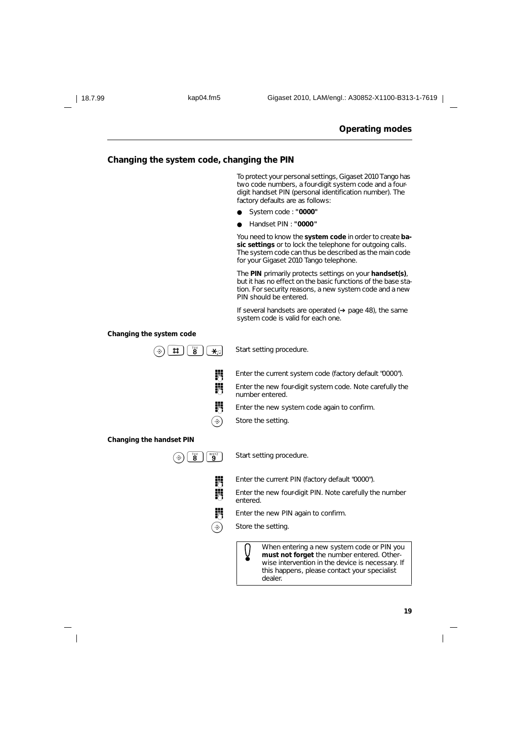## Changing the system code, changing the PIN

To protect your personal settings, Gigaset 2010 Tango has two code numbers, a four-digit system code and a four-digit handset PIN (personal identification number). The factory defaults are as follows:

- System code : **"0000"**
- Handset PIN : **"0000"**

You need to know the **system code** in order to create **basic settings** or to lock the telephone for outgoing calls. The system code can thus be described as the main code for your Gigaset 2010 Tango telephone.

The **PIN** primarily protects settings on your **handset(s)**, but it has no effect on the basic functions of the base station. For security reasons, a new system code and a new PIN should be entered.

If several handsets are operated (→ page 48), the same system code is valid for each one.

### Changing the system code

| Keys | Action |
|---|---|
| ⊛ # 8 * | Start setting procedure. |
| Keypad | Enter the current system code (factory default "0000"). |
| Keypad | Enter the new four-digit system code. Note carefully the number entered. |
| Keypad | Enter the new system code again to confirm. |
| ⊛ | Store the setting. |

### Changing the handset PIN

| Keys | Action |
|---|---|
| ⊛ 8 9 | Start setting procedure. |
| Keypad | Enter the current PIN (factory default "0000"). |
| Keypad | Enter the new four-digit PIN. Note carefully the number entered. |
| Keypad | Enter the new PIN again to confirm. |
| ⊛ | Store the setting. |

> **!** When entering a new system code or PIN you **must not forget** the number entered. Otherwise intervention in the device is necessary. If this happens, please contact your specialist dealer.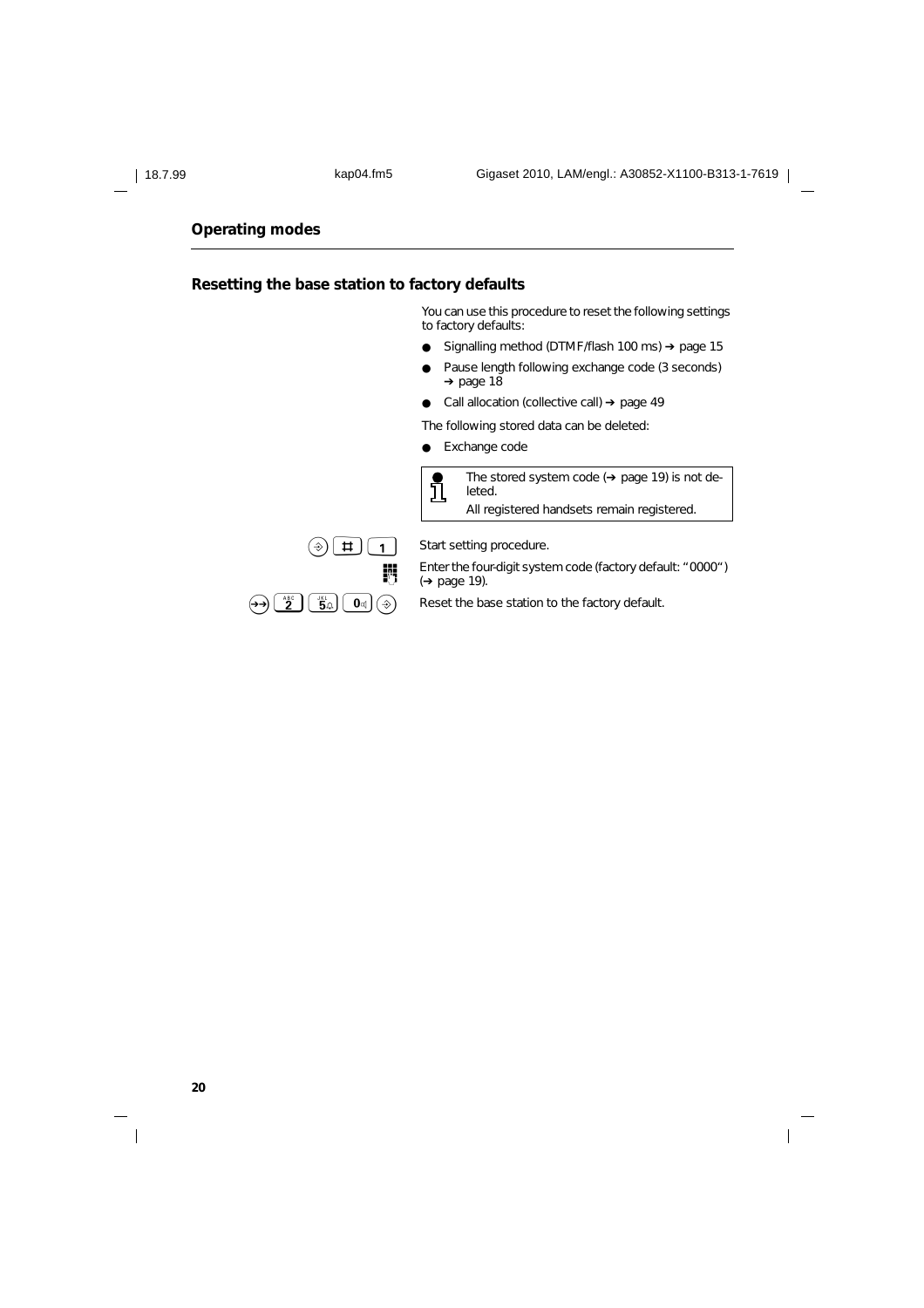## Operating modes

### Resetting the base station to factory defaults

You can use this procedure to reset the following settings to factory defaults:

- Signalling method (DTMF/flash 100 ms) ➔ page 15
- Pause length following exchange code (3 seconds) ➔ page 18
- Call allocation (collective call) ➔ page 49

The following stored data can be deleted:

- Exchange code

> The stored system code (➔ page 19) is not deleted.
>
> All registered handsets remain registered.

| | |
|---|---|
| ⊛ # 1 | Start setting procedure. |
| ▦ | Enter the four-digit system code (factory default: "0000") (➔ page 19). |
| ➔➔ 2 5 0 ⊛ | Reset the base station to the factory default. |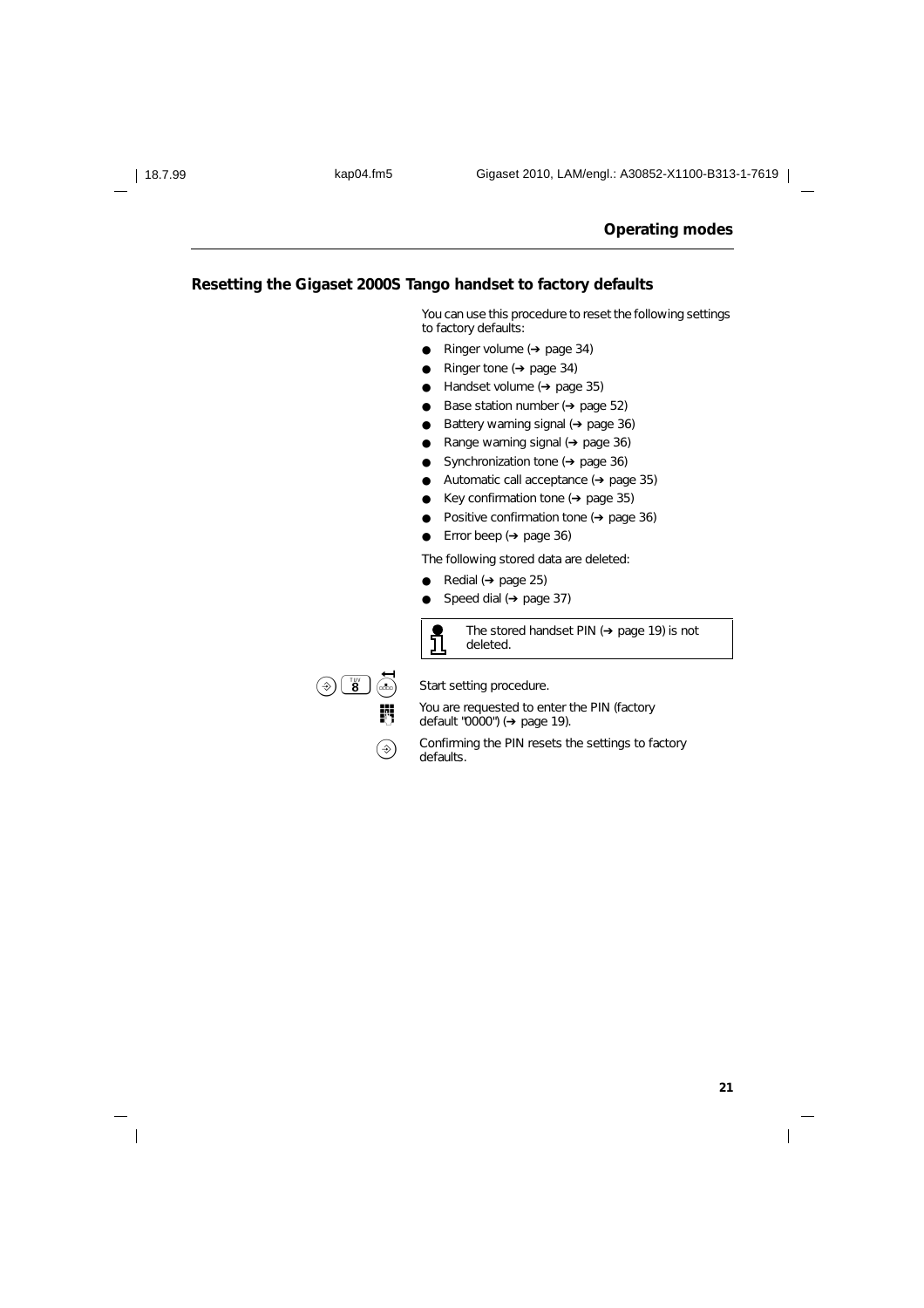## Resetting the Gigaset 2000S Tango handset to factory defaults

You can use this procedure to reset the following settings to factory defaults:

- Ringer volume (➔ page 34)
- Ringer tone (➔ page 34)
- Handset volume (➔ page 35)
- Base station number (➔ page 52)
- Battery warning signal (➔ page 36)
- Range warning signal (➔ page 36)
- Synchronization tone (➔ page 36)
- Automatic call acceptance (➔ page 35)
- Key confirmation tone (➔ page 35)
- Positive confirmation tone (➔ page 36)
- Error beep (➔ page 36)

The following stored data are deleted:

- Redial (➔ page 25)
- Speed dial (➔ page 37)

> The stored handset PIN (➔ page 19) is not deleted.

Start setting procedure.

You are requested to enter the PIN (factory default "0000") (➔ page 19).

Confirming the PIN resets the settings to factory defaults.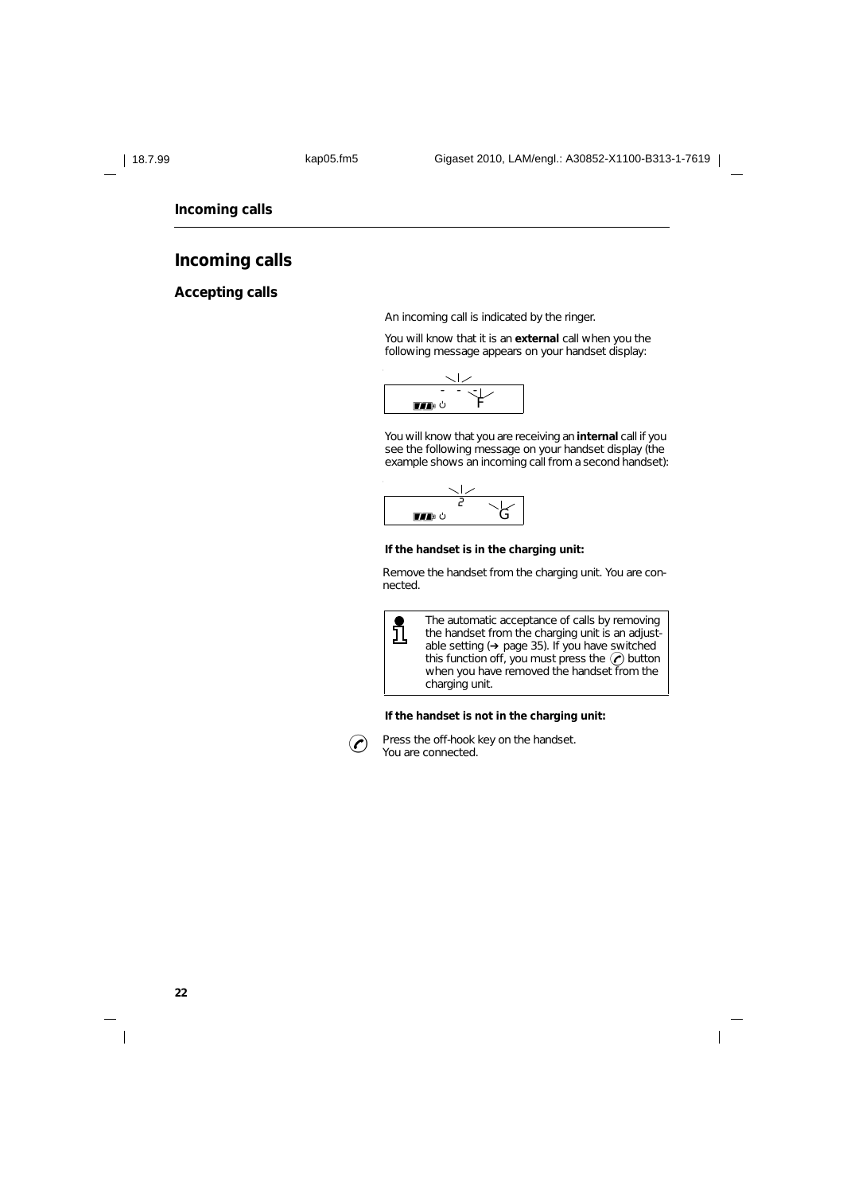# Incoming calls

## Accepting calls

An incoming call is indicated by the ringer.

You will know that it is an **external** call when you the following message appears on your handset display:

You will know that you are receiving an **internal** call if you see the following message on your handset display (the example shows an incoming call from a second handset):

**If the handset is in the charging unit:**

Remove the handset from the charging unit. You are connected.

> The automatic acceptance of calls by removing the handset from the charging unit is an adjustable setting (➔ page 35). If you have switched this function off, you must press the button when you have removed the handset from the charging unit.

**If the handset is not in the charging unit:**

Press the off-hook key on the handset.
You are connected.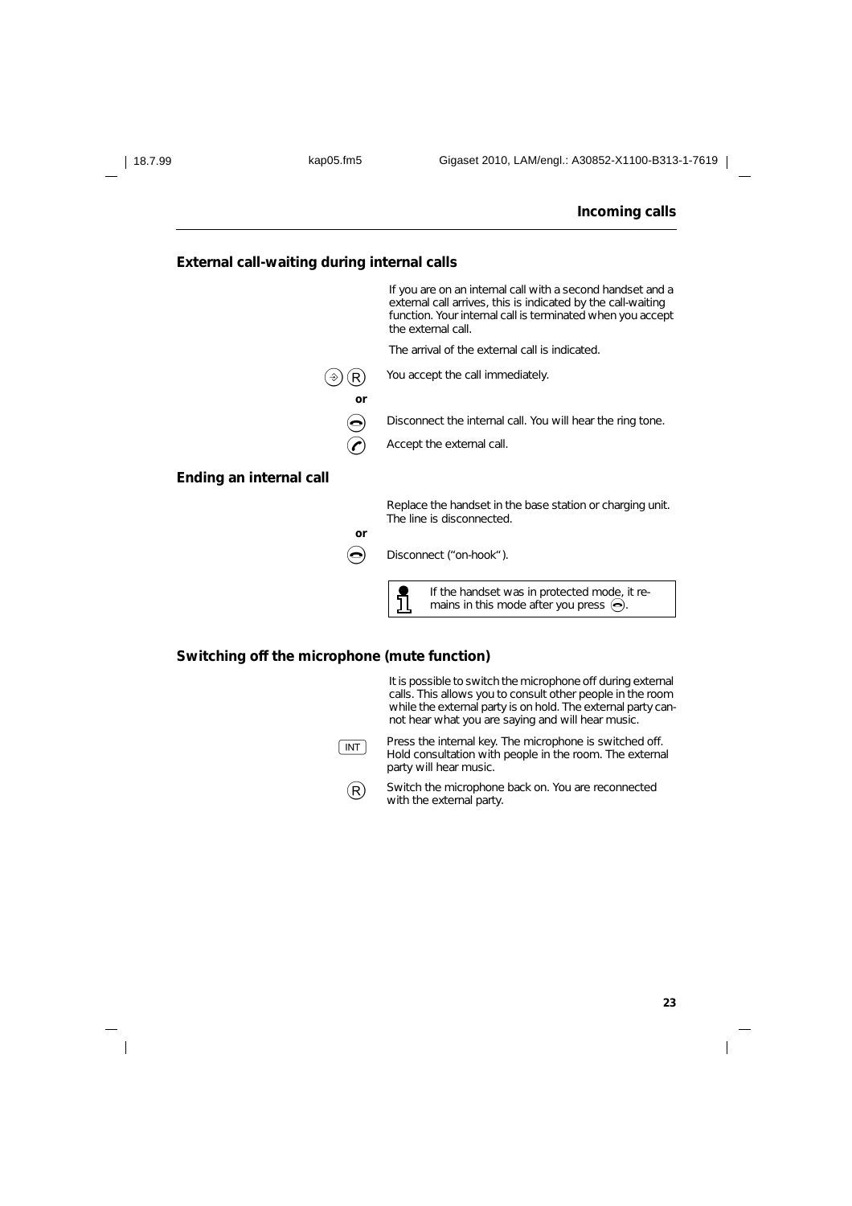## External call-waiting during internal calls

If you are on an internal call with a second handset and a external call arrives, this is indicated by the call-waiting function. Your internal call is terminated when you accept the external call.

The arrival of the external call is indicated.

(⊕) (R) You accept the call immediately.

**or**

Disconnect the internal call. You will hear the ring tone.

Accept the external call.

## Ending an internal call

Replace the handset in the base station or charging unit. The line is disconnected.

**or**

Disconnect ("on-hook").

> If the handset was in protected mode, it remains in this mode after you press .

## Switching off the microphone (mute function)

It is possible to switch the microphone off during external calls. This allows you to consult other people in the room while the external party is on hold. The external party cannot hear what you are saying and will hear music.

INT Press the internal key. The microphone is switched off. Hold consultation with people in the room. The external party will hear music.

(R) Switch the microphone back on. You are reconnected with the external party.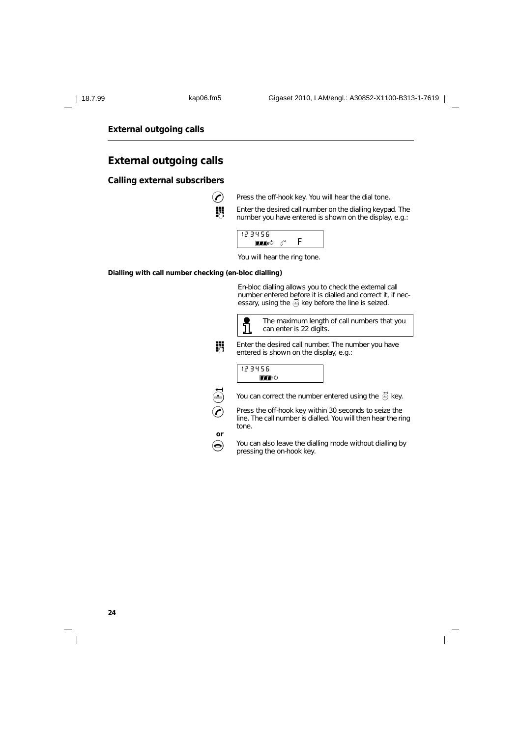# External outgoing calls

## Calling external subscribers

Press the off-hook key. You will hear the dial tone.

Enter the desired call number on the dialling keypad. The number you have entered is shown on the display, e.g.:

```
123456
        F
```

You will hear the ring tone.

**Dialling with call number checking (en-bloc dialling)**

En-bloc dialling allows you to check the external call number entered before it is dialled and correct it, if necessary, using the key before the line is seized.

> The maximum length of call numbers that you can enter is 22 digits.

Enter the desired call number. The number you have entered is shown on the display, e.g.:

```
123456
```

You can correct the number entered using the key.

Press the off-hook key within 30 seconds to seize the line. The call number is dialled. You will then hear the ring tone.

**or**

You can also leave the dialling mode without dialling by pressing the on-hook key.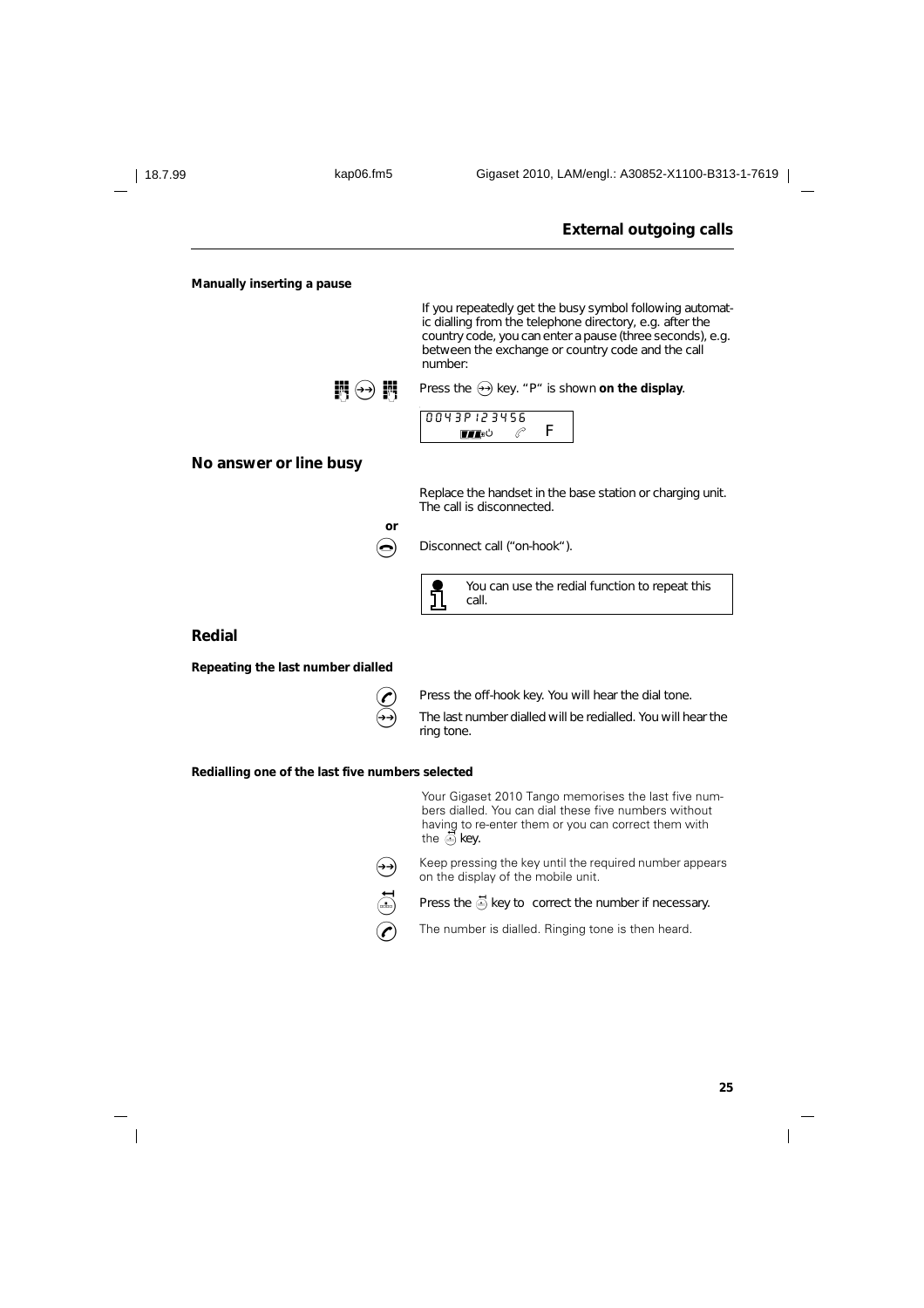## External outgoing calls

**Manually inserting a pause**

If you repeatedly get the busy symbol following automatic dialling from the telephone directory, e.g. after the country code, you can enter a pause (three seconds), e.g. between the exchange or country code and the call number:

Press the ⊕ key. "P" is shown **on the display**.

```
0043P123456
            F
```

## No answer or line busy

Replace the handset in the base station or charging unit. The call is disconnected.

**or**

Disconnect call ("on-hook").

> You can use the redial function to repeat this call.

## Redial

**Repeating the last number dialled**

Press the off-hook key. You will hear the dial tone.

The last number dialled will be redialled. You will hear the ring tone.

**Redialling one of the last five numbers selected**

Your Gigaset 2010 Tango memorises the last five numbers dialled. You can dial these five numbers without having to re-enter them or you can correct them with the key.

Keep pressing the key until the required number appears on the display of the mobile unit.

Press the key to correct the number if necessary.

The number is dialled. Ringing tone is then heard.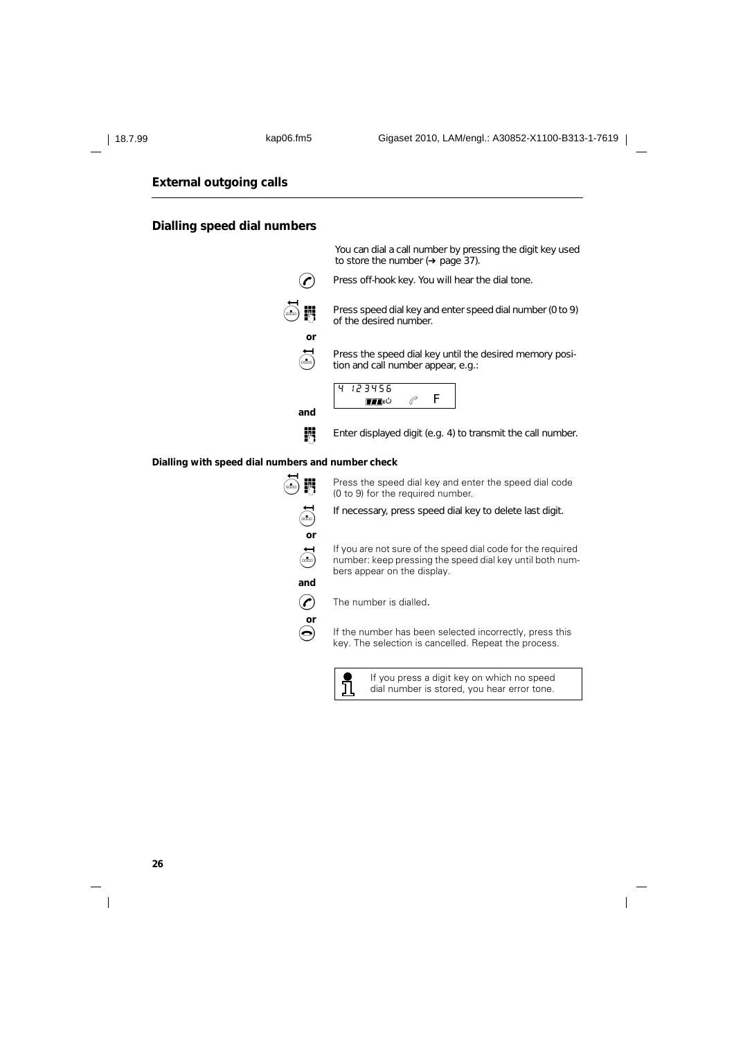## External outgoing calls

### Dialling speed dial numbers

You can dial a call number by pressing the digit key used to store the number (➔ page 37).

Press off-hook key. You will hear the dial tone.

Press speed dial key and enter speed dial number (0 to 9) of the desired number.

**or**

Press the speed dial key until the desired memory position and call number appear, e.g.:

```
4 123456
        F
```

**and**

Enter displayed digit (e.g. 4) to transmit the call number.

#### Dialling with speed dial numbers and number check

Press the speed dial key and enter the speed dial code (0 to 9) for the required number.

If necessary, press speed dial key to delete last digit.

**or**

If you are not sure of the speed dial code for the required number: keep pressing the speed dial key until both numbers appear on the display.

**and**

The number is dialled.

**or**

If the number has been selected incorrectly, press this key. The selection is cancelled. Repeat the process.

> If you press a digit key on which no speed dial number is stored, you hear error tone.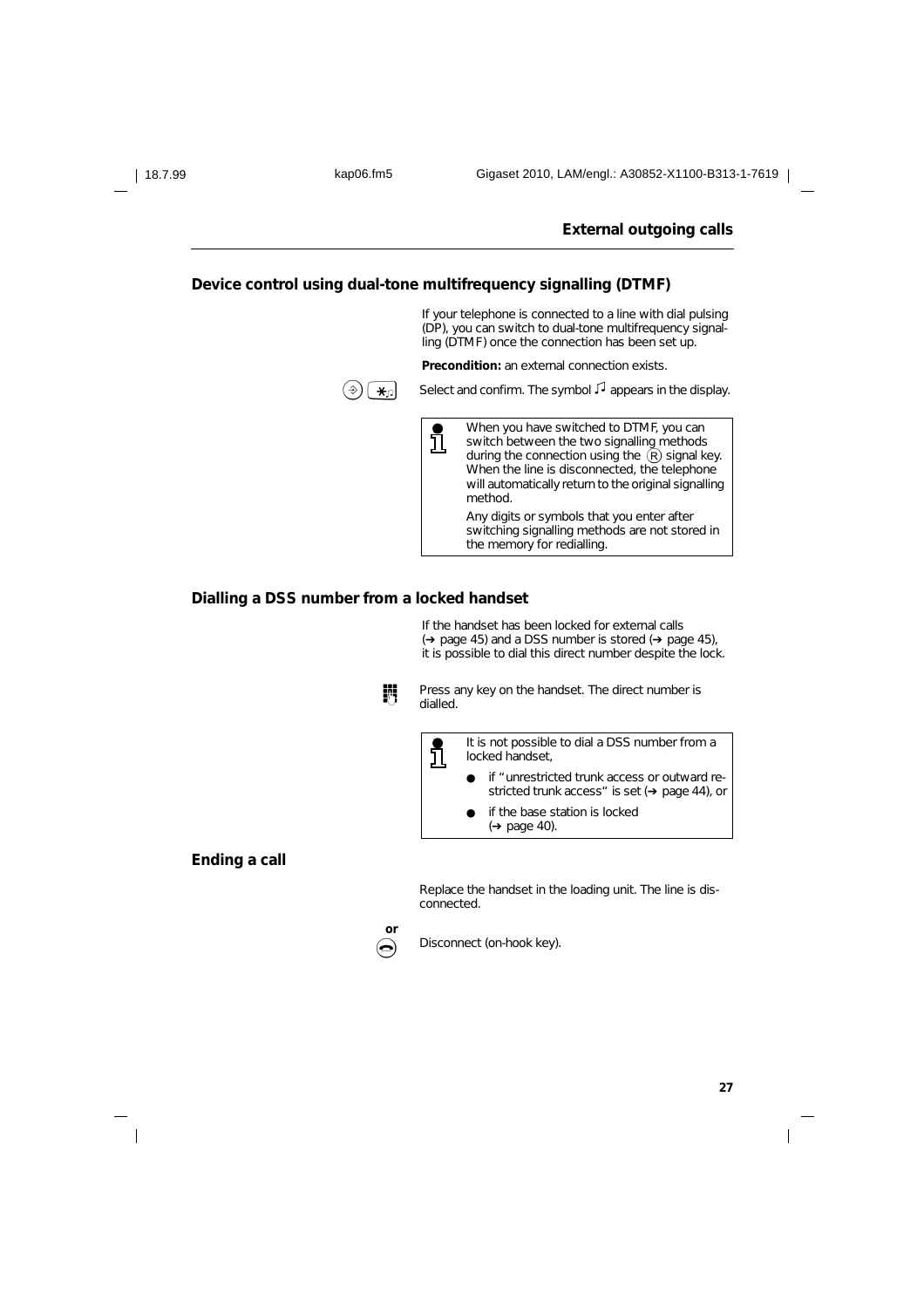## Device control using dual-tone multifrequency signalling (DTMF)

If your telephone is connected to a line with dial pulsing (DP), you can switch to dual-tone multifrequency signalling (DTMF) once the connection has been set up.

**Precondition:** an external connection exists.

Select and confirm. The symbol ♫ appears in the display.

> When you have switched to DTMF, you can switch between the two signalling methods during the connection using the Ⓡ signal key. When the line is disconnected, the telephone will automatically return to the original signalling method.
>
> Any digits or symbols that you enter after switching signalling methods are not stored in the memory for redialling.

## Dialling a DSS number from a locked handset

If the handset has been locked for external calls (➔ page 45) and a DSS number is stored (➔ page 45), it is possible to dial this direct number despite the lock.

Press any key on the handset. The direct number is dialled.

> It is not possible to dial a DSS number from a locked handset,
>
> - if "unrestricted trunk access or outward restricted trunk access" is set (➔ page 44), or
> - if the base station is locked (➔ page 40).

## Ending a call

Replace the handset in the loading unit. The line is disconnected.

**or**

Disconnect (on-hook key).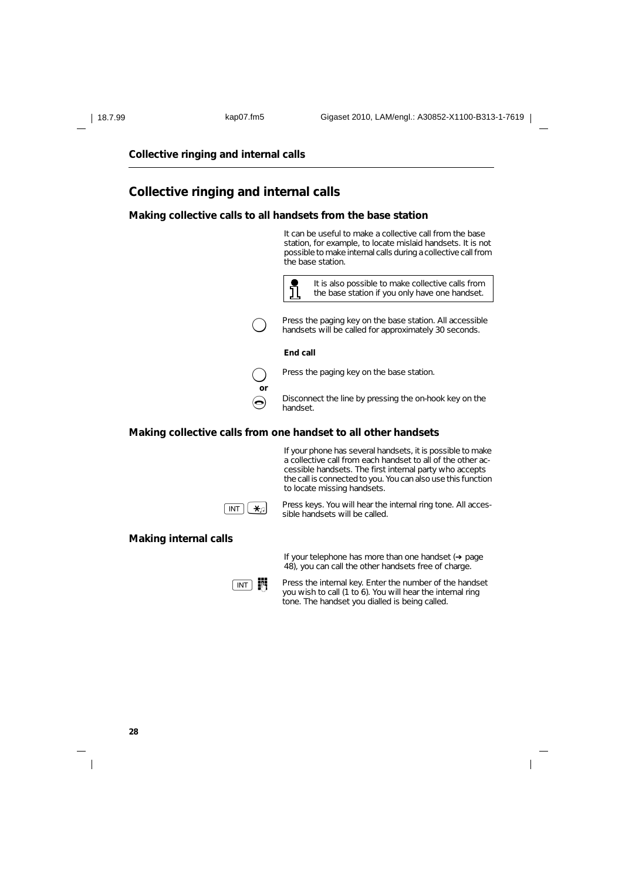# Collective ringing and internal calls

## Making collective calls to all handsets from the base station

It can be useful to make a collective call from the base station, for example, to locate mislaid handsets. It is not possible to make internal calls during a collective call from the base station.

> It is also possible to make collective calls from the base station if you only have one handset.

Press the paging key on the base station. All accessible handsets will be called for approximately 30 seconds.

**End call**

Press the paging key on the base station.

**or**

Disconnect the line by pressing the on-hook key on the handset.

## Making collective calls from one handset to all other handsets

If your phone has several handsets, it is possible to make a collective call from each handset to all of the other accessible handsets. The first internal party who accepts the call is connected to you. You can also use this function to locate missing handsets.

INT * Press keys. You will hear the internal ring tone. All accessible handsets will be called.

## Making internal calls

If your telephone has more than one handset (→ page 48), you can call the other handsets free of charge.

INT Press the internal key. Enter the number of the handset you wish to call (1 to 6). You will hear the internal ring tone. The handset you dialled is being called.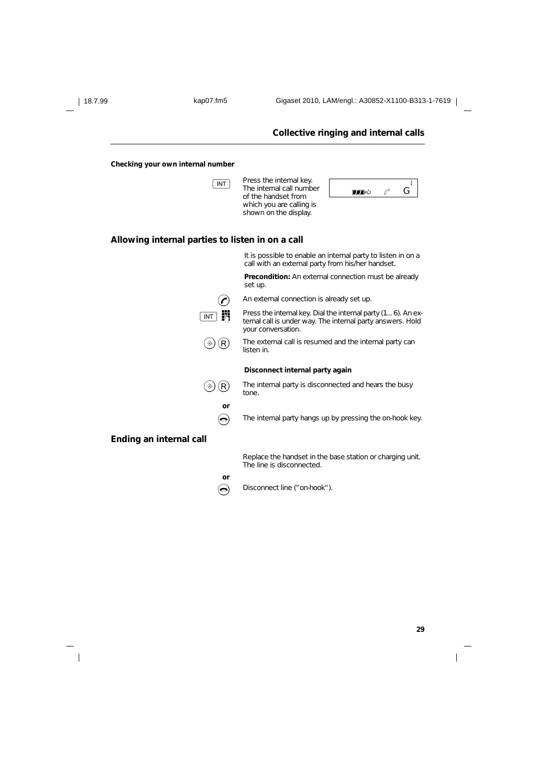# Collective ringing and internal calls

**Checking your own internal number**

[INT] Press the internal key. The internal call number of the handset from which you are calling is shown on the display.

## Allowing internal parties to listen in on a call

It is possible to enable an internal party to listen in on a call with an external party from his/her handset.

**Precondition:** An external connection must be already set up.

An external connection is already set up.

[INT] Press the internal key. Dial the internal party (1.. 6). An external call is under way. The internal party answers. Hold your conversation.

(R) The external call is resumed and the internal party can listen in.

**Disconnect internal party again**

(R) The internal party is disconnected and hears the busy tone.

**or**

The internal party hangs up by pressing the on-hook key.

## Ending an internal call

Replace the handset in the base station or charging unit. The line is disconnected.

**or**

Disconnect line ("on-hook").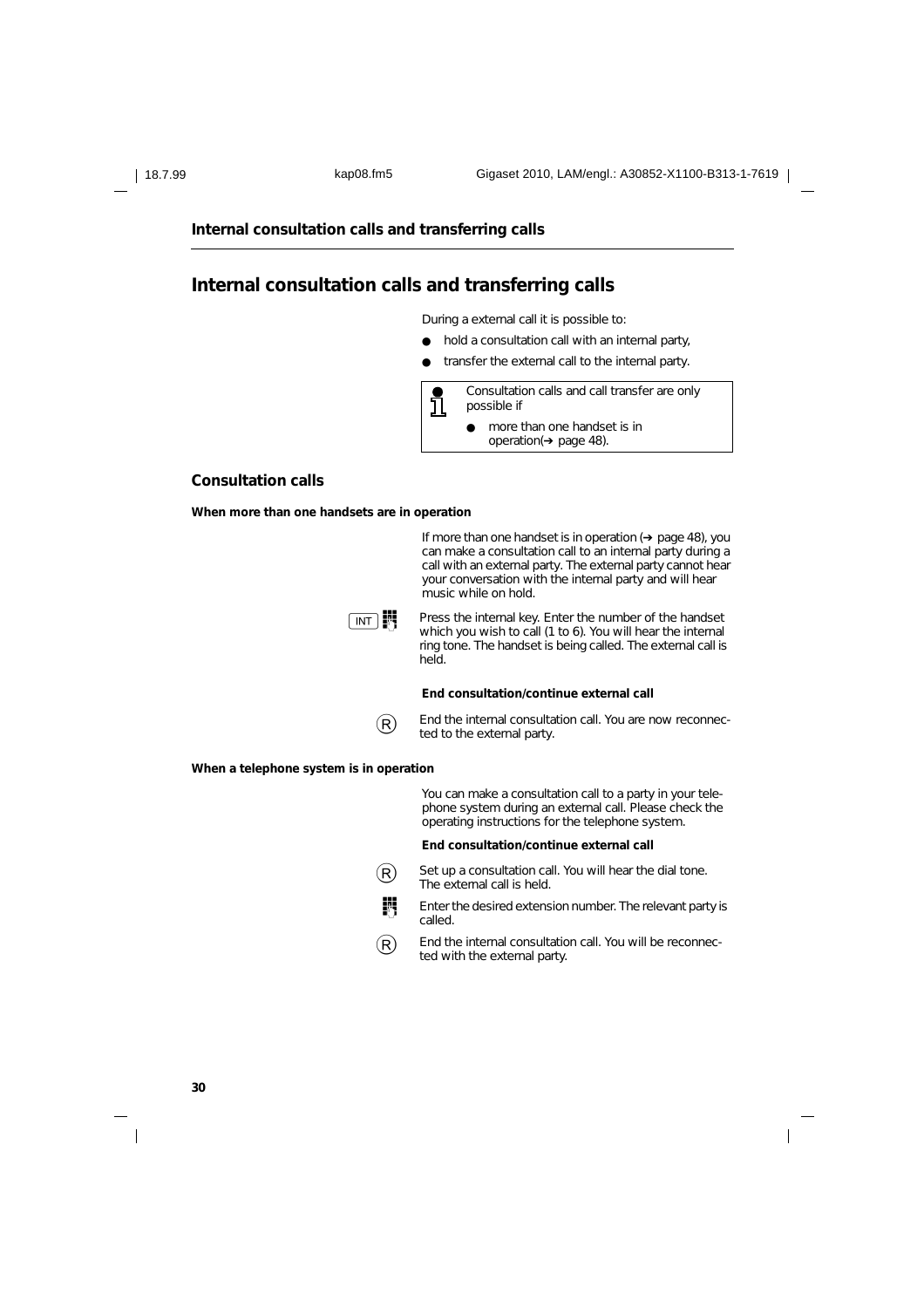# Internal consultation calls and transferring calls

During a external call it is possible to:

- hold a consultation call with an internal party,
- transfer the external call to the internal party.

> Consultation calls and call transfer are only possible if
> - more than one handset is in operation(➔ page 48).

## Consultation calls

### When more than one handsets are in operation

If more than one handset is in operation (➔ page 48), you can make a consultation call to an internal party during a call with an external party. The external party cannot hear your conversation with the internal party and will hear music while on hold.

INT Press the internal key. Enter the number of the handset which you wish to call (1 to 6). You will hear the internal ring tone. The handset is being called. The external call is held.

**End consultation/continue external call**

R End the internal consultation call. You are now reconnected to the external party.

### When a telephone system is in operation

You can make a consultation call to a party in your telephone system during an external call. Please check the operating instructions for the telephone system.

**End consultation/continue external call**

R Set up a consultation call. You will hear the dial tone. The external call is held.

Enter the desired extension number. The relevant party is called.

R End the internal consultation call. You will be reconnected with the external party.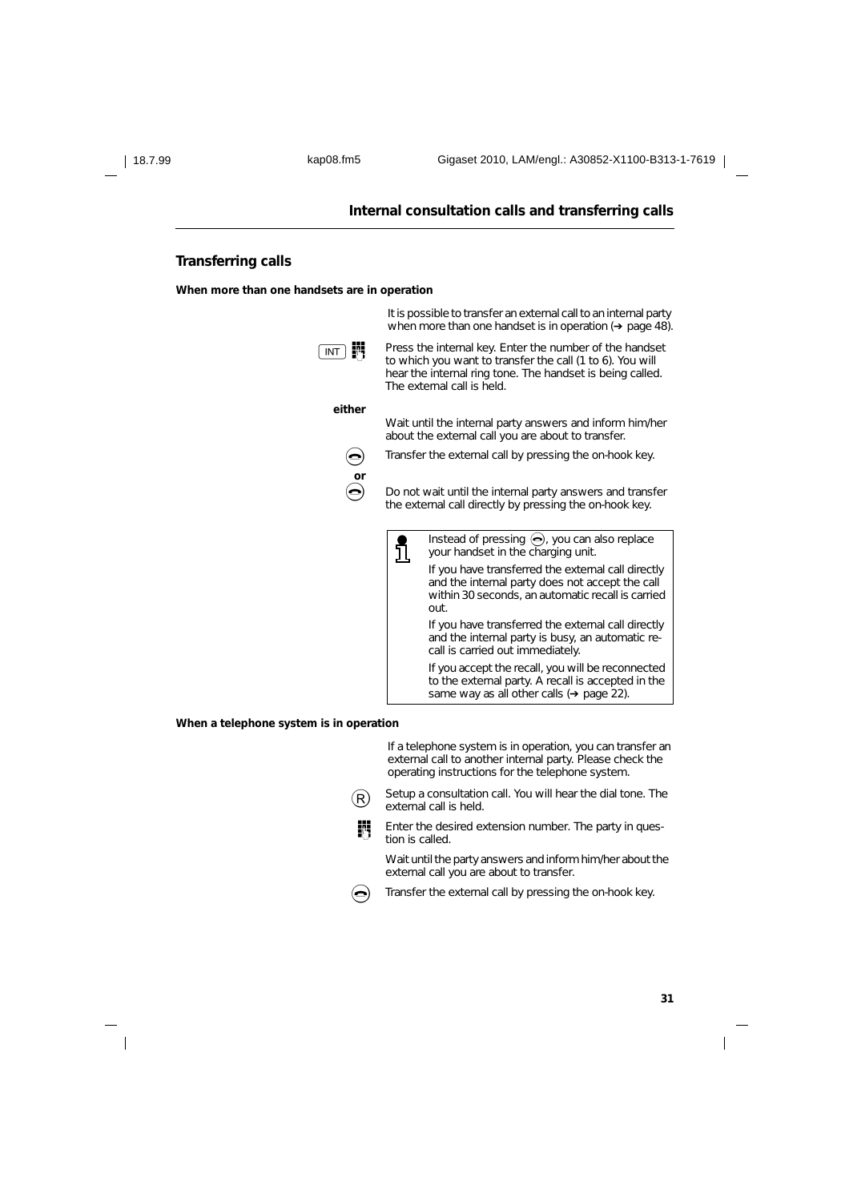## Transferring calls

**When more than one handsets are in operation**

It is possible to transfer an external call to an internal party when more than one handset is in operation (→ page 48).

INT Press the internal key. Enter the number of the handset to which you want to transfer the call (1 to 6). You will hear the internal ring tone. The handset is being called. The external call is held.

**either**

Wait until the internal party answers and inform him/her about the external call you are about to transfer.

Transfer the external call by pressing the on-hook key.

**or**

Do not wait until the internal party answers and transfer the external call directly by pressing the on-hook key.

> Instead of pressing the on-hook key, you can also replace your handset in the charging unit.
>
> If you have transferred the external call directly and the internal party does not accept the call within 30 seconds, an automatic recall is carried out.
>
> If you have transferred the external call directly and the internal party is busy, an automatic recall is carried out immediately.
>
> If you accept the recall, you will be reconnected to the external party. A recall is accepted in the same way as all other calls (→ page 22).

**When a telephone system is in operation**

If a telephone system is in operation, you can transfer an external call to another internal party. Please check the operating instructions for the telephone system.

R Setup a consultation call. You will hear the dial tone. The external call is held.

Enter the desired extension number. The party in question is called.

Wait until the party answers and inform him/her about the external call you are about to transfer.

Transfer the external call by pressing the on-hook key.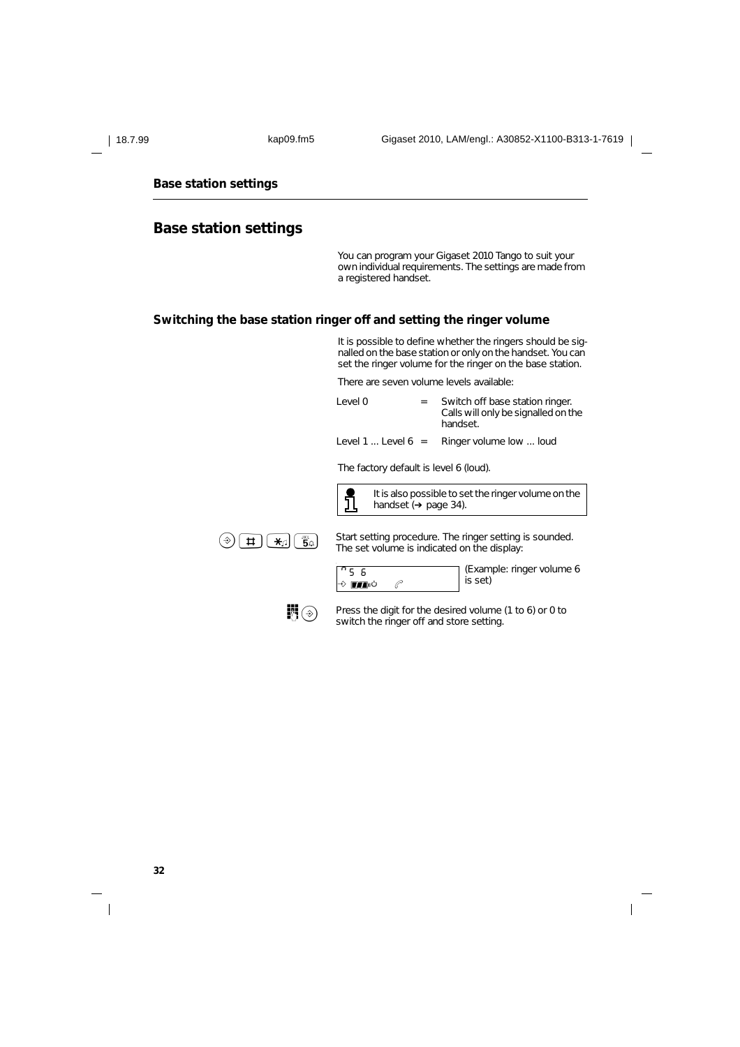# Base station settings

You can program your Gigaset 2010 Tango to suit your own individual requirements. The settings are made from a registered handset.

## Switching the base station ringer off and setting the ringer volume

It is possible to define whether the ringers should be signalled on the base station or only on the handset. You can set the ringer volume for the ringer on the base station.

There are seven volume levels available:

| | | |
|---|---|---|
| Level 0 | = | Switch off base station ringer. Calls will only be signalled on the handset. |
| Level 1 ... Level 6 | = | Ringer volume low ... loud |

The factory default is level 6 (loud).

> It is also possible to set the ringer volume on the handset (→ page 34).

⊛ # * 5 — Start setting procedure. The ringer setting is sounded. The set volume is indicated on the display:

```
5 6
```

(Example: ringer volume 6 is set)

⊛ — Press the digit for the desired volume (1 to 6) or 0 to switch the ringer off and store setting.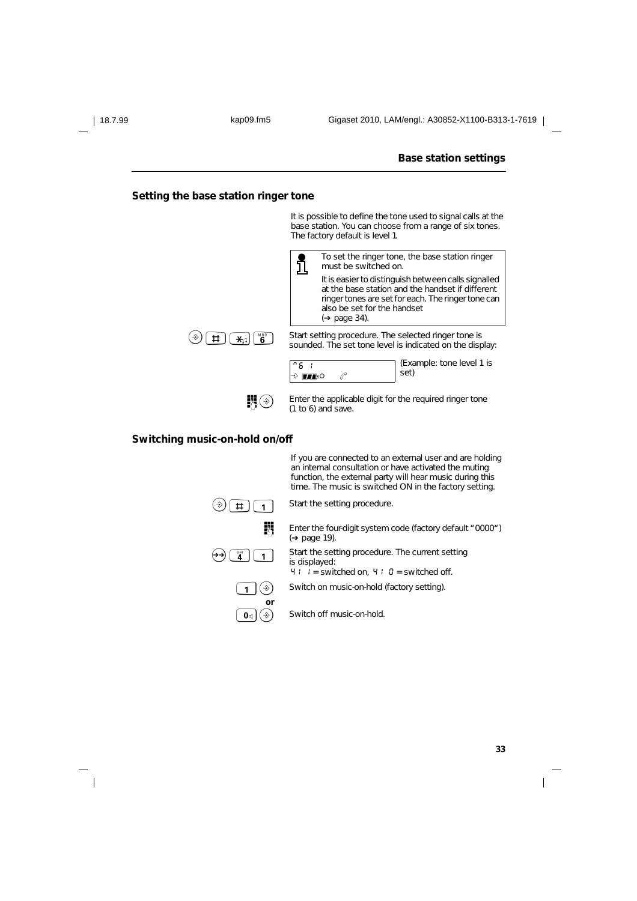## Base station settings

### Setting the base station ringer tone

It is possible to define the tone used to signal calls at the base station. You can choose from a range of six tones. The factory default is level 1.

> To set the ringer tone, the base station ringer must be switched on.
>
> It is easier to distinguish between calls signalled at the base station and the handset if different ringer tones are set for each. The ringer tone can also be set for the handset (➔ page 34).

[→] [#] [*] [6] Start setting procedure. The selected ringer tone is sounded. The set tone level is indicated on the display:

```
6 1
```

(Example: tone level 1 is set)

[keypad] [→] Enter the applicable digit for the required ringer tone (1 to 6) and save.

### Switching music-on-hold on/off

If you are connected to an external user and are holding an internal consultation or have activated the muting function, the external party will hear music during this time. The music is switched ON in the factory setting.

[→] [#] [1] Start the setting procedure.

[keypad] Enter the four-digit system code (factory default "0000") (➔ page 19).

[→→] [4] [1] Start the setting procedure. The current setting is displayed:
4 1 1 = switched on, 4 1 0 = switched off.

[1] [→] Switch on music-on-hold (factory setting).

**or**

[0] [→] Switch off music-on-hold.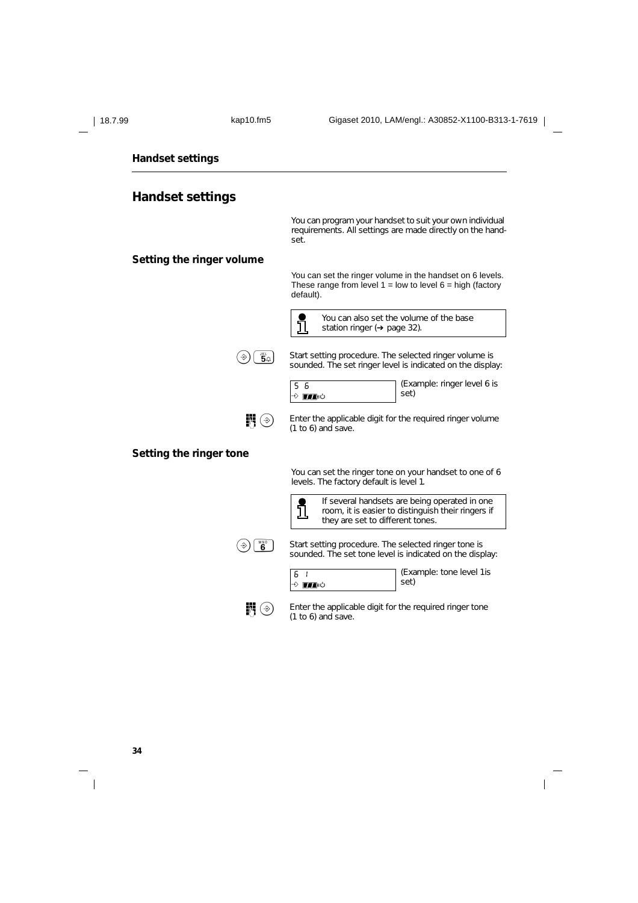# Handset settings

You can program your handset to suit your own individual requirements. All settings are made directly on the handset.

## Setting the ringer volume

You can set the ringer volume in the handset on 6 levels. These range from level 1 = low to level 6 = high (factory default).

> You can also set the volume of the base station ringer (➔ page 32).

Start setting procedure. The selected ringer volume is sounded. The set ringer level is indicated on the display:

```
5 6
```

(Example: ringer level 6 is set)

Enter the applicable digit for the required ringer volume (1 to 6) and save.

## Setting the ringer tone

You can set the ringer tone on your handset to one of 6 levels. The factory default is level 1.

> If several handsets are being operated in one room, it is easier to distinguish their ringers if they are set to different tones.

Start setting procedure. The selected ringer tone is sounded. The set tone level is indicated on the display:

```
6 1
```

(Example: tone level 1is set)

Enter the applicable digit for the required ringer tone (1 to 6) and save.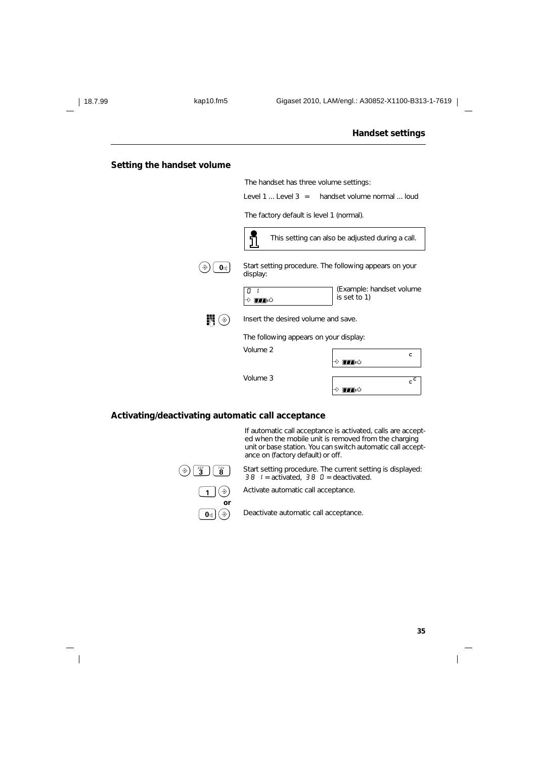## Handset settings

### Setting the handset volume

The handset has three volume settings:

Level 1 ... Level 3 = handset volume normal ... loud

The factory default is level 1 (normal).

> This setting can also be adjusted during a call.

⊕ 0 — Start setting procedure. The following appears on your display:

```
0  1
```

(Example: handset volume is set to 1)

⊕ — Insert the desired volume and save.

The following appears on your display:

Volume 2

```
c
```

Volume 3

```
c c
```

### Activating/deactivating automatic call acceptance

If automatic call acceptance is activated, calls are accepted when the mobile unit is removed from the charging unit or base station. You can switch automatic call acceptance on (factory default) or off.

⊕ 3 8 — Start setting procedure. The current setting is displayed: 38 1 = activated, 38 0 = deactivated.

1 ⊕ — Activate automatic call acceptance.

**or**

0 ⊕ — Deactivate automatic call acceptance.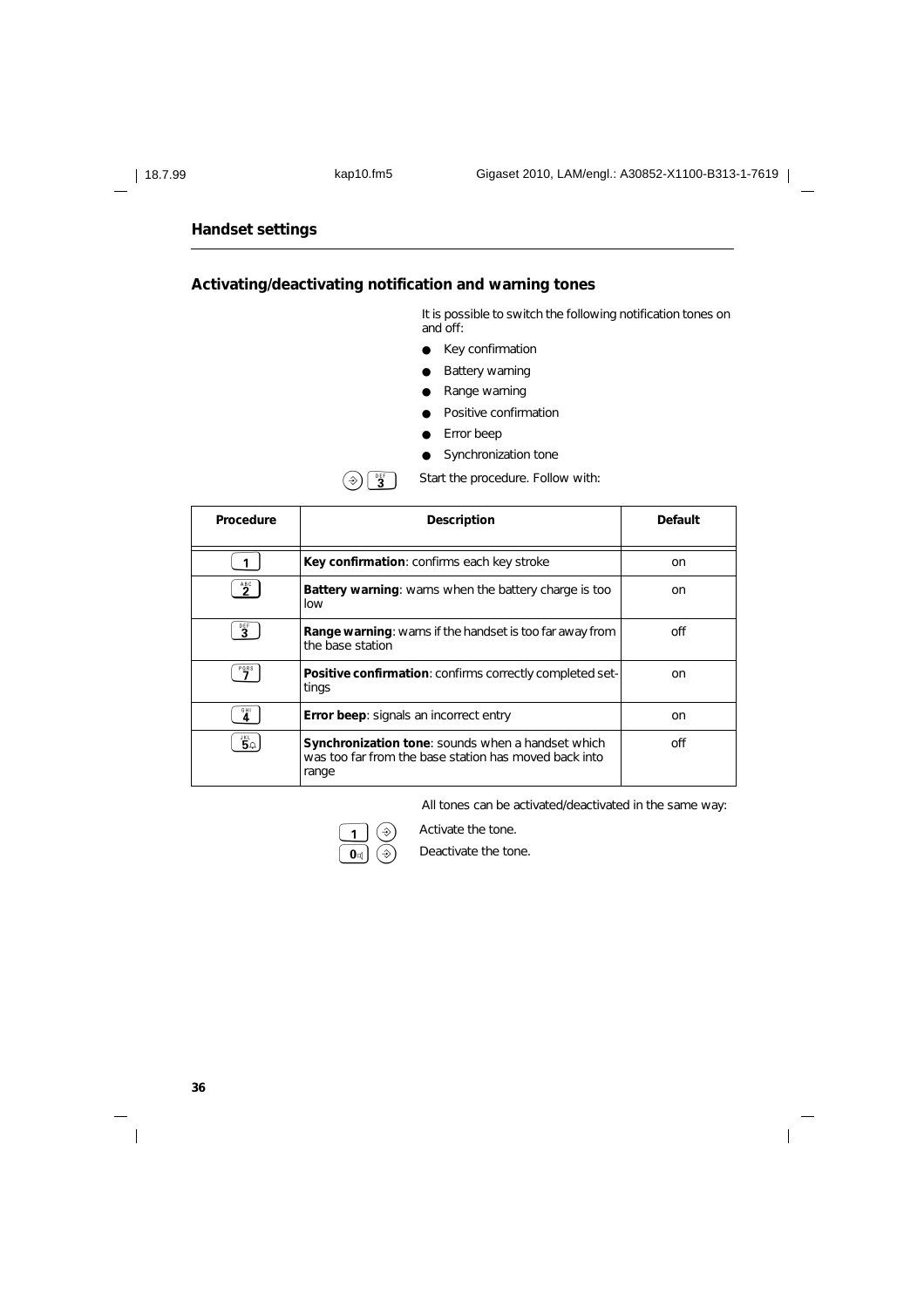## Handset settings

### Activating/deactivating notification and warning tones

It is possible to switch the following notification tones on and off:

- Key confirmation
- Battery warning
- Range warning
- Positive confirmation
- Error beep
- Synchronization tone

⊕ 3 Start the procedure. Follow with:

| Procedure | Description | Default |
|---|---|---|
| 1 | **Key confirmation**: confirms each key stroke | on |
| 2 | **Battery warning**: warns when the battery charge is too low | on |
| 3 | **Range warning**: warns if the handset is too far away from the base station | off |
| 7 | **Positive confirmation**: confirms correctly completed settings | on |
| 4 | **Error beep**: signals an incorrect entry | on |
| 5 | **Synchronization tone**: sounds when a handset which was too far from the base station has moved back into range | off |

All tones can be activated/deactivated in the same way:

1 ⊕ Activate the tone.

0 ⊕ Deactivate the tone.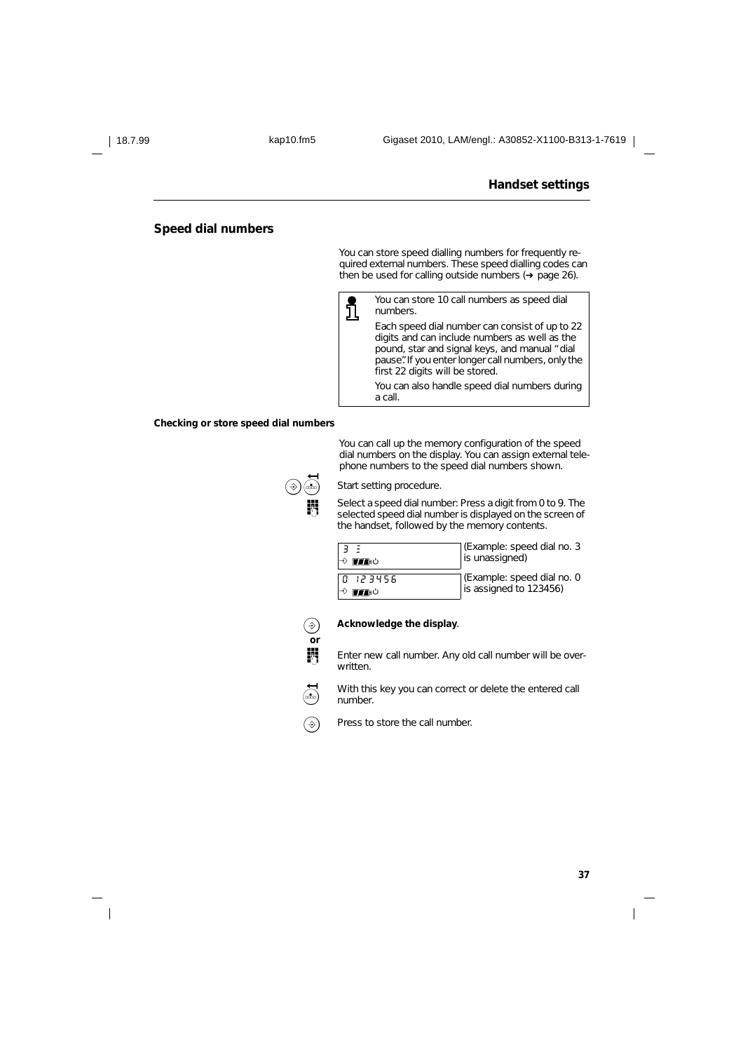## Speed dial numbers

You can store speed dialling numbers for frequently required external numbers. These speed dialling codes can then be used for calling outside numbers (➔ page 26).

> You can store 10 call numbers as speed dial numbers.
>
> Each speed dial number can consist of up to 22 digits and can include numbers as well as the pound, star and signal keys, and manual "dial pause". If you enter longer call numbers, only the first 22 digits will be stored.
>
> You can also handle speed dial numbers during a call.

**Checking or store speed dial numbers**

You can call up the memory configuration of the speed dial numbers on the display. You can assign external telephone numbers to the speed dial numbers shown.

Start setting procedure.

Select a speed dial number: Press a digit from 0 to 9. The selected speed dial number is displayed on the screen of the handset, followed by the memory contents.

| Display | Example |
|---|---|
| 3 = | (Example: speed dial no. 3 is unassigned) |
| 0 123456 | (Example: speed dial no. 0 is assigned to 123456) |

**Acknowledge the display**.

**or**

Enter new call number. Any old call number will be overwritten.

With this key you can correct or delete the entered call number.

Press to store the call number.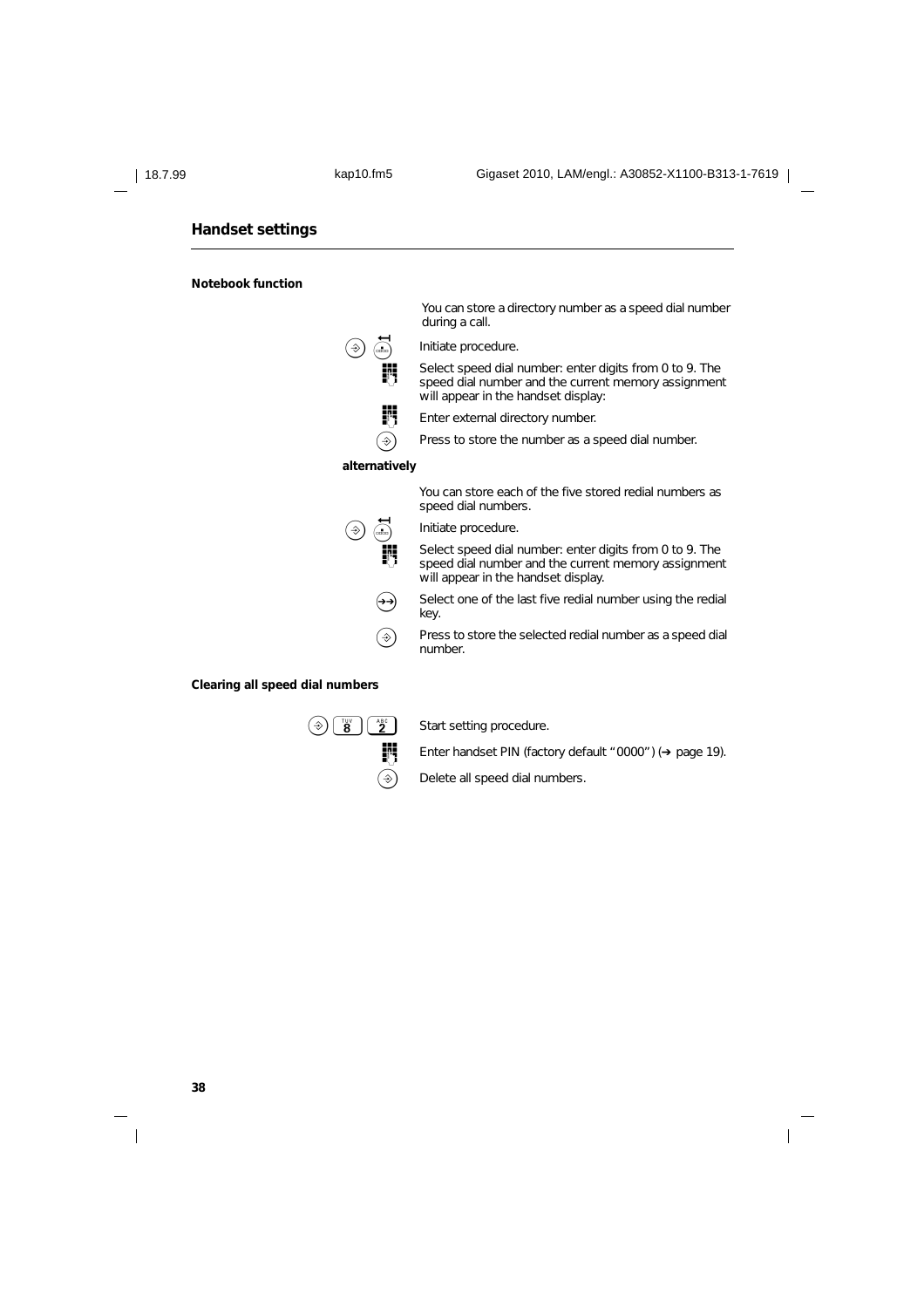## Handset settings

### Notebook function

You can store a directory number as a speed dial number during a call.

Initiate procedure.

Select speed dial number: enter digits from 0 to 9. The speed dial number and the current memory assignment will appear in the handset display:

Enter external directory number.

Press to store the number as a speed dial number.

**alternatively**

You can store each of the five stored redial numbers as speed dial numbers.

Initiate procedure.

Select speed dial number: enter digits from 0 to 9. The speed dial number and the current memory assignment will appear in the handset display.

Select one of the last five redial number using the redial key.

Press to store the selected redial number as a speed dial number.

### Clearing all speed dial numbers

8 2 Start setting procedure.

Enter handset PIN (factory default "0000") (➔ page 19).

Delete all speed dial numbers.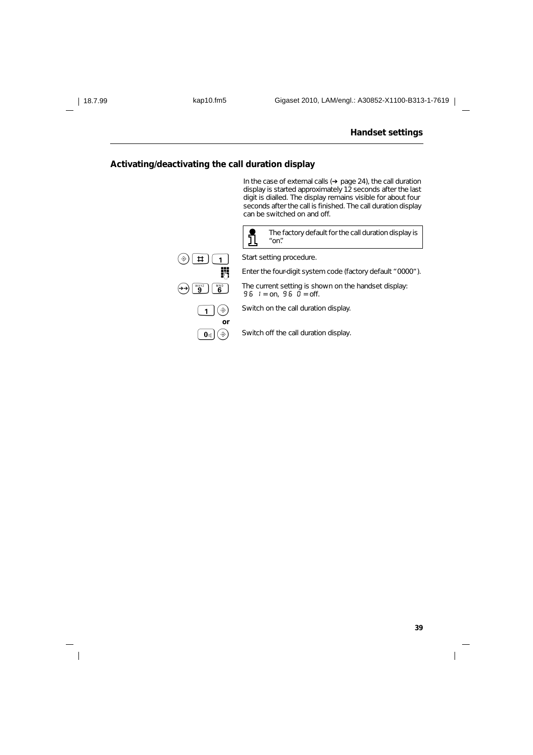## Activating/deactivating the call duration display

In the case of external calls (➔ page 24), the call duration display is started approximately 12 seconds after the last digit is dialled. The display remains visible for about four seconds after the call is finished. The call duration display can be switched on and off.

> The factory default for the call duration display is "on".

| Keys | Action |
|---|---|
| ⊕ # 1 | Start setting procedure. |
| (keypad) | Enter the four-digit system code (factory default "0000"). |
| ➔➔ 9 6 | The current setting is shown on the handset display: 96 1 = on, 96 0 = off. |
| 1 ⊕ | Switch on the call duration display. |
| **or** | |
| 0 ⊕ | Switch off the call duration display. |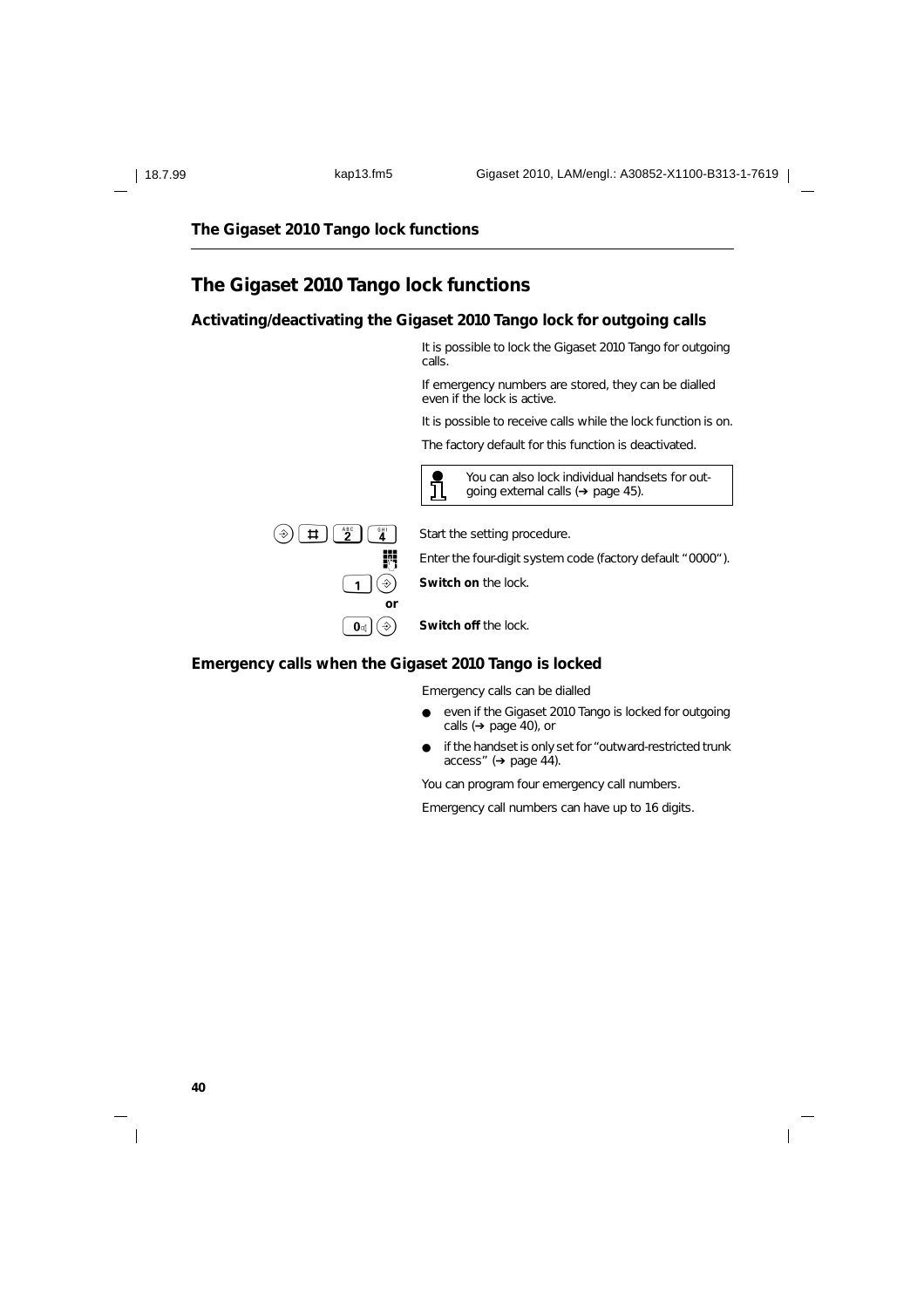## The Gigaset 2010 Tango lock functions

### Activating/deactivating the Gigaset 2010 Tango lock for outgoing calls

It is possible to lock the Gigaset 2010 Tango for outgoing calls.

If emergency numbers are stored, they can be dialled even if the lock is active.

It is possible to receive calls while the lock function is on.

The factory default for this function is deactivated.

> You can also lock individual handsets for outgoing external calls (➔ page 45).

| Keys | Action |
|---|---|
| ⊛ # 2 4 | Start the setting procedure. |
| (keypad) | Enter the four-digit system code (factory default “0000“). |
| 1 ⊛ | **Switch on** the lock. |
| **or** | |
| 0 ⊛ | **Switch off** the lock. |

### Emergency calls when the Gigaset 2010 Tango is locked

Emergency calls can be dialled

- even if the Gigaset 2010 Tango is locked for outgoing calls (➔ page 40), or
- if the handset is only set for “outward-restricted trunk access” (➔ page 44).

You can program four emergency call numbers.

Emergency call numbers can have up to 16 digits.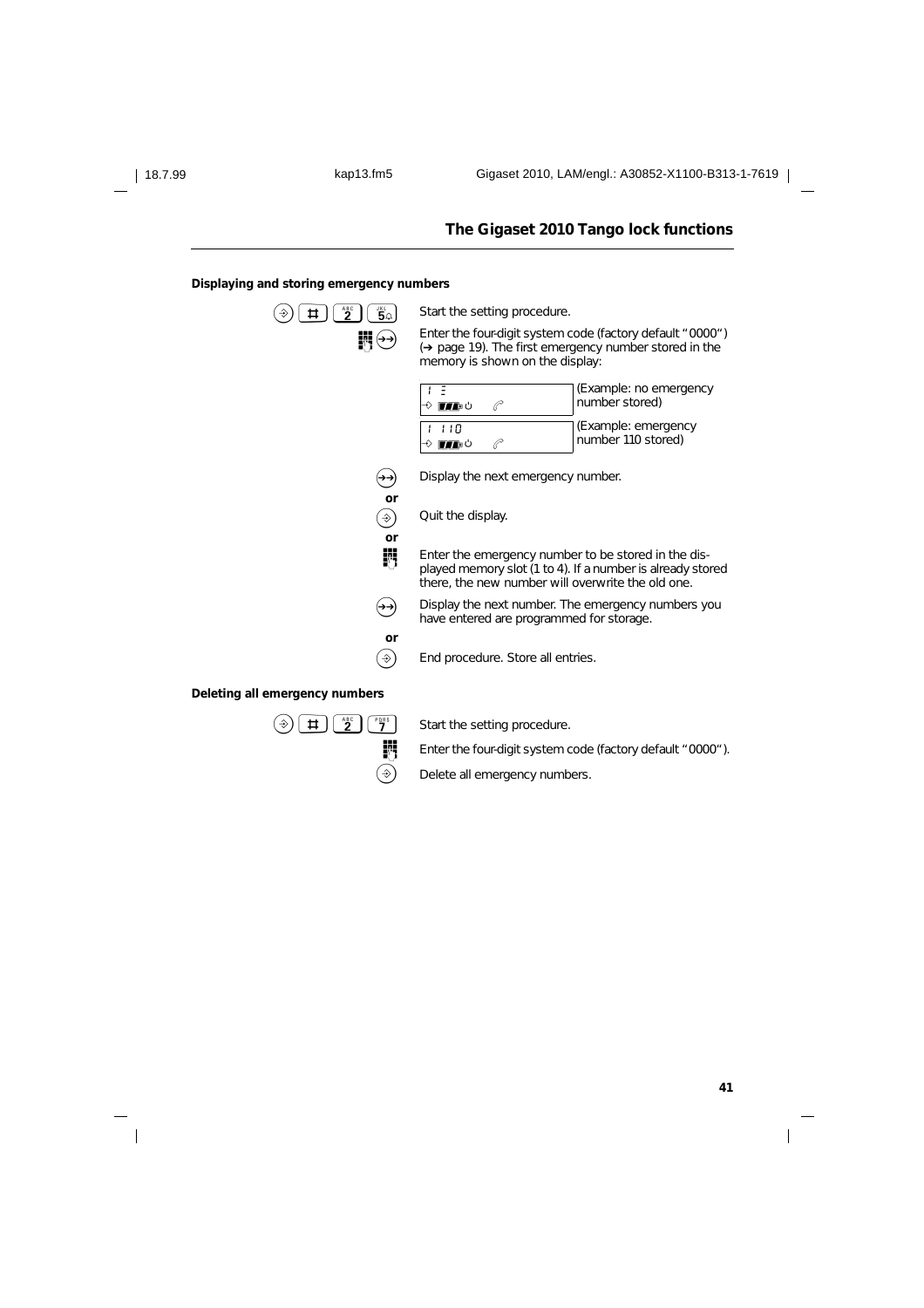## The Gigaset 2010 Tango lock functions

### Displaying and storing emergency numbers

| | |
|---|---|
| ⊛ # 2 5 | Start the setting procedure. |
| ▦ →→ | Enter the four-digit system code (factory default "0000") (➔ page 19). The first emergency number stored in the memory is shown on the display: |
| | `1 -` (Example: no emergency number stored) |
| | `1 110` (Example: emergency number 110 stored) |
| →→ | Display the next emergency number. |
| **or** | |
| ⊛ | Quit the display. |
| **or** | |
| ▦ | Enter the emergency number to be stored in the displayed memory slot (1 to 4). If a number is already stored there, the new number will overwrite the old one. |
| →→ | Display the next number. The emergency numbers you have entered are programmed for storage. |
| **or** | |
| ⊛ | End procedure. Store all entries. |

### Deleting all emergency numbers

| | |
|---|---|
| ⊛ # 2 7 | Start the setting procedure. |
| ▦ | Enter the four-digit system code (factory default "0000"). |
| ⊛ | Delete all emergency numbers. |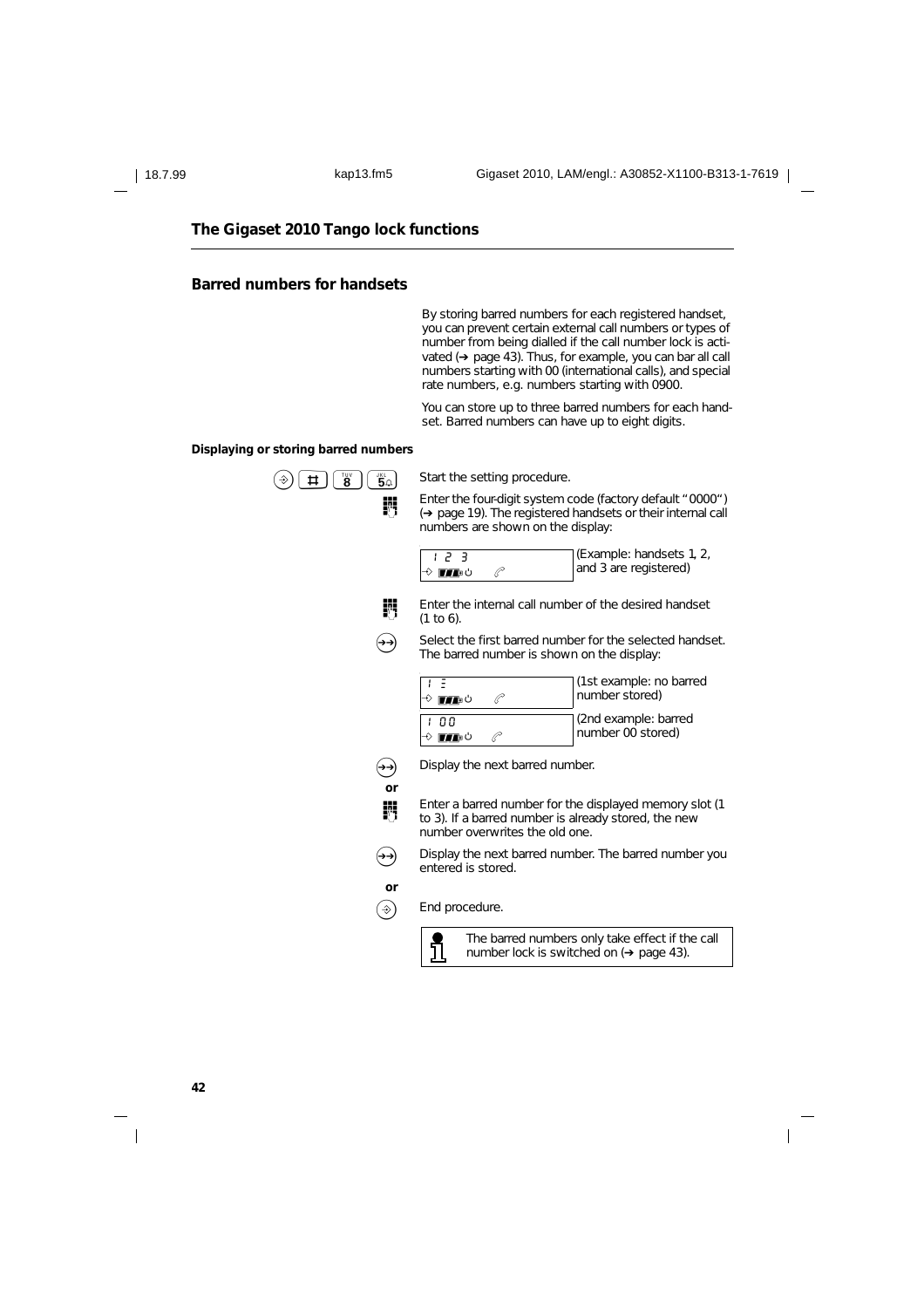## The Gigaset 2010 Tango lock functions

### Barred numbers for handsets

By storing barred numbers for each registered handset, you can prevent certain external call numbers or types of number from being dialled if the call number lock is activated (➔ page 43). Thus, for example, you can bar all call numbers starting with 00 (international calls), and special rate numbers, e.g. numbers starting with 0900.

You can store up to three barred numbers for each handset. Barred numbers can have up to eight digits.

**Displaying or storing barred numbers**

[⊕] [#] [8] [5] Start the setting procedure.

Enter the four-digit system code (factory default "0000") (➔ page 19). The registered handsets or their internal call numbers are shown on the display:

(Example: handsets 1, 2, and 3 are registered)

Enter the internal call number of the desired handset (1 to 6).

Select the first barred number for the selected handset. The barred number is shown on the display:

(1st example: no barred number stored)

(2nd example: barred number 00 stored)

Display the next barred number.

**or**

Enter a barred number for the displayed memory slot (1 to 3). If a barred number is already stored, the new number overwrites the old one.

Display the next barred number. The barred number you entered is stored.

**or**

End procedure.

The barred numbers only take effect if the call number lock is switched on (➔ page 43).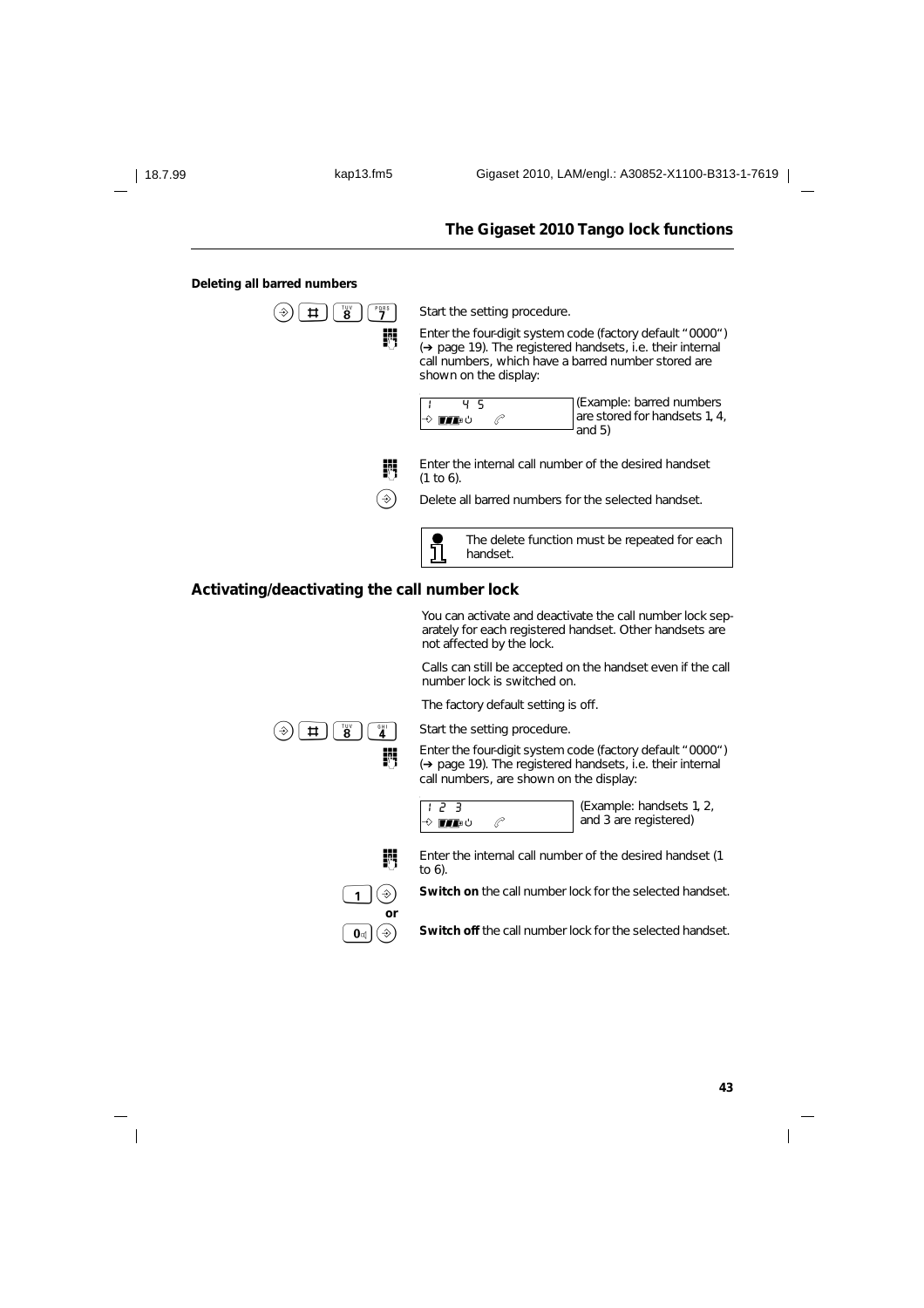## Deleting all barred numbers

| | |
|---|---|
| (→) [#] [8] [7] | Start the setting procedure. |
| | Enter the four-digit system code (factory default "0000") (➔ page 19). The registered handsets, i.e. their internal call numbers, which have a barred number stored are shown on the display: |
| | `1   4 5` (Example: barred numbers are stored for handsets 1, 4, and 5) |
| | Enter the internal call number of the desired handset (1 to 6). |
| (→) | Delete all barred numbers for the selected handset. |

The delete function must be repeated for each handset.

## Activating/deactivating the call number lock

You can activate and deactivate the call number lock separately for each registered handset. Other handsets are not affected by the lock.

Calls can still be accepted on the handset even if the call number lock is switched on.

The factory default setting is off.

| | |
|---|---|
| (→) [#] [8] [4] | Start the setting procedure. |
| | Enter the four-digit system code (factory default "0000") (➔ page 19). The registered handsets, i.e. their internal call numbers, are shown on the display: |
| | `1 2 3` (Example: handsets 1, 2, and 3 are registered) |
| | Enter the internal call number of the desired handset (1 to 6). |
| [1] (→) | **Switch on** the call number lock for the selected handset. |
| **or** | |
| [0] (→) | **Switch off** the call number lock for the selected handset. |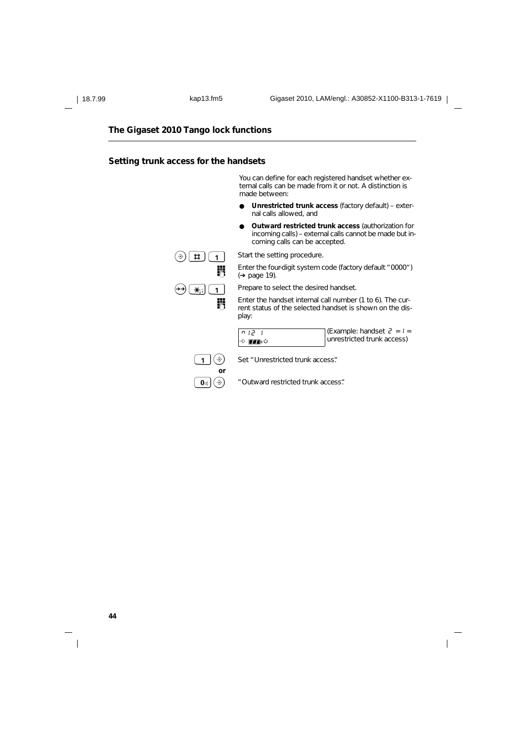## The Gigaset 2010 Tango lock functions

### Setting trunk access for the handsets

You can define for each registered handset whether external calls can be made from it or not. A distinction is made between:

- **Unrestricted trunk access** (factory default) – external calls allowed, and
- **Outward restricted trunk access** (authorization for incoming calls) – external calls cannot be made but incoming calls can be accepted.

| Key | Action |
|---|---|
| ⊕ # 1 | Start the setting procedure. |
| ⠿ | Enter the four-digit system code (factory default "0000") (➔ page 19). |
| ⊕⊕ * 1 | Prepare to select the desired handset. |
| ⠿ | Enter the handset internal call number (1 to 6). The current status of the selected handset is shown on the display: |

```
n 12  1
→  ▮▮▮ ⏻
```

(Example: handset 2 = 1 = unrestricted trunk access)

| Key | Action |
|---|---|
| 1 ⊕ | Set "Unrestricted trunk access". |
| **or** | |
| 0 ⊕ | "Outward restricted trunk access". |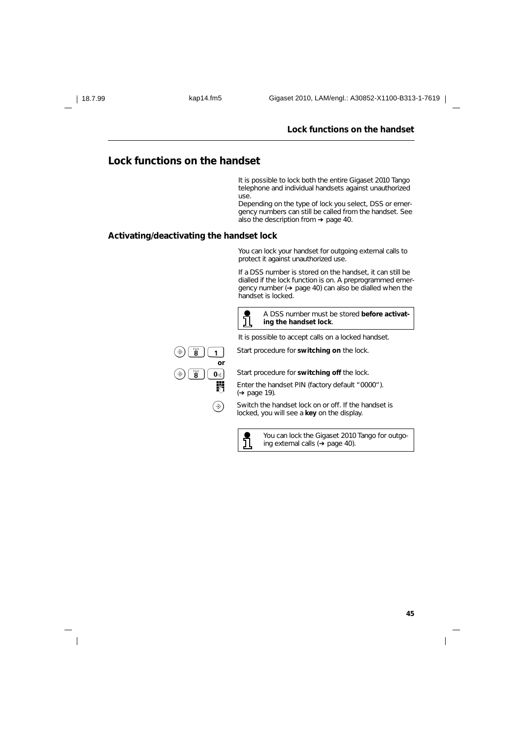# Lock functions on the handset

It is possible to lock both the entire Gigaset 2010 Tango telephone and individual handsets against unauthorized use.
Depending on the type of lock you select, DSS or emergency numbers can still be called from the handset. See also the description from ➔ page 40.

## Activating/deactivating the handset lock

You can lock your handset for outgoing external calls to protect it against unauthorized use.

If a DSS number is stored on the handset, it can still be dialled if the lock function is on. A preprogrammed emergency number (➔ page 40) can also be dialled when the handset is locked.

> A DSS number must be stored **before activating the handset lock**.

It is possible to accept calls on a locked handset.

| Keys | Action |
|---|---|
| ⊛ 8 1 | Start procedure for **switching on** the lock. |
| **or** | |
| ⊛ 8 0 | Start procedure for **switching off** the lock. |
| (keypad) | Enter the handset PIN (factory default "0000"). (➔ page 19). |
| ⊛ | Switch the handset lock on or off. If the handset is locked, you will see a **key** on the display. |

> You can lock the Gigaset 2010 Tango for outgoing external calls (➔ page 40).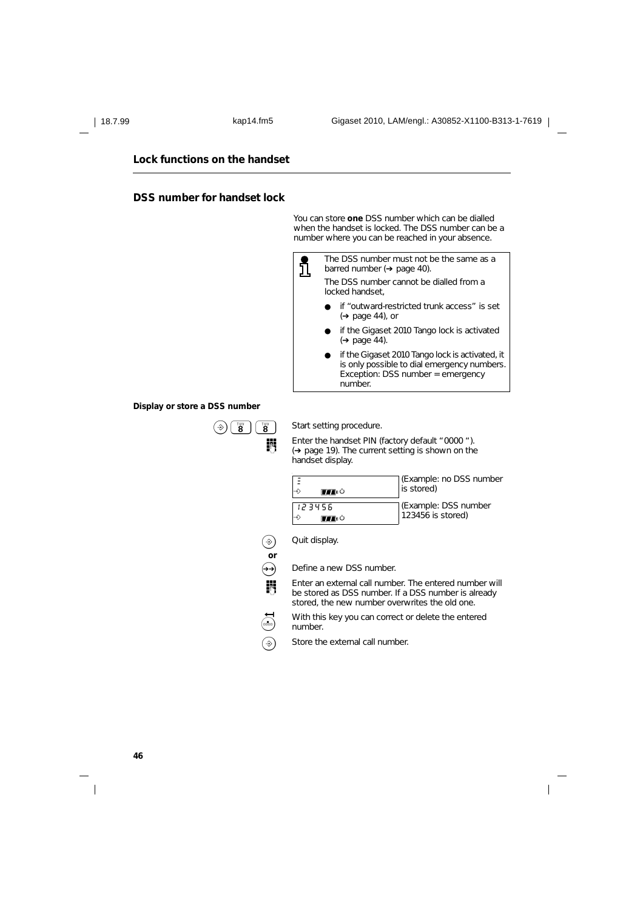## Lock functions on the handset

### DSS number for handset lock

You can store **one** DSS number which can be dialled when the handset is locked. The DSS number can be a number where you can be reached in your absence.

> The DSS number must not be the same as a barred number (➔ page 40).
>
> The DSS number cannot be dialled from a locked handset,
>
> - if "outward-restricted trunk access" is set (➔ page 44), or
> - if the Gigaset 2010 Tango lock is activated (➔ page 44).
> - if the Gigaset 2010 Tango lock is activated, it is only possible to dial emergency numbers. Exception: DSS number = emergency number.

#### Display or store a DSS number

| Key | Action |
|---|---|
| ⊛ 8 8 | Start setting procedure. |
| Keypad | Enter the handset PIN (factory default "0000 "). (➔ page 19). The current setting is shown on the handset display. |

| Display | Description |
|---|---|
| – | (Example: no DSS number is stored) |
| 123456 | (Example: DSS number 123456 is stored) |

| Key | Action |
|---|---|
| ⊛ | Quit display. |
| **or** | |
| ⊛⊛ | Define a new DSS number. |
| Keypad | Enter an external call number. The entered number will be stored as DSS number. If a DSS number is already stored, the new number overwrites the old one. |
| ← | With this key you can correct or delete the entered number. |
| ⊛ | Store the external call number. |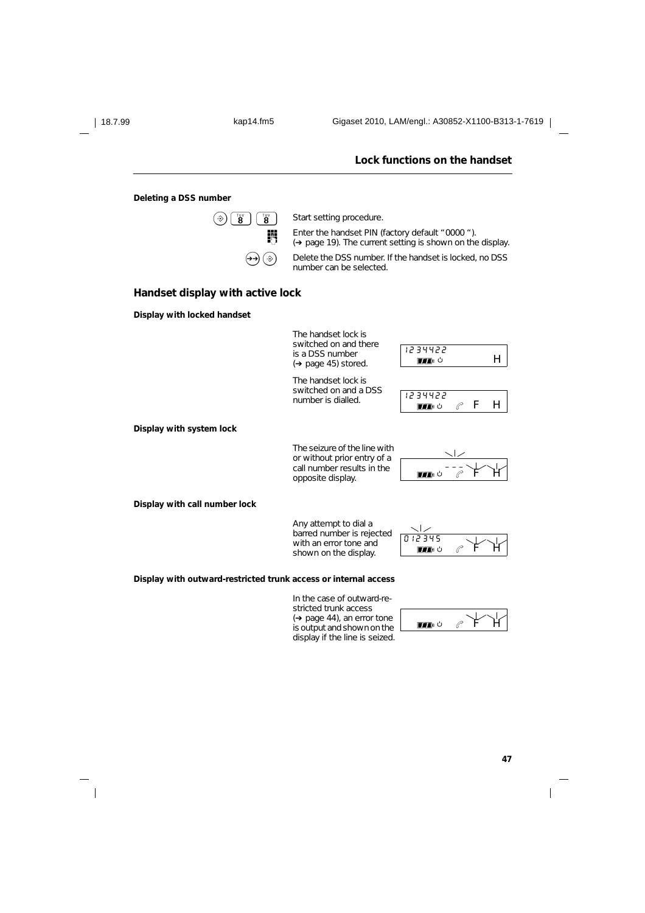## Lock functions on the handset

**Deleting a DSS number**

| | |
|---|---|
| (⊕) [8] [8] | Start setting procedure. |
| ▦ | Enter the handset PIN (factory default "0000"). (➔ page 19). The current setting is shown on the display. |
| (→→) (⊕) | Delete the DSS number. If the handset is locked, no DSS number can be selected. |

## Handset display with active lock

**Display with locked handset**

The handset lock is switched on and there is a DSS number (➔ page 45) stored.

```
1234422
▮▮▮ ⏻               H
```

The handset lock is switched on and a DSS number is dialled.

```
1234422
▮▮▮ ⏻        ✆  F   H
```

**Display with system lock**

The seizure of the line with or without prior entry of a call number results in the opposite display.

```
              ---
▮▮▮ ⏻        ✆  F   H
```

**Display with call number lock**

Any attempt to dial a barred number is rejected with an error tone and shown on the display.

```
012345
▮▮▮ ⏻        ✆  F   H
```

**Display with outward-restricted trunk access or internal access**

In the case of outward-restricted trunk access (➔ page 44), an error tone is output and shown on the display if the line is seized.

```
▮▮▮ ⏻        ✆  F   H
```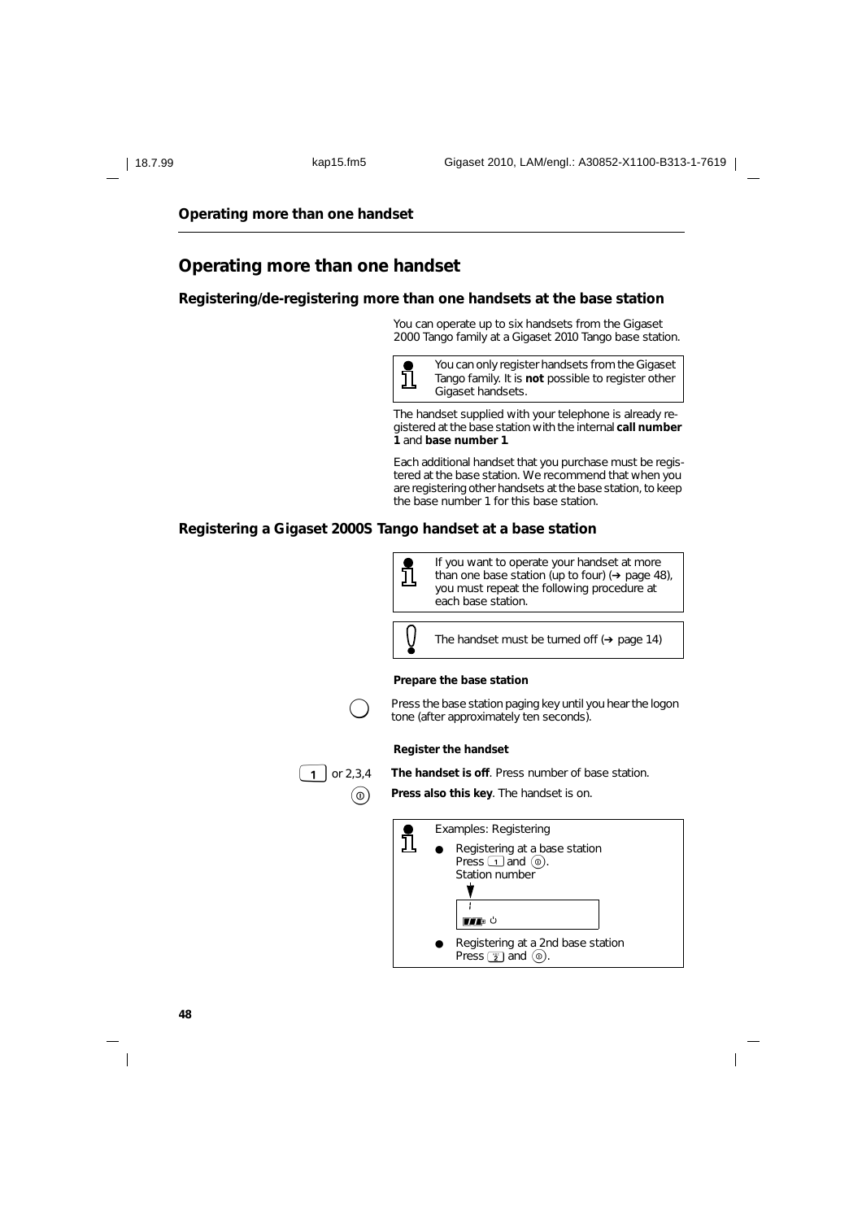# Operating more than one handset

## Registering/de-registering more than one handsets at the base station

You can operate up to six handsets from the Gigaset 2000 Tango family at a Gigaset 2010 Tango base station.

> You can only register handsets from the Gigaset Tango family. It is **not** possible to register other Gigaset handsets.

The handset supplied with your telephone is already registered at the base station with the internal **call number 1** and **base number 1**.

Each additional handset that you purchase must be registered at the base station. We recommend that when you are registering other handsets at the base station, to keep the base number 1 for this base station.

## Registering a Gigaset 2000S Tango handset at a base station

> If you want to operate your handset at more than one base station (up to four) (➔ page 48), you must repeat the following procedure at each base station.

> The handset must be turned off (➔ page 14)

**Prepare the base station**

Press the base station paging key until you hear the logon tone (after approximately ten seconds).

**Register the handset**

| | |
|---|---|
| 1 or 2,3,4 | **The handset is off**. Press number of base station. |
| ⓪ | **Press also this key**. The handset is on. |

> Examples: Registering
>
> - Registering at a base station
>   Press 1 and ⓪.
>   Station number
> - Registering at a 2nd base station
>   Press 2 and ⓪.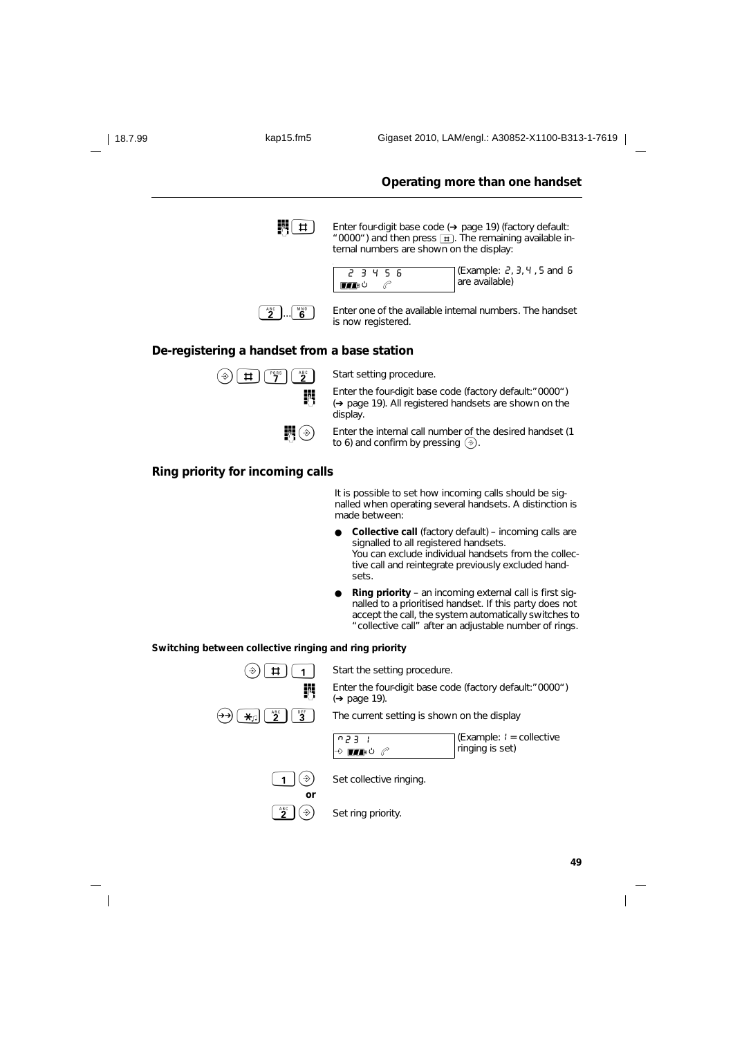## Operating more than one handset

[keypad] [#] Enter four-digit base code (➔ page 19) (factory default: "0000") and then press [#]. The remaining available internal numbers are shown on the display:

```
 2 3 4 5 6
```

(Example: 2, 3, 4 , 5 and 6 are available)

[2]...[6] Enter one of the available internal numbers. The handset is now registered.

## De-registering a handset from a base station

[⊕] [#] [7] [2] Start setting procedure.

[keypad] Enter the four-digit base code (factory default:"0000") (➔ page 19). All registered handsets are shown on the display.

[keypad] [⊕] Enter the internal call number of the desired handset (1 to 6) and confirm by pressing [⊕].

## Ring priority for incoming calls

It is possible to set how incoming calls should be signalled when operating several handsets. A distinction is made between:

- **Collective call** (factory default) – incoming calls are signalled to all registered handsets. You can exclude individual handsets from the collective call and reintegrate previously excluded handsets.
- **Ring priority** – an incoming external call is first signalled to a prioritised handset. If this party does not accept the call, the system automatically switches to "collective call" after an adjustable number of rings.

### Switching between collective ringing and ring priority

[⊕] [#] [1] Start the setting procedure.

[keypad] Enter the four-digit base code (factory default:"0000") (➔ page 19).

[⊕⊕] [*] [2] [3] The current setting is shown on the display

```
n23 1
```

(Example: 1 = collective ringing is set)

[1] [⊕] Set collective ringing.

**or**

[2] [⊕] Set ring priority.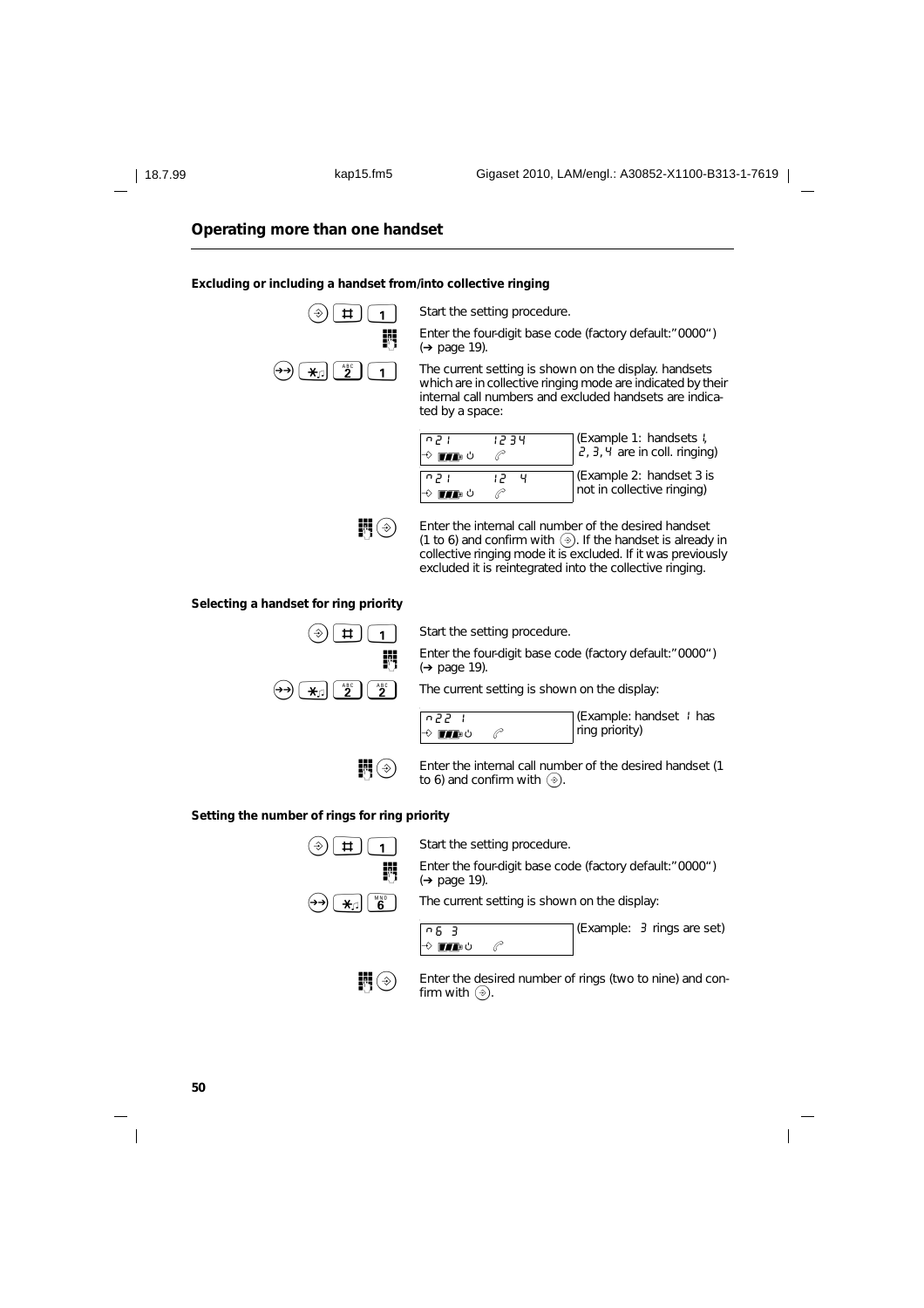## Operating more than one handset

### Excluding or including a handset from/into collective ringing

| Keys | Description |
|---|---|
| ⊛ # 1 | Start the setting procedure. |
| (keypad) | Enter the four-digit base code (factory default:"0000") (➔ page 19). |
| ⊛⊛ * 2 1 | The current setting is shown on the display. handsets which are in collective ringing mode are indicated by their internal call numbers and excluded handsets are indicated by a space: |

```
n21        1234
```
(Example 1: handsets 1, 2, 3, 4 are in coll. ringing)

```
n21        12 4
```
(Example 2: handset 3 is not in collective ringing)

| Keys | Description |
|---|---|
| (keypad) ⊛ | Enter the internal call number of the desired handset (1 to 6) and confirm with ⊛. If the handset is already in collective ringing mode it is excluded. If it was previously excluded it is reintegrated into the collective ringing. |

### Selecting a handset for ring priority

| Keys | Description |
|---|---|
| ⊛ # 1 | Start the setting procedure. |
| (keypad) | Enter the four-digit base code (factory default:"0000") (➔ page 19). |
| ⊛⊛ * 2 2 | The current setting is shown on the display: |

```
n22  1
```
(Example: handset 1 has ring priority)

| Keys | Description |
|---|---|
| (keypad) ⊛ | Enter the internal call number of the desired handset (1 to 6) and confirm with ⊛. |

### Setting the number of rings for ring priority

| Keys | Description |
|---|---|
| ⊛ # 1 | Start the setting procedure. |
| (keypad) | Enter the four-digit base code (factory default:"0000") (➔ page 19). |
| ⊛⊛ * 6 | The current setting is shown on the display: |

```
n6  3
```
(Example: 3 rings are set)

| Keys | Description |
|---|---|
| (keypad) ⊛ | Enter the desired number of rings (two to nine) and confirm with ⊛. |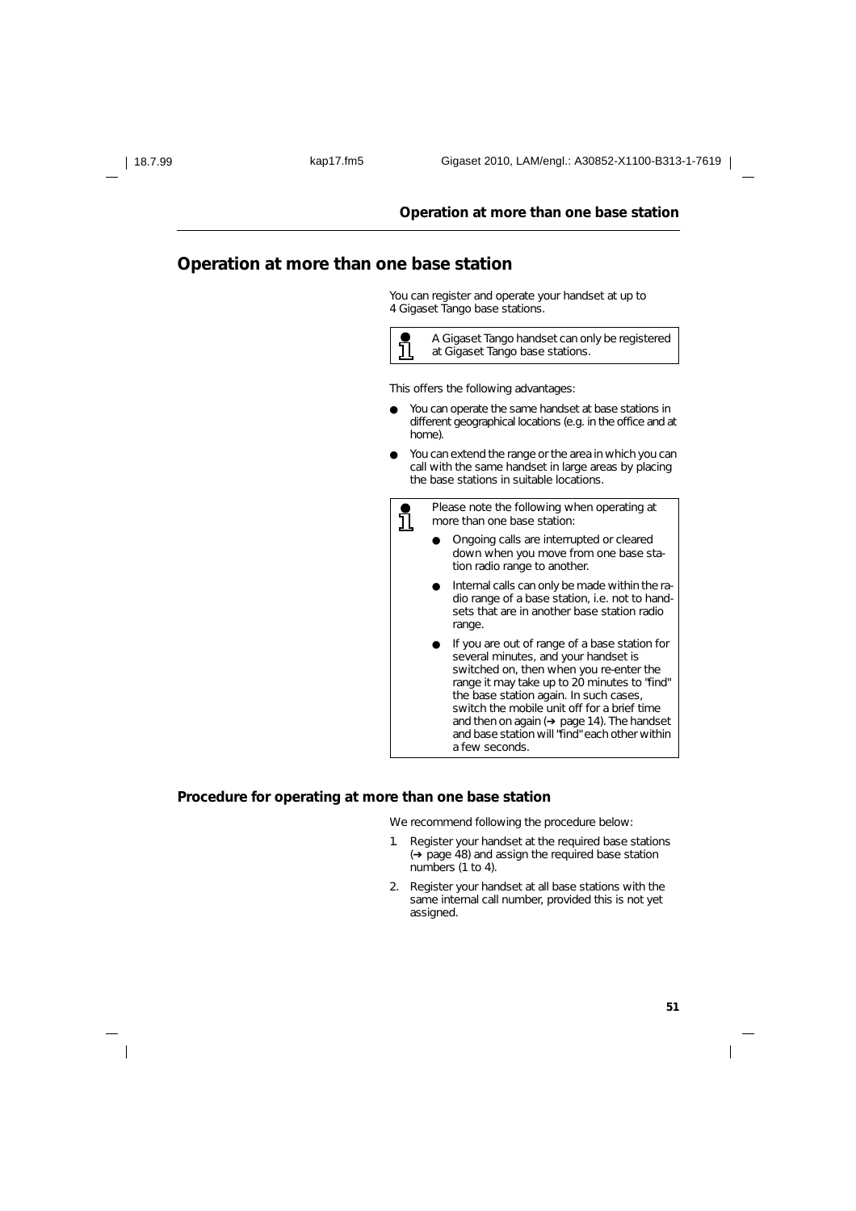# Operation at more than one base station

You can register and operate your handset at up to 4 Gigaset Tango base stations.

> A Gigaset Tango handset can only be registered at Gigaset Tango base stations.

This offers the following advantages:

- You can operate the same handset at base stations in different geographical locations (e.g. in the office and at home).
- You can extend the range or the area in which you can call with the same handset in large areas by placing the base stations in suitable locations.

> Please note the following when operating at more than one base station:
>
> - Ongoing calls are interrupted or cleared down when you move from one base station radio range to another.
> - Internal calls can only be made within the radio range of a base station, i.e. not to handsets that are in another base station radio range.
> - If you are out of range of a base station for several minutes, and your handset is switched on, then when you re-enter the range it may take up to 20 minutes to "find" the base station again. In such cases, switch the mobile unit off for a brief time and then on again (➔ page 14). The handset and base station will "find" each other within a few seconds.

## Procedure for operating at more than one base station

We recommend following the procedure below:

1. Register your handset at the required base stations (➔ page 48) and assign the required base station numbers (1 to 4).
2. Register your handset at all base stations with the same internal call number, provided this is not yet assigned.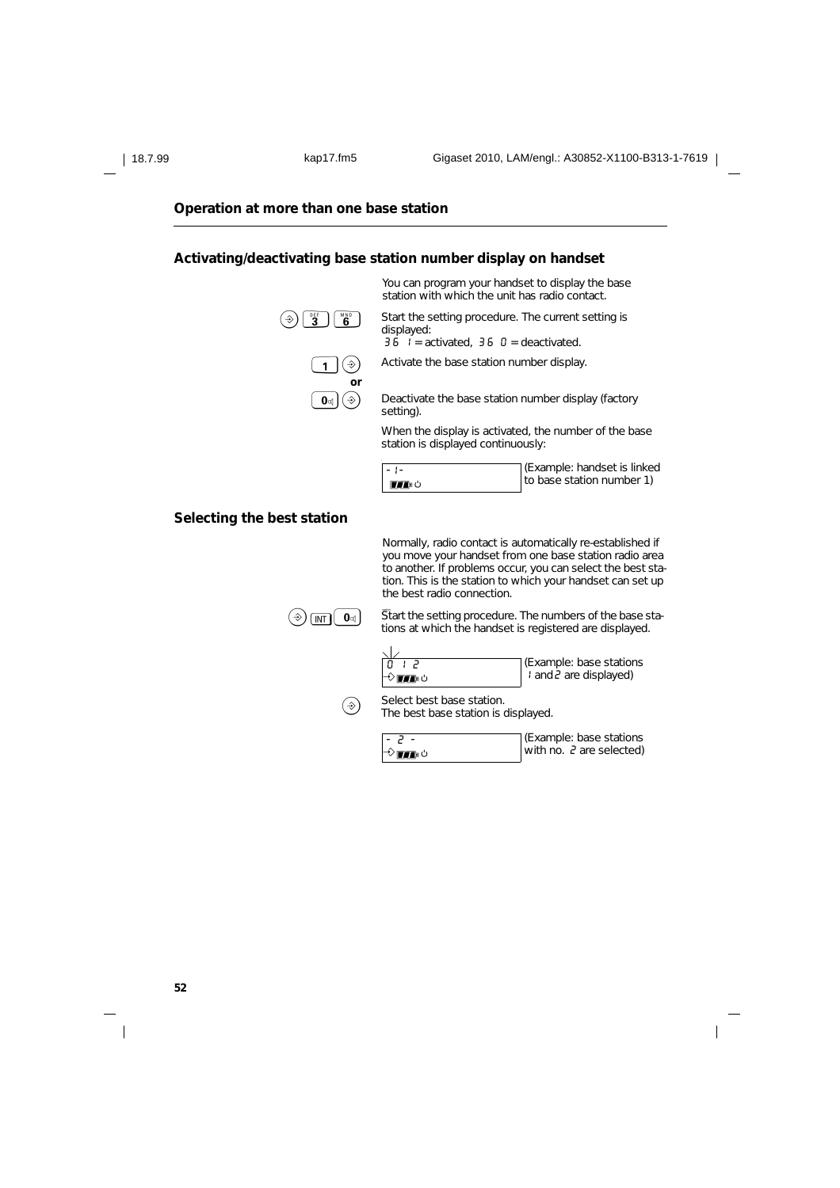## Operation at more than one base station

### Activating/deactivating base station number display on handset

You can program your handset to display the base station with which the unit has radio contact.

[⊕] [3 DEF] [6 MNO] Start the setting procedure. The current setting is displayed:
36 1 = activated, 36 0 = deactivated.

[1] [⊕] Activate the base station number display.

**or**

[0] [⊕] Deactivate the base station number display (factory setting).

When the display is activated, the number of the base station is displayed continuously:

| - 1 - | (Example: handset is linked to base station number 1) |
|---|---|

### Selecting the best station

Normally, radio contact is automatically re-established if you move your handset from one base station radio area to another. If problems occur, you can select the best station. This is the station to which your handset can set up the best radio connection.

[⊕] [INT] [0] Start the setting procedure. The numbers of the base stations at which the handset is registered are displayed.

| 0 1 2 | (Example: base stations 1 and 2 are displayed) |
|---|---|

[⊕] Select best base station.
The best base station is displayed.

| - 2 - | (Example: base stations with no. 2 are selected) |
|---|---|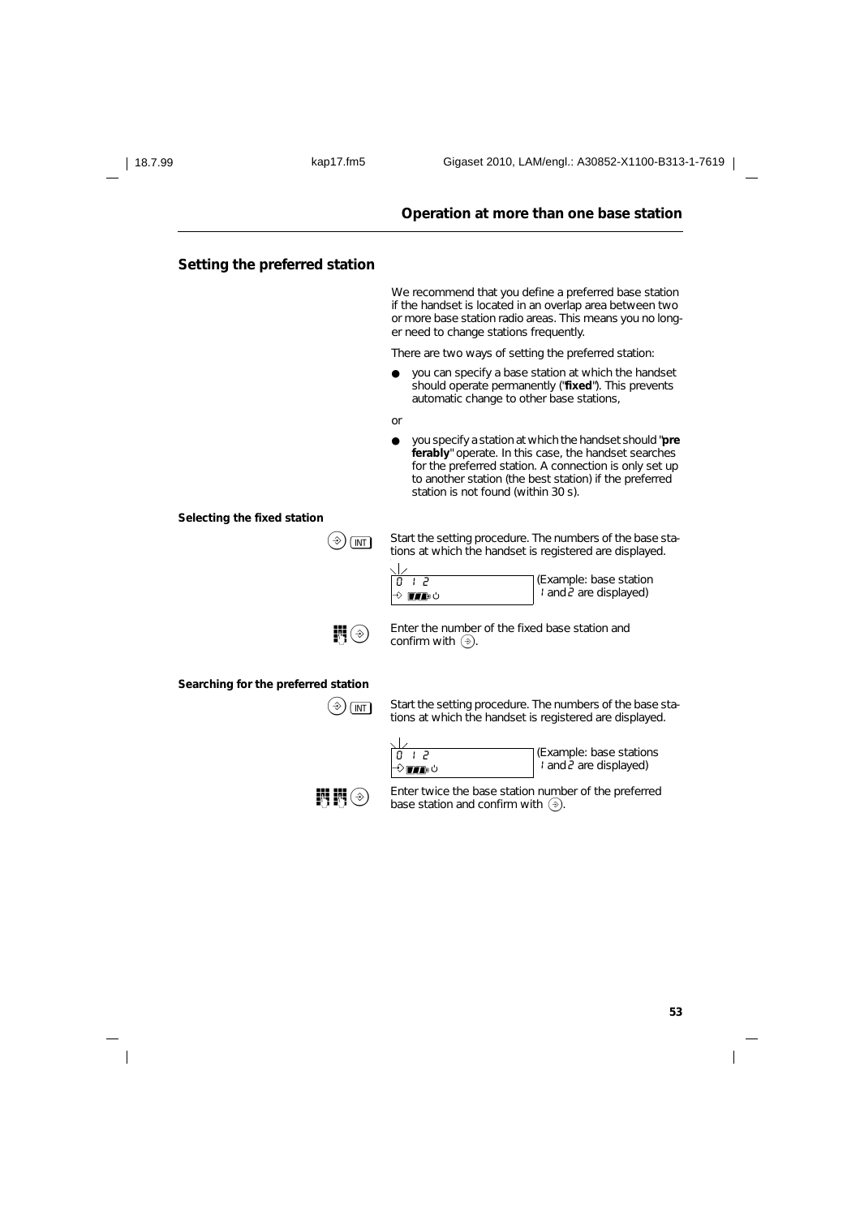## Operation at more than one base station

### Setting the preferred station

We recommend that you define a preferred base station if the handset is located in an overlap area between two or more base station radio areas. This means you no longer need to change stations frequently.

There are two ways of setting the preferred station:

- you can specify a base station at which the handset should operate permanently ("**fixed**"). This prevents automatic change to other base stations,

or

- you specify a station at which the handset should "**preferably**" operate. In this case, the handset searches for the preferred station. A connection is only set up to another station (the best station) if the preferred station is not found (within 30 s).

**Selecting the fixed station**

⊕ INT — Start the setting procedure. The numbers of the base stations at which the handset is registered are displayed.

0 1 2 (Example: base station 1 and 2 are displayed)

Enter the number of the fixed base station and confirm with ⊕.

**Searching for the preferred station**

⊕ INT — Start the setting procedure. The numbers of the base stations at which the handset is registered are displayed.

0 1 2 (Example: base stations 1 and 2 are displayed)

Enter twice the base station number of the preferred base station and confirm with ⊕.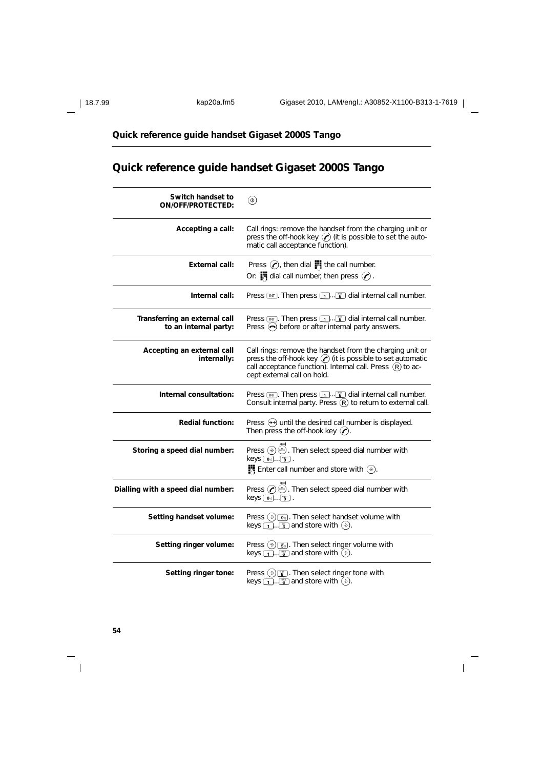# Quick reference guide handset Gigaset 2000S Tango

| | |
|---|---|
| **Switch handset to ON/OFF/PROTECTED:** | ⓞ |
| **Accepting a call:** | Call rings: remove the handset from the charging unit or press the off-hook key (it is possible to set the automatic call acceptance function). |
| **External call:** | Press , then dial the call number. Or: dial call number, then press . |
| **Internal call:** | Press INT. Then press 1...6 dial internal call number. |
| **Transferring an external call to an internal party:** | Press INT. Then press 1...6 dial internal call number. Press before or after internal party answers. |
| **Accepting an external call internally:** | Call rings: remove the handset from the charging unit or press the off-hook key (it is possible to set automatic call acceptance function). Internal call. Press R to accept external call on hold. |
| **Internal consultation:** | Press INT. Then press 1...6 dial internal call number. Consult internal party. Press R to return to external call. |
| **Redial function:** | Press until the desired call number is displayed. Then press the off-hook key . |
| **Storing a speed dial number:** | Press . Then select speed dial number with keys 0...9. Enter call number and store with . |
| **Dialling with a speed dial number:** | Press . Then select speed dial number with keys 0...9. |
| **Setting handset volume:** | Press 0. Then select handset volume with keys 1...3 and store with . |
| **Setting ringer volume:** | Press 5. Then select ringer volume with keys 1...6 and store with . |
| **Setting ringer tone:** | Press 6. Then select ringer tone with keys 1...6 and store with . |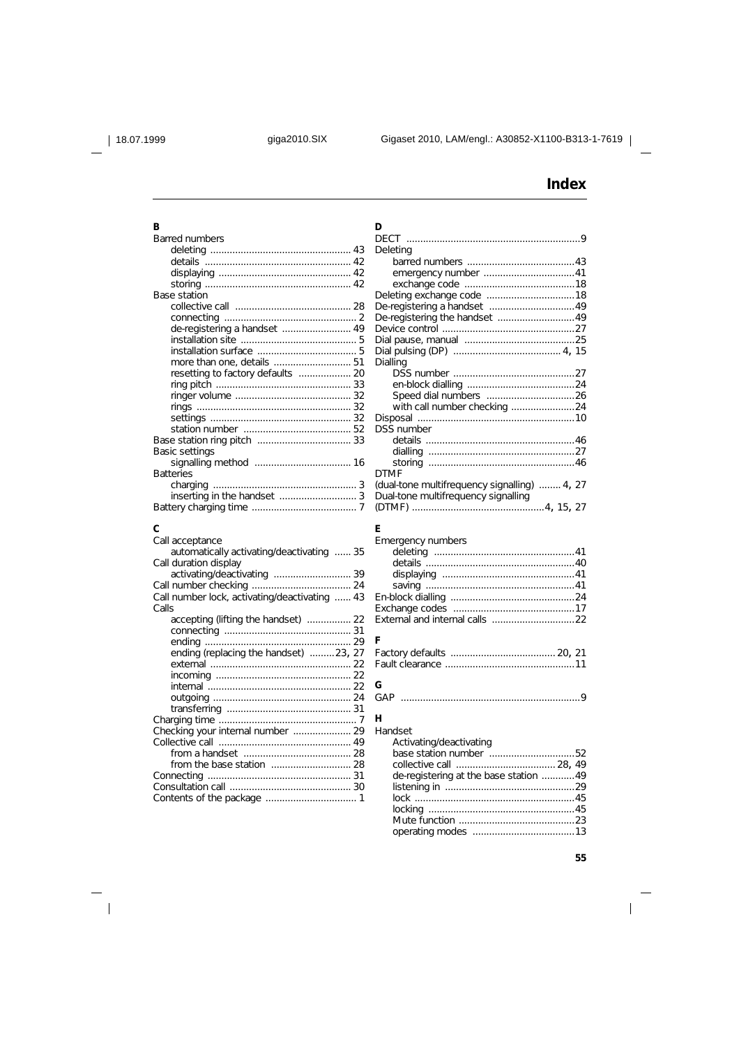# Index

**B**

Barred numbers
- deleting ... 43
- details ... 42
- displaying ... 42
- storing ... 42

Base station
- collective call ... 28
- connecting ... 2
- de-registering a handset ... 49
- installation site ... 5
- installation surface ... 5
- more than one, details ... 51
- resetting to factory defaults ... 20
- ring pitch ... 33
- ringer volume ... 32
- rings ... 32
- settings ... 32
- station number ... 52

Base station ring pitch ... 33

Basic settings
- signalling method ... 16

Batteries
- charging ... 3
- inserting in the handset ... 3

Battery charging time ... 7

**C**

Call acceptance
- automatically activating/deactivating ... 35

Call duration display
- activating/deactivating ... 39

Call number checking ... 24

Call number lock, activating/deactivating ... 43

Calls
- accepting (lifting the handset) ... 22
- connecting ... 31
- ending ... 29
- ending (replacing the handset) ... 23, 27
- external ... 22
- incoming ... 22
- internal ... 22
- outgoing ... 24
- transferring ... 31

Charging time ... 7

Checking your internal number ... 29

Collective call ... 49
- from a handset ... 28
- from the base station ... 28

Connecting ... 31

Consultation call ... 30

Contents of the package ... 1

**D**

DECT ... 9

Deleting
- barred numbers ... 43
- emergency number ... 41
- exchange code ... 18

Deleting exchange code ... 18

De-registering a handset ... 49

De-registering the handset ... 49

Device control ... 27

Dial pause, manual ... 25

Dial pulsing (DP) ... 4, 15

Dialling
- DSS number ... 27
- en-block dialling ... 24
- Speed dial numbers ... 26
- with call number checking ... 24

Disposal ... 10

DSS number
- details ... 46
- dialling ... 27
- storing ... 46

DTMF
(dual-tone multifrequency signalling) ... 4, 27

Dual-tone multifrequency signalling
(DTMF) ... 4, 15, 27

**E**

Emergency numbers
- deleting ... 41
- details ... 40
- displaying ... 41
- saving ... 41

En-block dialling ... 24

Exchange codes ... 17

External and internal calls ... 22

**F**

Factory defaults ... 20, 21

Fault clearance ... 11

**G**

GAP ... 9

**H**

Handset
- Activating/deactivating
  - base station number ... 52
  - collective call ... 28, 49
  - de-registering at the base station ... 49
  - listening in ... 29
  - lock ... 45
  - locking ... 45
  - Mute function ... 23
  - operating modes ... 13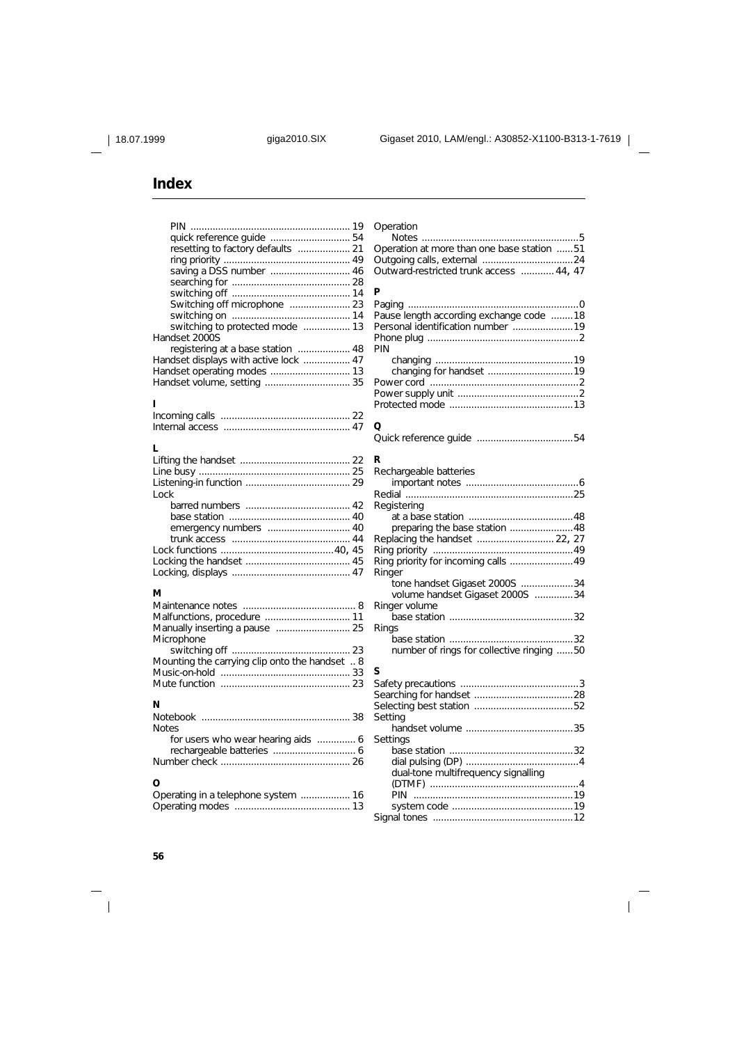# Index

PIN ... 19
quick reference guide ... 54
resetting to factory defaults ... 21
ring priority ... 49
saving a DSS number ... 46
searching for ... 28
switching off ... 14
Switching off microphone ... 23
switching on ... 14
switching to protected mode ... 13

Handset 2000S
- registering at a base station ... 48

Handset displays with active lock ... 47
Handset operating modes ... 13
Handset volume, setting ... 35

**I**

Incoming calls ... 22
Internal access ... 47

**L**

Lifting the handset ... 22
Line busy ... 25
Listening-in function ... 29
Lock
- barred numbers ... 42
- base station ... 40
- emergency numbers ... 40
- trunk access ... 44

Lock functions ... 40, 45
Locking the handset ... 45
Locking, displays ... 47

**M**

Maintenance notes ... 8
Malfunctions, procedure ... 11
Manually inserting a pause ... 25
Microphone
- switching off ... 23

Mounting the carrying clip onto the handset .. 8
Music-on-hold ... 33
Mute function ... 23

**N**

Notebook ... 38
Notes
- for users who wear hearing aids ... 6
- rechargeable batteries ... 6

Number check ... 26

**O**

Operating in a telephone system ... 16
Operating modes ... 13
Operation
- Notes ... 5

Operation at more than one base station ... 51
Outgoing calls, external ... 24
Outward-restricted trunk access ... 44, 47

**P**

Paging ... 0
Pause length according exchange code ... 18
Personal identification number ... 19
Phone plug ... 2
PIN
- changing ... 19
- changing for handset ... 19

Power cord ... 2
Power supply unit ... 2
Protected mode ... 13

**Q**

Quick reference guide ... 54

**R**

Rechargeable batteries
- important notes ... 6

Redial ... 25
Registering
- at a base station ... 48
- preparing the base station ... 48

Replacing the handset ... 22, 27
Ring priority ... 49
Ring priority for incoming calls ... 49
Ringer
- tone handset Gigaset 2000S ... 34
- volume handset Gigaset 2000S ... 34

Ringer volume
- base station ... 32

Rings
- base station ... 32
- number of rings for collective ringing ... 50

**S**

Safety precautions ... 3
Searching for handset ... 28
Selecting best station ... 52
Setting
- handset volume ... 35

Settings
- base station ... 32
- dial pulsing (DP) ... 4
- dual-tone multifrequency signalling (DTMF) ... 4
- PIN ... 19
- system code ... 19

Signal tones ... 12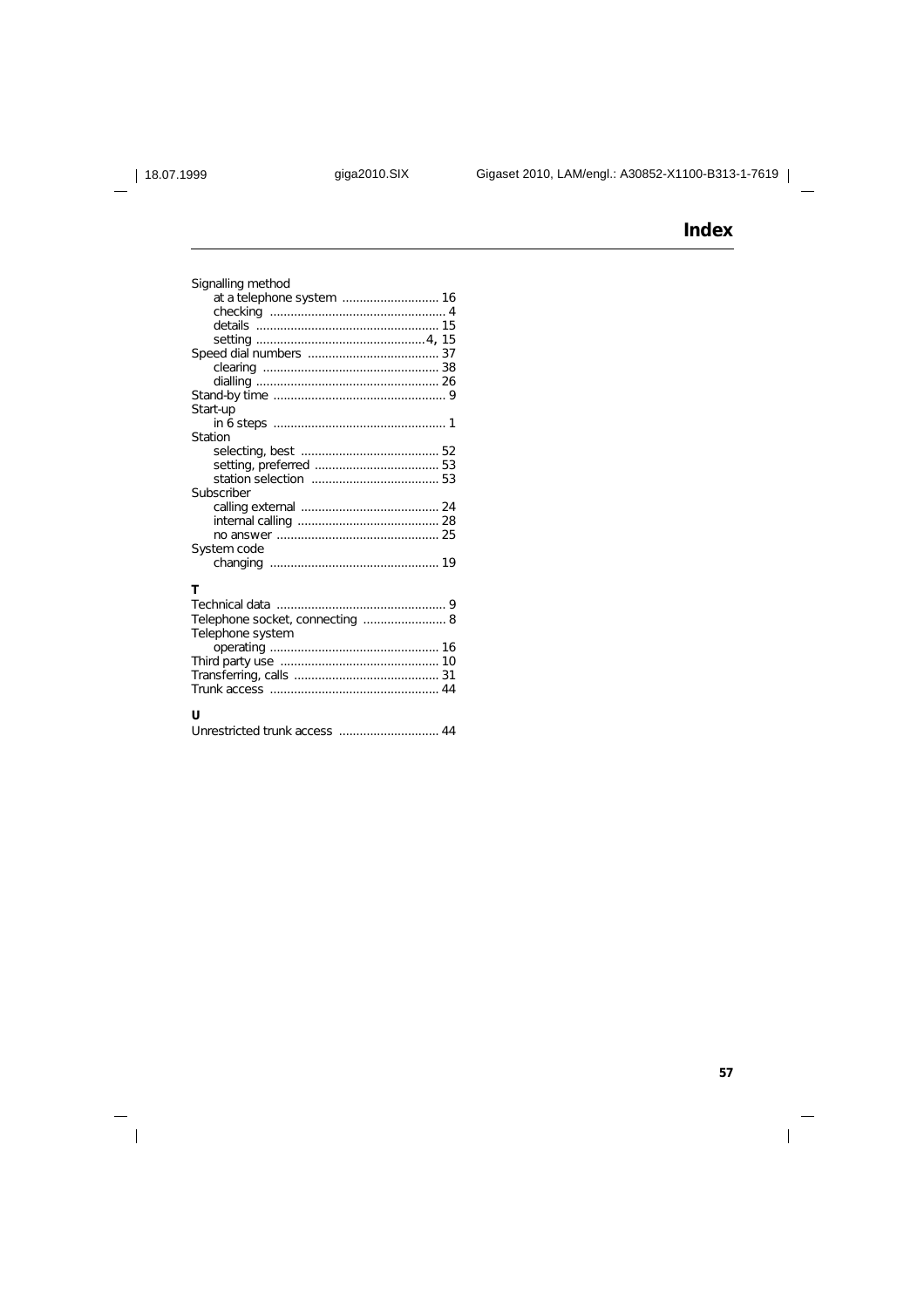## Index

Signalling method
- at a telephone system ............................ 16
- checking ................................................... 4
- details ..................................................... 15
- setting .................................................4, 15

Speed dial numbers ..................................... 37
- clearing .................................................. 38
- dialling ..................................................... 26

Stand-by time ................................................. 9

Start-up
- in 6 steps ................................................. 1

Station
- selecting, best ........................................ 52
- setting, preferred .................................... 53
- station selection ..................................... 53

Subscriber
- calling external ........................................ 24
- internal calling ......................................... 28
- no answer ................................................ 25

System code
- changing ................................................. 19

**T**

Technical data ................................................. 9

Telephone socket, connecting ........................ 8

Telephone system
- operating ................................................ 16

Third party use .............................................. 10

Transferring, calls .......................................... 31

Trunk access ................................................. 44

**U**

Unrestricted trunk access ............................ 44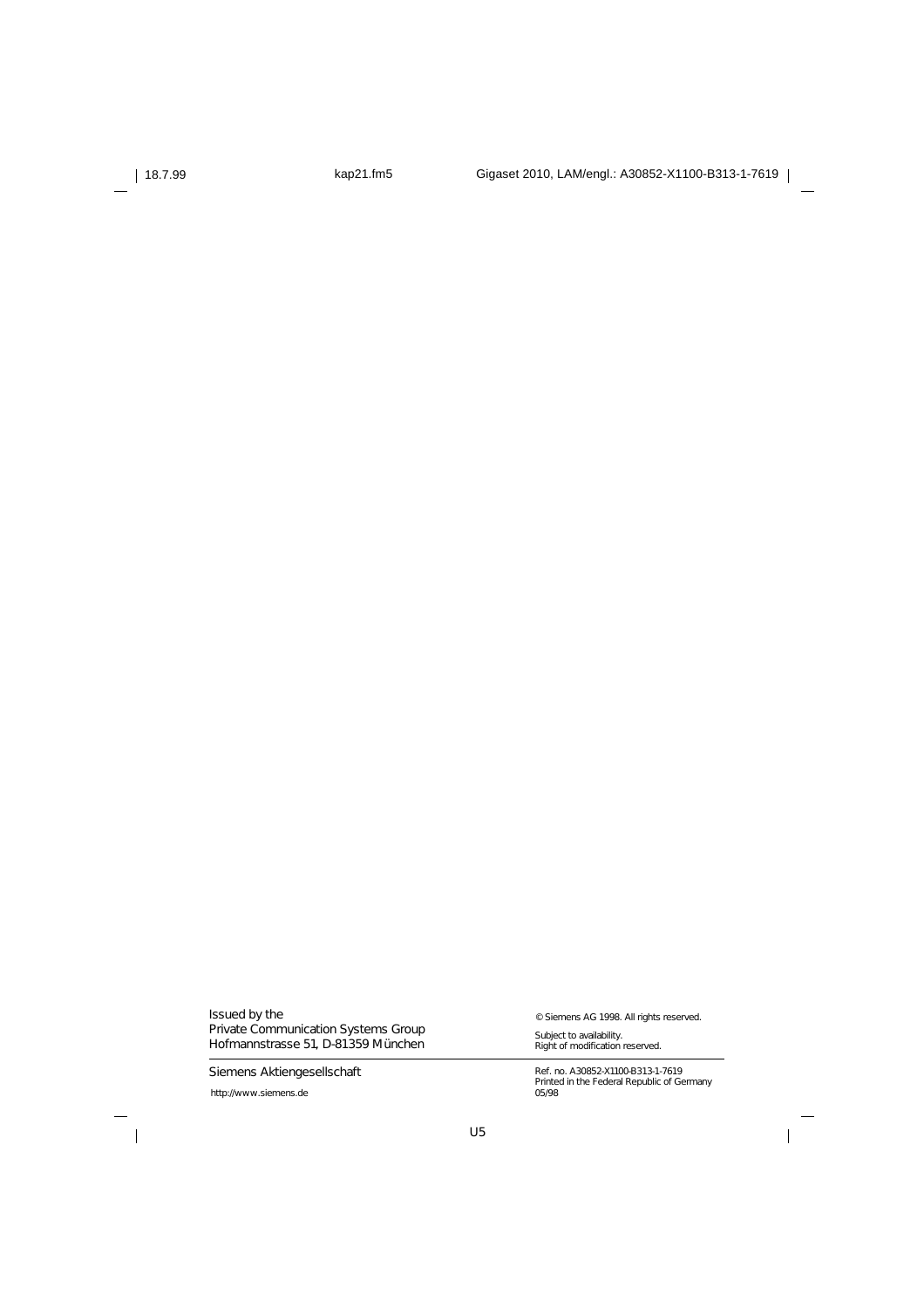Issued by the
Private Communication Systems Group
Hofmannstrasse 51, D-81359 München

© Siemens AG 1998. All rights reserved.

Subject to availability.
Right of modification reserved.

Siemens Aktiengesellschaft

http://www.siemens.de

Ref. no. A30852-X1100-B313-1-7619
Printed in the Federal Republic of Germany
05/98